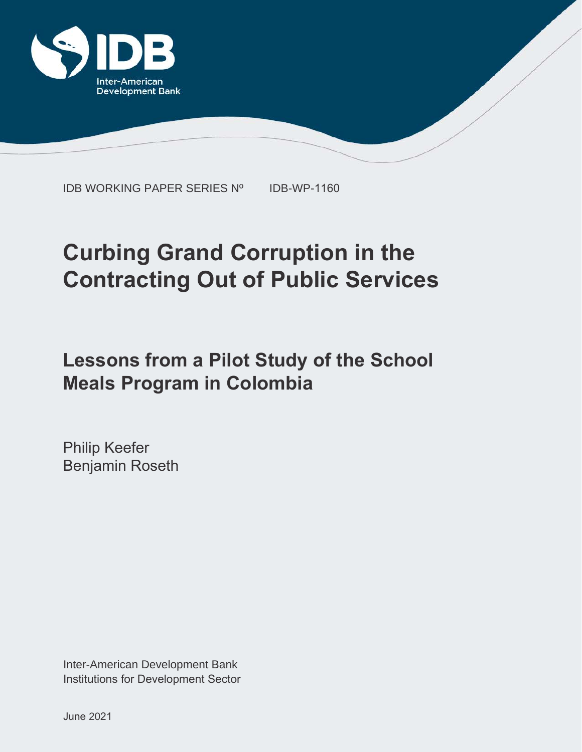IDB WORKING PAPER SERIES Nº IDB-WP-1160

# Curbing Grand Corruption in the Contracting Out of Public Services

## Lessons from a Pilot Study of the School Meals Program in Colombia

Philip Keefer
Benjamin Roseth

Inter-American Development Bank
Institutions for Development Sector

June 2021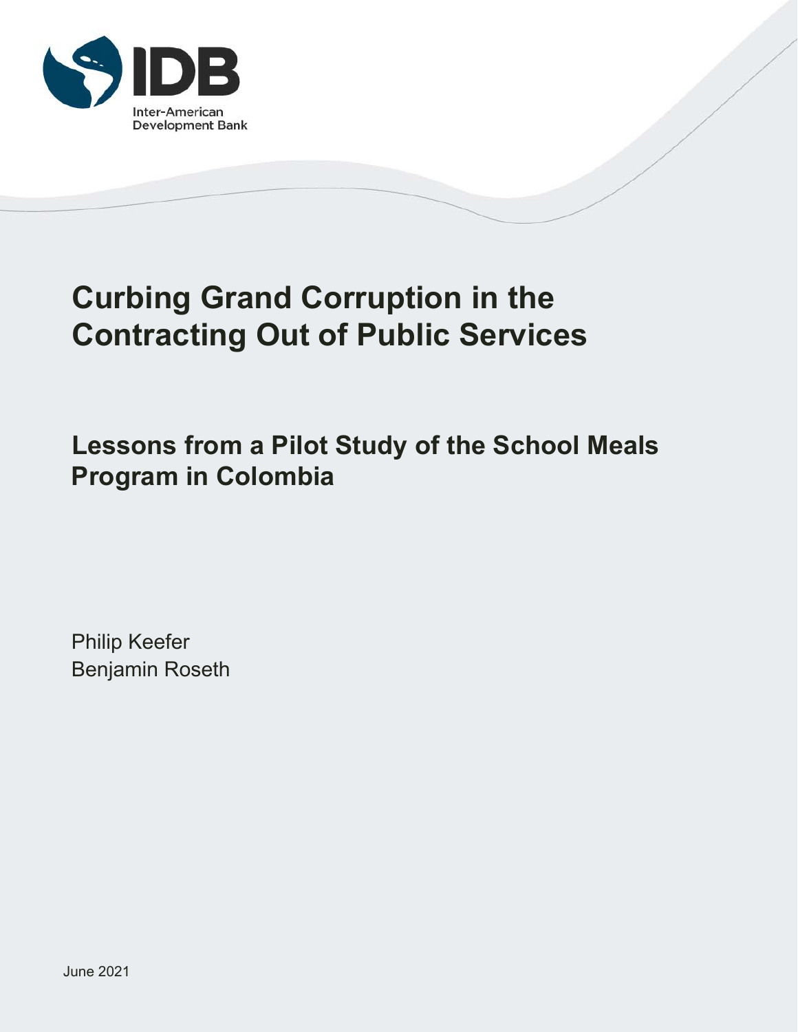Inter-American Development Bank

# Curbing Grand Corruption in the Contracting Out of Public Services

## Lessons from a Pilot Study of the School Meals Program in Colombia

Philip Keefer
Benjamin Roseth

June 2021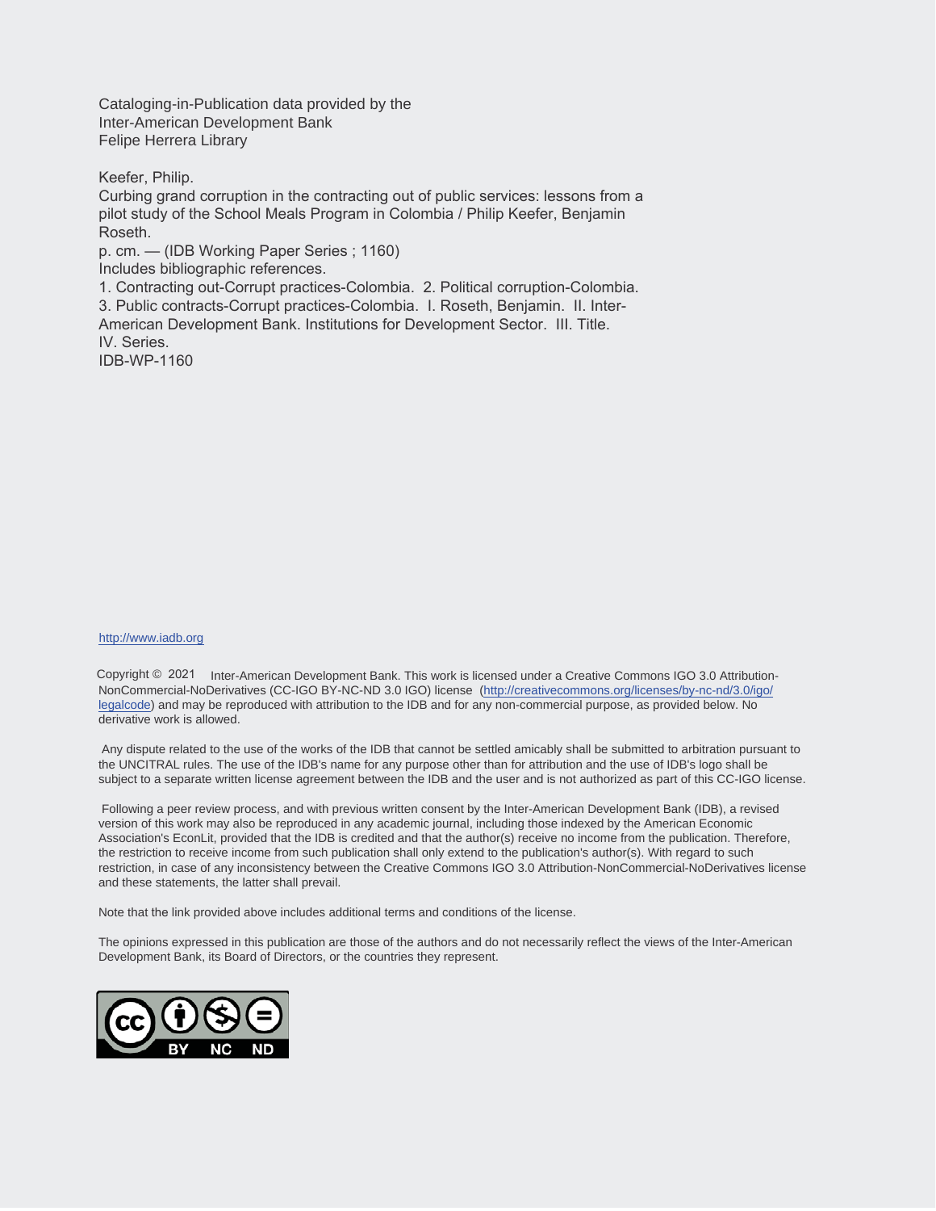Cataloging-in-Publication data provided by the
Inter-American Development Bank
Felipe Herrera Library

Keefer, Philip.
Curbing grand corruption in the contracting out of public services: lessons from a pilot study of the School Meals Program in Colombia / Philip Keefer, Benjamin Roseth.
p. cm. — (IDB Working Paper Series ; 1160)
Includes bibliographic references.
1. Contracting out-Corrupt practices-Colombia. 2. Political corruption-Colombia. 3. Public contracts-Corrupt practices-Colombia. I. Roseth, Benjamin. II. Inter-American Development Bank. Institutions for Development Sector. III. Title. IV. Series.
IDB-WP-1160

http://www.iadb.org

Copyright © 2021 Inter-American Development Bank. This work is licensed under a Creative Commons IGO 3.0 Attribution-NonCommercial-NoDerivatives (CC-IGO BY-NC-ND 3.0 IGO) license (http://creativecommons.org/licenses/by-nc-nd/3.0/igo/legalcode) and may be reproduced with attribution to the IDB and for any non-commercial purpose, as provided below. No derivative work is allowed.

Any dispute related to the use of the works of the IDB that cannot be settled amicably shall be submitted to arbitration pursuant to the UNCITRAL rules. The use of the IDB's name for any purpose other than for attribution and the use of IDB's logo shall be subject to a separate written license agreement between the IDB and the user and is not authorized as part of this CC-IGO license.

Following a peer review process, and with previous written consent by the Inter-American Development Bank (IDB), a revised version of this work may also be reproduced in any academic journal, including those indexed by the American Economic Association's EconLit, provided that the IDB is credited and that the author(s) receive no income from the publication. Therefore, the restriction to receive income from such publication shall only extend to the publication's author(s). With regard to such restriction, in case of any inconsistency between the Creative Commons IGO 3.0 Attribution-NonCommercial-NoDerivatives license and these statements, the latter shall prevail.

Note that the link provided above includes additional terms and conditions of the license.

The opinions expressed in this publication are those of the authors and do not necessarily reflect the views of the Inter-American Development Bank, its Board of Directors, or the countries they represent.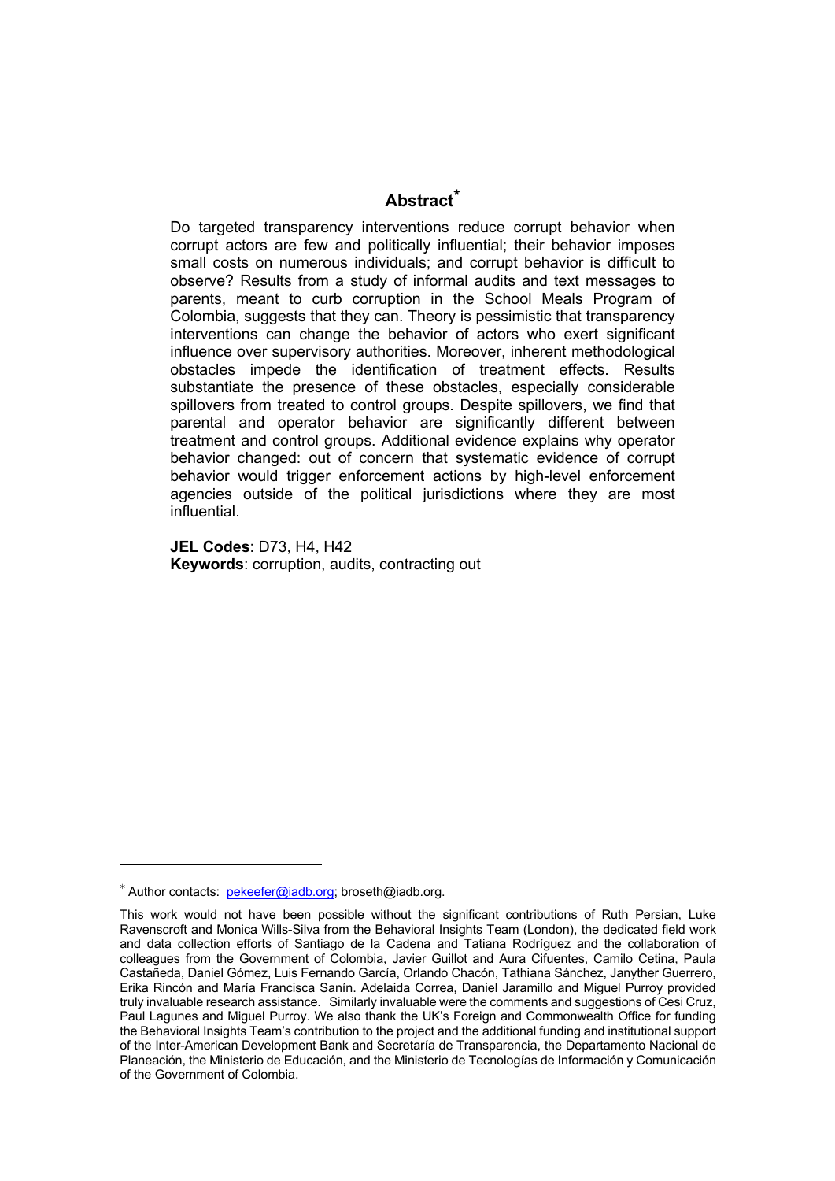# Abstract[*]

Do targeted transparency interventions reduce corrupt behavior when corrupt actors are few and politically influential; their behavior imposes small costs on numerous individuals; and corrupt behavior is difficult to observe? Results from a study of informal audits and text messages to parents, meant to curb corruption in the School Meals Program of Colombia, suggests that they can. Theory is pessimistic that transparency interventions can change the behavior of actors who exert significant influence over supervisory authorities. Moreover, inherent methodological obstacles impede the identification of treatment effects. Results substantiate the presence of these obstacles, especially considerable spillovers from treated to control groups. Despite spillovers, we find that parental and operator behavior are significantly different between treatment and control groups. Additional evidence explains why operator behavior changed: out of concern that systematic evidence of corrupt behavior would trigger enforcement actions by high-level enforcement agencies outside of the political jurisdictions where they are most influential.

**JEL Codes**: D73, H4, H42
**Keywords**: corruption, audits, contracting out

---

[*] Author contacts: pekeefer@iadb.org; broseth@iadb.org.

This work would not have been possible without the significant contributions of Ruth Persian, Luke Ravenscroft and Monica Wills-Silva from the Behavioral Insights Team (London), the dedicated field work and data collection efforts of Santiago de la Cadena and Tatiana Rodríguez and the collaboration of colleagues from the Government of Colombia, Javier Guillot and Aura Cifuentes, Camilo Cetina, Paula Castañeda, Daniel Gómez, Luis Fernando García, Orlando Chacón, Tathiana Sánchez, Janyther Guerrero, Erika Rincón and María Francisca Sanín. Adelaida Correa, Daniel Jaramillo and Miguel Purroy provided truly invaluable research assistance. Similarly invaluable were the comments and suggestions of Cesi Cruz, Paul Lagunes and Miguel Purroy. We also thank the UK's Foreign and Commonwealth Office for funding the Behavioral Insights Team's contribution to the project and the additional funding and institutional support of the Inter-American Development Bank and Secretaría de Transparencia, the Departamento Nacional de Planeación, the Ministerio de Educación, and the Ministerio de Tecnologías de Información y Comunicación of the Government of Colombia.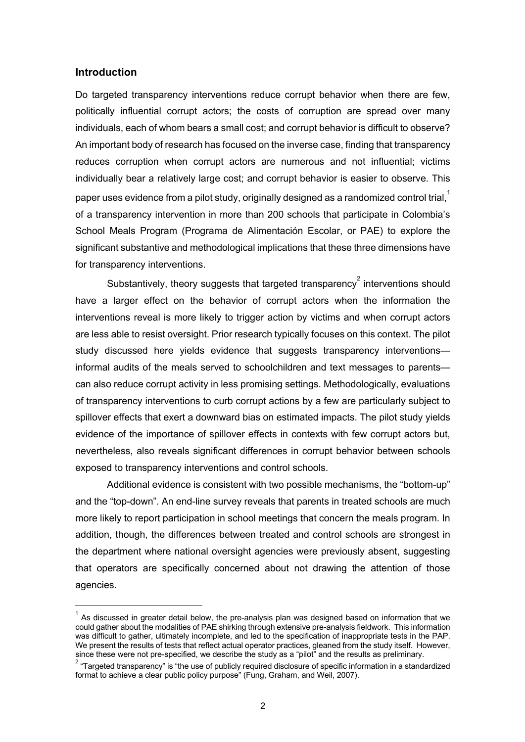## Introduction

Do targeted transparency interventions reduce corrupt behavior when there are few, politically influential corrupt actors; the costs of corruption are spread over many individuals, each of whom bears a small cost; and corrupt behavior is difficult to observe? An important body of research has focused on the inverse case, finding that transparency reduces corruption when corrupt actors are numerous and not influential; victims individually bear a relatively large cost; and corrupt behavior is easier to observe. This paper uses evidence from a pilot study, originally designed as a randomized control trial,[1] of a transparency intervention in more than 200 schools that participate in Colombia's School Meals Program (Programa de Alimentación Escolar, or PAE) to explore the significant substantive and methodological implications that these three dimensions have for transparency interventions.

Substantively, theory suggests that targeted transparency[2] interventions should have a larger effect on the behavior of corrupt actors when the information the interventions reveal is more likely to trigger action by victims and when corrupt actors are less able to resist oversight. Prior research typically focuses on this context. The pilot study discussed here yields evidence that suggests transparency interventions—informal audits of the meals served to schoolchildren and text messages to parents—can also reduce corrupt activity in less promising settings. Methodologically, evaluations of transparency interventions to curb corrupt actions by a few are particularly subject to spillover effects that exert a downward bias on estimated impacts. The pilot study yields evidence of the importance of spillover effects in contexts with few corrupt actors but, nevertheless, also reveals significant differences in corrupt behavior between schools exposed to transparency interventions and control schools.

Additional evidence is consistent with two possible mechanisms, the "bottom-up" and the "top-down". An end-line survey reveals that parents in treated schools are much more likely to report participation in school meetings that concern the meals program. In addition, though, the differences between treated and control schools are strongest in the department where national oversight agencies were previously absent, suggesting that operators are specifically concerned about not drawing the attention of those agencies.

[1] As discussed in greater detail below, the pre-analysis plan was designed based on information that we could gather about the modalities of PAE shirking through extensive pre-analysis fieldwork. This information was difficult to gather, ultimately incomplete, and led to the specification of inappropriate tests in the PAP. We present the results of tests that reflect actual operator practices, gleaned from the study itself. However, since these were not pre-specified, we describe the study as a "pilot" and the results as preliminary.

[2] "Targeted transparency" is "the use of publicly required disclosure of specific information in a standardized format to achieve a clear public policy purpose" (Fung, Graham, and Weil, 2007).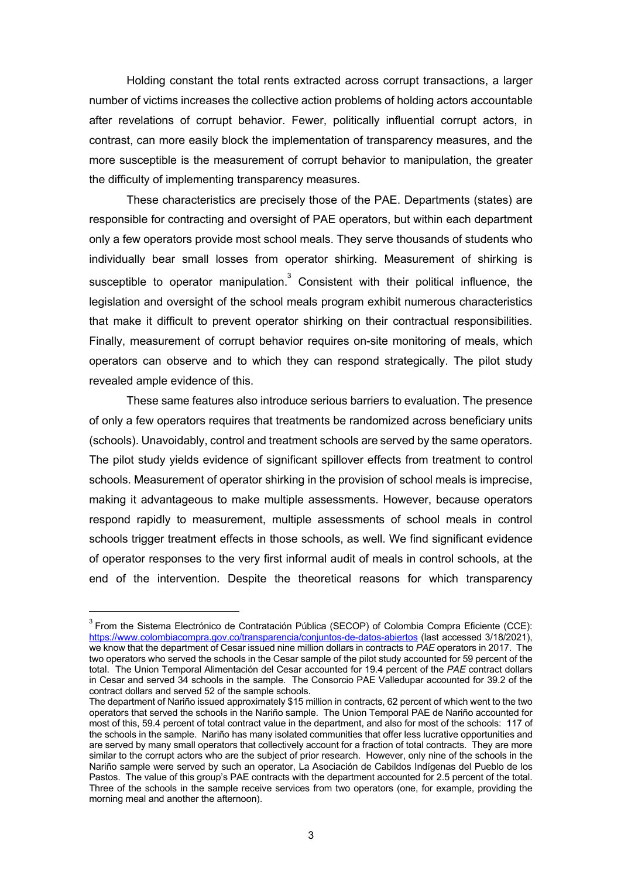Holding constant the total rents extracted across corrupt transactions, a larger number of victims increases the collective action problems of holding actors accountable after revelations of corrupt behavior. Fewer, politically influential corrupt actors, in contrast, can more easily block the implementation of transparency measures, and the more susceptible is the measurement of corrupt behavior to manipulation, the greater the difficulty of implementing transparency measures.

These characteristics are precisely those of the PAE. Departments (states) are responsible for contracting and oversight of PAE operators, but within each department only a few operators provide most school meals. They serve thousands of students who individually bear small losses from operator shirking. Measurement of shirking is susceptible to operator manipulation.[3] Consistent with their political influence, the legislation and oversight of the school meals program exhibit numerous characteristics that make it difficult to prevent operator shirking on their contractual responsibilities. Finally, measurement of corrupt behavior requires on-site monitoring of meals, which operators can observe and to which they can respond strategically. The pilot study revealed ample evidence of this.

These same features also introduce serious barriers to evaluation. The presence of only a few operators requires that treatments be randomized across beneficiary units (schools). Unavoidably, control and treatment schools are served by the same operators. The pilot study yields evidence of significant spillover effects from treatment to control schools. Measurement of operator shirking in the provision of school meals is imprecise, making it advantageous to make multiple assessments. However, because operators respond rapidly to measurement, multiple assessments of school meals in control schools trigger treatment effects in those schools, as well. We find significant evidence of operator responses to the very first informal audit of meals in control schools, at the end of the intervention. Despite the theoretical reasons for which transparency

[3] From the Sistema Electrónico de Contratación Pública (SECOP) of Colombia Compra Eficiente (CCE): https://www.colombiacompra.gov.co/transparencia/conjuntos-de-datos-abiertos (last accessed 3/18/2021), we know that the department of Cesar issued nine million dollars in contracts to *PAE* operators in 2017. The two operators who served the schools in the Cesar sample of the pilot study accounted for 59 percent of the total. The Union Temporal Alimentación del Cesar accounted for 19.4 percent of the *PAE* contract dollars in Cesar and served 34 schools in the sample. The Consorcio PAE Valledupar accounted for 39.2 of the contract dollars and served 52 of the sample schools.
The department of Nariño issued approximately $15 million in contracts, 62 percent of which went to the two operators that served the schools in the Nariño sample. The Union Temporal PAE de Nariño accounted for most of this, 59.4 percent of total contract value in the department, and also for most of the schools: 117 of the schools in the sample. Nariño has many isolated communities that offer less lucrative opportunities and are served by many small operators that collectively account for a fraction of total contracts. They are more similar to the corrupt actors who are the subject of prior research. However, only nine of the schools in the Nariño sample were served by such an operator, La Asociación de Cabildos Indígenas del Pueblo de los Pastos. The value of this group's PAE contracts with the department accounted for 2.5 percent of the total. Three of the schools in the sample receive services from two operators (one, for example, providing the morning meal and another the afternoon).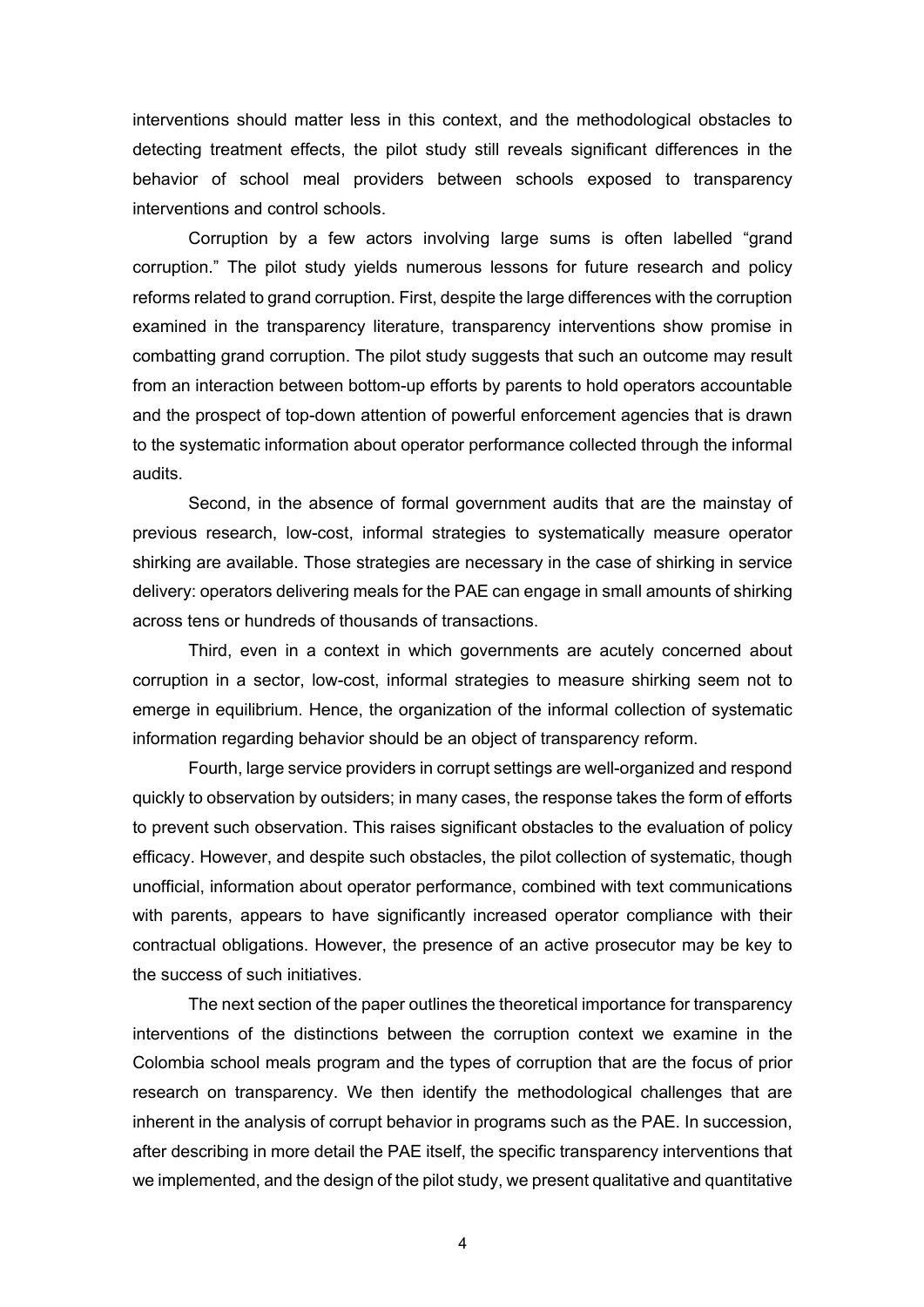interventions should matter less in this context, and the methodological obstacles to detecting treatment effects, the pilot study still reveals significant differences in the behavior of school meal providers between schools exposed to transparency interventions and control schools.

Corruption by a few actors involving large sums is often labelled "grand corruption." The pilot study yields numerous lessons for future research and policy reforms related to grand corruption. First, despite the large differences with the corruption examined in the transparency literature, transparency interventions show promise in combatting grand corruption. The pilot study suggests that such an outcome may result from an interaction between bottom-up efforts by parents to hold operators accountable and the prospect of top-down attention of powerful enforcement agencies that is drawn to the systematic information about operator performance collected through the informal audits.

Second, in the absence of formal government audits that are the mainstay of previous research, low-cost, informal strategies to systematically measure operator shirking are available. Those strategies are necessary in the case of shirking in service delivery: operators delivering meals for the PAE can engage in small amounts of shirking across tens or hundreds of thousands of transactions.

Third, even in a context in which governments are acutely concerned about corruption in a sector, low-cost, informal strategies to measure shirking seem not to emerge in equilibrium. Hence, the organization of the informal collection of systematic information regarding behavior should be an object of transparency reform.

Fourth, large service providers in corrupt settings are well-organized and respond quickly to observation by outsiders; in many cases, the response takes the form of efforts to prevent such observation. This raises significant obstacles to the evaluation of policy efficacy. However, and despite such obstacles, the pilot collection of systematic, though unofficial, information about operator performance, combined with text communications with parents, appears to have significantly increased operator compliance with their contractual obligations. However, the presence of an active prosecutor may be key to the success of such initiatives.

The next section of the paper outlines the theoretical importance for transparency interventions of the distinctions between the corruption context we examine in the Colombia school meals program and the types of corruption that are the focus of prior research on transparency. We then identify the methodological challenges that are inherent in the analysis of corrupt behavior in programs such as the PAE. In succession, after describing in more detail the PAE itself, the specific transparency interventions that we implemented, and the design of the pilot study, we present qualitative and quantitative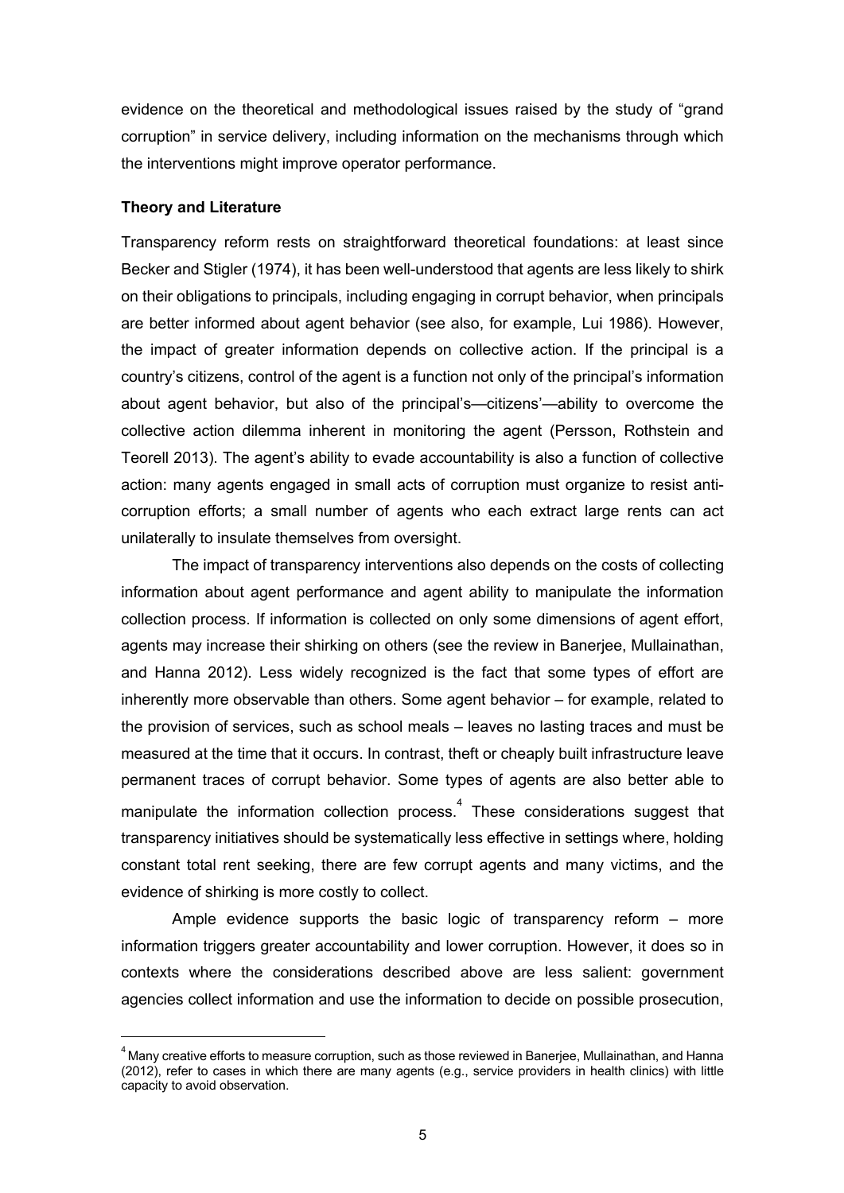evidence on the theoretical and methodological issues raised by the study of "grand corruption" in service delivery, including information on the mechanisms through which the interventions might improve operator performance.

**Theory and Literature**

Transparency reform rests on straightforward theoretical foundations: at least since Becker and Stigler (1974), it has been well-understood that agents are less likely to shirk on their obligations to principals, including engaging in corrupt behavior, when principals are better informed about agent behavior (see also, for example, Lui 1986). However, the impact of greater information depends on collective action. If the principal is a country's citizens, control of the agent is a function not only of the principal's information about agent behavior, but also of the principal's—citizens'—ability to overcome the collective action dilemma inherent in monitoring the agent (Persson, Rothstein and Teorell 2013). The agent's ability to evade accountability is also a function of collective action: many agents engaged in small acts of corruption must organize to resist anti-corruption efforts; a small number of agents who each extract large rents can act unilaterally to insulate themselves from oversight.

The impact of transparency interventions also depends on the costs of collecting information about agent performance and agent ability to manipulate the information collection process. If information is collected on only some dimensions of agent effort, agents may increase their shirking on others (see the review in Banerjee, Mullainathan, and Hanna 2012). Less widely recognized is the fact that some types of effort are inherently more observable than others. Some agent behavior – for example, related to the provision of services, such as school meals – leaves no lasting traces and must be measured at the time that it occurs. In contrast, theft or cheaply built infrastructure leave permanent traces of corrupt behavior. Some types of agents are also better able to manipulate the information collection process.[4] These considerations suggest that transparency initiatives should be systematically less effective in settings where, holding constant total rent seeking, there are few corrupt agents and many victims, and the evidence of shirking is more costly to collect.

Ample evidence supports the basic logic of transparency reform – more information triggers greater accountability and lower corruption. However, it does so in contexts where the considerations described above are less salient: government agencies collect information and use the information to decide on possible prosecution,

[4] Many creative efforts to measure corruption, such as those reviewed in Banerjee, Mullainathan, and Hanna (2012), refer to cases in which there are many agents (e.g., service providers in health clinics) with little capacity to avoid observation.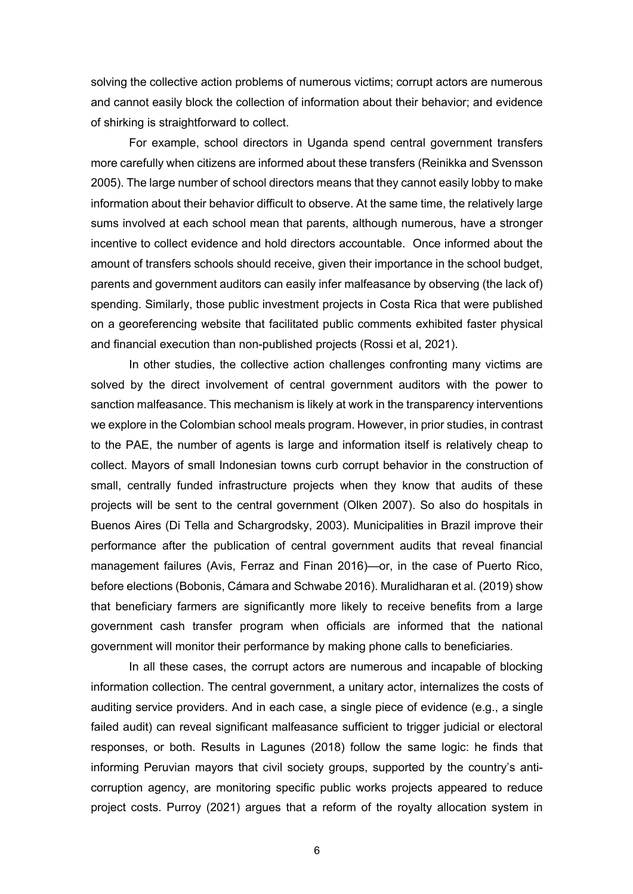solving the collective action problems of numerous victims; corrupt actors are numerous and cannot easily block the collection of information about their behavior; and evidence of shirking is straightforward to collect.

For example, school directors in Uganda spend central government transfers more carefully when citizens are informed about these transfers (Reinikka and Svensson 2005). The large number of school directors means that they cannot easily lobby to make information about their behavior difficult to observe. At the same time, the relatively large sums involved at each school mean that parents, although numerous, have a stronger incentive to collect evidence and hold directors accountable. Once informed about the amount of transfers schools should receive, given their importance in the school budget, parents and government auditors can easily infer malfeasance by observing (the lack of) spending. Similarly, those public investment projects in Costa Rica that were published on a georeferencing website that facilitated public comments exhibited faster physical and financial execution than non-published projects (Rossi et al, 2021).

In other studies, the collective action challenges confronting many victims are solved by the direct involvement of central government auditors with the power to sanction malfeasance. This mechanism is likely at work in the transparency interventions we explore in the Colombian school meals program. However, in prior studies, in contrast to the PAE, the number of agents is large and information itself is relatively cheap to collect. Mayors of small Indonesian towns curb corrupt behavior in the construction of small, centrally funded infrastructure projects when they know that audits of these projects will be sent to the central government (Olken 2007). So also do hospitals in Buenos Aires (Di Tella and Schargrodsky, 2003). Municipalities in Brazil improve their performance after the publication of central government audits that reveal financial management failures (Avis, Ferraz and Finan 2016)—or, in the case of Puerto Rico, before elections (Bobonis, Cámara and Schwabe 2016). Muralidharan et al. (2019) show that beneficiary farmers are significantly more likely to receive benefits from a large government cash transfer program when officials are informed that the national government will monitor their performance by making phone calls to beneficiaries.

In all these cases, the corrupt actors are numerous and incapable of blocking information collection. The central government, a unitary actor, internalizes the costs of auditing service providers. And in each case, a single piece of evidence (e.g., a single failed audit) can reveal significant malfeasance sufficient to trigger judicial or electoral responses, or both. Results in Lagunes (2018) follow the same logic: he finds that informing Peruvian mayors that civil society groups, supported by the country's anti-corruption agency, are monitoring specific public works projects appeared to reduce project costs. Purroy (2021) argues that a reform of the royalty allocation system in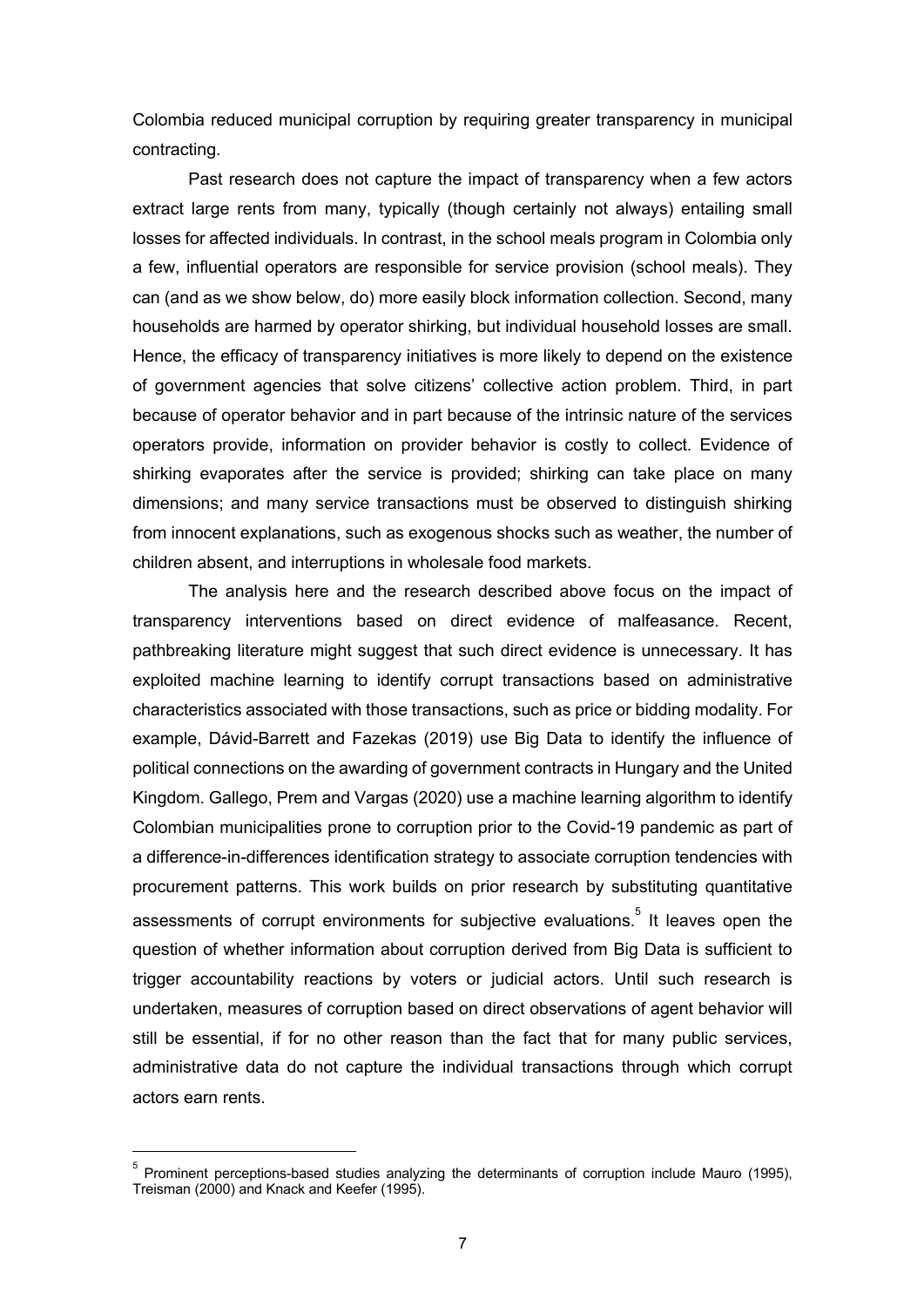Colombia reduced municipal corruption by requiring greater transparency in municipal contracting.

Past research does not capture the impact of transparency when a few actors extract large rents from many, typically (though certainly not always) entailing small losses for affected individuals. In contrast, in the school meals program in Colombia only a few, influential operators are responsible for service provision (school meals). They can (and as we show below, do) more easily block information collection. Second, many households are harmed by operator shirking, but individual household losses are small. Hence, the efficacy of transparency initiatives is more likely to depend on the existence of government agencies that solve citizens' collective action problem. Third, in part because of operator behavior and in part because of the intrinsic nature of the services operators provide, information on provider behavior is costly to collect. Evidence of shirking evaporates after the service is provided; shirking can take place on many dimensions; and many service transactions must be observed to distinguish shirking from innocent explanations, such as exogenous shocks such as weather, the number of children absent, and interruptions in wholesale food markets.

The analysis here and the research described above focus on the impact of transparency interventions based on direct evidence of malfeasance. Recent, pathbreaking literature might suggest that such direct evidence is unnecessary. It has exploited machine learning to identify corrupt transactions based on administrative characteristics associated with those transactions, such as price or bidding modality. For example, Dávid-Barrett and Fazekas (2019) use Big Data to identify the influence of political connections on the awarding of government contracts in Hungary and the United Kingdom. Gallego, Prem and Vargas (2020) use a machine learning algorithm to identify Colombian municipalities prone to corruption prior to the Covid-19 pandemic as part of a difference-in-differences identification strategy to associate corruption tendencies with procurement patterns. This work builds on prior research by substituting quantitative assessments of corrupt environments for subjective evaluations.[5] It leaves open the question of whether information about corruption derived from Big Data is sufficient to trigger accountability reactions by voters or judicial actors. Until such research is undertaken, measures of corruption based on direct observations of agent behavior will still be essential, if for no other reason than the fact that for many public services, administrative data do not capture the individual transactions through which corrupt actors earn rents.

[5] Prominent perceptions-based studies analyzing the determinants of corruption include Mauro (1995), Treisman (2000) and Knack and Keefer (1995).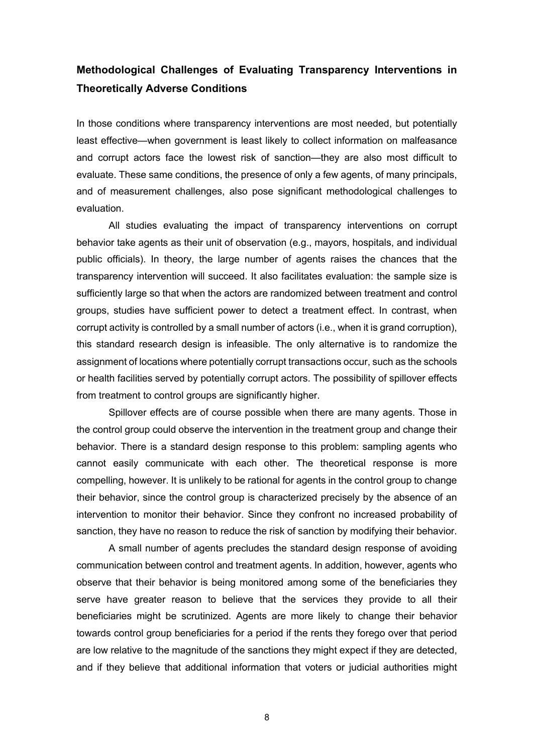## Methodological Challenges of Evaluating Transparency Interventions in Theoretically Adverse Conditions

In those conditions where transparency interventions are most needed, but potentially least effective—when government is least likely to collect information on malfeasance and corrupt actors face the lowest risk of sanction—they are also most difficult to evaluate. These same conditions, the presence of only a few agents, of many principals, and of measurement challenges, also pose significant methodological challenges to evaluation.

All studies evaluating the impact of transparency interventions on corrupt behavior take agents as their unit of observation (e.g., mayors, hospitals, and individual public officials). In theory, the large number of agents raises the chances that the transparency intervention will succeed. It also facilitates evaluation: the sample size is sufficiently large so that when the actors are randomized between treatment and control groups, studies have sufficient power to detect a treatment effect. In contrast, when corrupt activity is controlled by a small number of actors (i.e., when it is grand corruption), this standard research design is infeasible. The only alternative is to randomize the assignment of locations where potentially corrupt transactions occur, such as the schools or health facilities served by potentially corrupt actors. The possibility of spillover effects from treatment to control groups are significantly higher.

Spillover effects are of course possible when there are many agents. Those in the control group could observe the intervention in the treatment group and change their behavior. There is a standard design response to this problem: sampling agents who cannot easily communicate with each other. The theoretical response is more compelling, however. It is unlikely to be rational for agents in the control group to change their behavior, since the control group is characterized precisely by the absence of an intervention to monitor their behavior. Since they confront no increased probability of sanction, they have no reason to reduce the risk of sanction by modifying their behavior.

A small number of agents precludes the standard design response of avoiding communication between control and treatment agents. In addition, however, agents who observe that their behavior is being monitored among some of the beneficiaries they serve have greater reason to believe that the services they provide to all their beneficiaries might be scrutinized. Agents are more likely to change their behavior towards control group beneficiaries for a period if the rents they forego over that period are low relative to the magnitude of the sanctions they might expect if they are detected, and if they believe that additional information that voters or judicial authorities might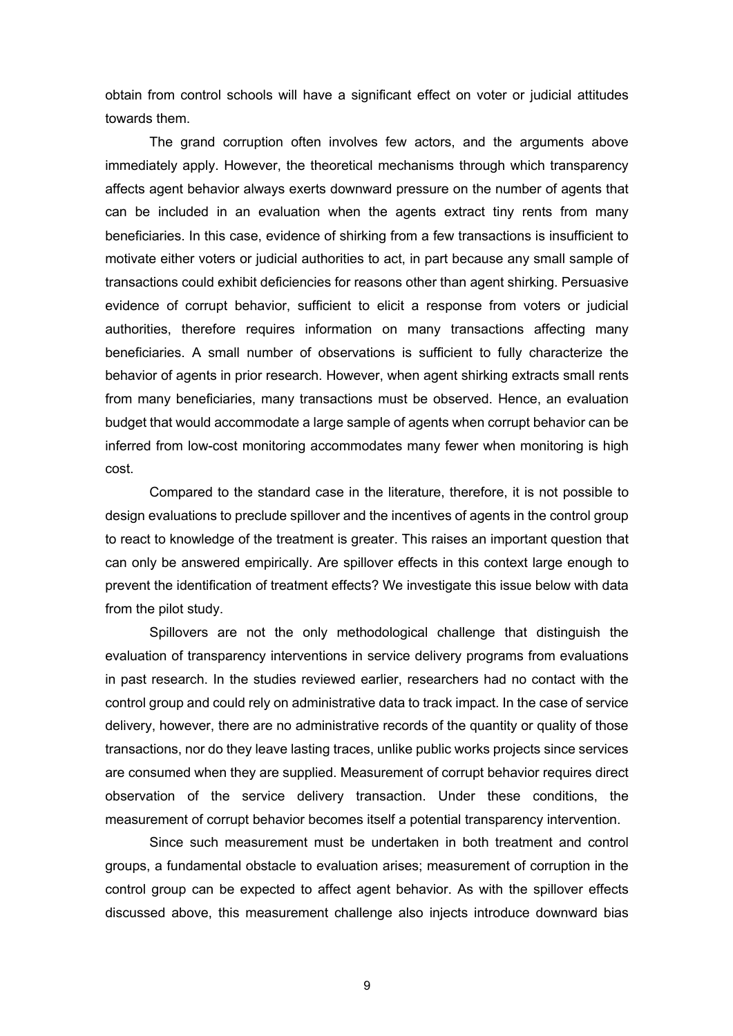obtain from control schools will have a significant effect on voter or judicial attitudes towards them.

The grand corruption often involves few actors, and the arguments above immediately apply. However, the theoretical mechanisms through which transparency affects agent behavior always exerts downward pressure on the number of agents that can be included in an evaluation when the agents extract tiny rents from many beneficiaries. In this case, evidence of shirking from a few transactions is insufficient to motivate either voters or judicial authorities to act, in part because any small sample of transactions could exhibit deficiencies for reasons other than agent shirking. Persuasive evidence of corrupt behavior, sufficient to elicit a response from voters or judicial authorities, therefore requires information on many transactions affecting many beneficiaries. A small number of observations is sufficient to fully characterize the behavior of agents in prior research. However, when agent shirking extracts small rents from many beneficiaries, many transactions must be observed. Hence, an evaluation budget that would accommodate a large sample of agents when corrupt behavior can be inferred from low-cost monitoring accommodates many fewer when monitoring is high cost.

Compared to the standard case in the literature, therefore, it is not possible to design evaluations to preclude spillover and the incentives of agents in the control group to react to knowledge of the treatment is greater. This raises an important question that can only be answered empirically. Are spillover effects in this context large enough to prevent the identification of treatment effects? We investigate this issue below with data from the pilot study.

Spillovers are not the only methodological challenge that distinguish the evaluation of transparency interventions in service delivery programs from evaluations in past research. In the studies reviewed earlier, researchers had no contact with the control group and could rely on administrative data to track impact. In the case of service delivery, however, there are no administrative records of the quantity or quality of those transactions, nor do they leave lasting traces, unlike public works projects since services are consumed when they are supplied. Measurement of corrupt behavior requires direct observation of the service delivery transaction. Under these conditions, the measurement of corrupt behavior becomes itself a potential transparency intervention.

Since such measurement must be undertaken in both treatment and control groups, a fundamental obstacle to evaluation arises; measurement of corruption in the control group can be expected to affect agent behavior. As with the spillover effects discussed above, this measurement challenge also injects introduce downward bias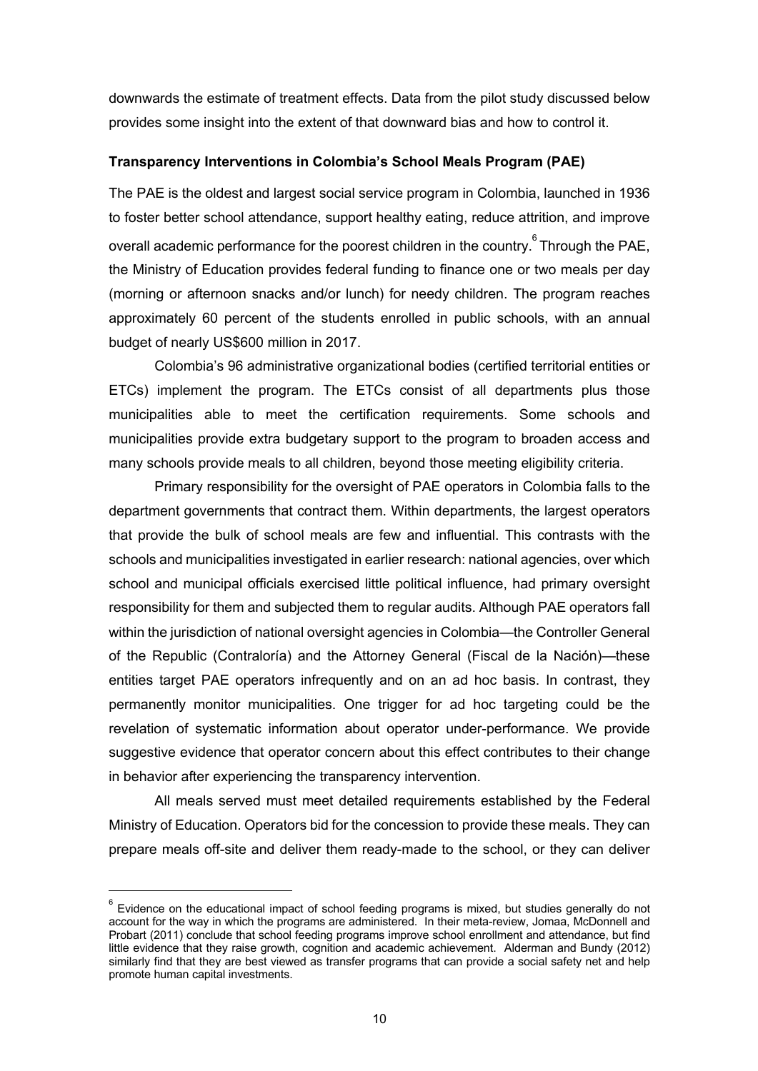downwards the estimate of treatment effects. Data from the pilot study discussed below provides some insight into the extent of that downward bias and how to control it.

**Transparency Interventions in Colombia's School Meals Program (PAE)**

The PAE is the oldest and largest social service program in Colombia, launched in 1936 to foster better school attendance, support healthy eating, reduce attrition, and improve overall academic performance for the poorest children in the country.[6] Through the PAE, the Ministry of Education provides federal funding to finance one or two meals per day (morning or afternoon snacks and/or lunch) for needy children. The program reaches approximately 60 percent of the students enrolled in public schools, with an annual budget of nearly US$600 million in 2017.

Colombia's 96 administrative organizational bodies (certified territorial entities or ETCs) implement the program. The ETCs consist of all departments plus those municipalities able to meet the certification requirements. Some schools and municipalities provide extra budgetary support to the program to broaden access and many schools provide meals to all children, beyond those meeting eligibility criteria.

Primary responsibility for the oversight of PAE operators in Colombia falls to the department governments that contract them. Within departments, the largest operators that provide the bulk of school meals are few and influential. This contrasts with the schools and municipalities investigated in earlier research: national agencies, over which school and municipal officials exercised little political influence, had primary oversight responsibility for them and subjected them to regular audits. Although PAE operators fall within the jurisdiction of national oversight agencies in Colombia—the Controller General of the Republic (Contraloría) and the Attorney General (Fiscal de la Nación)—these entities target PAE operators infrequently and on an ad hoc basis. In contrast, they permanently monitor municipalities. One trigger for ad hoc targeting could be the revelation of systematic information about operator under-performance. We provide suggestive evidence that operator concern about this effect contributes to their change in behavior after experiencing the transparency intervention.

All meals served must meet detailed requirements established by the Federal Ministry of Education. Operators bid for the concession to provide these meals. They can prepare meals off-site and deliver them ready-made to the school, or they can deliver

[6] Evidence on the educational impact of school feeding programs is mixed, but studies generally do not account for the way in which the programs are administered. In their meta-review, Jomaa, McDonnell and Probart (2011) conclude that school feeding programs improve school enrollment and attendance, but find little evidence that they raise growth, cognition and academic achievement. Alderman and Bundy (2012) similarly find that they are best viewed as transfer programs that can provide a social safety net and help promote human capital investments.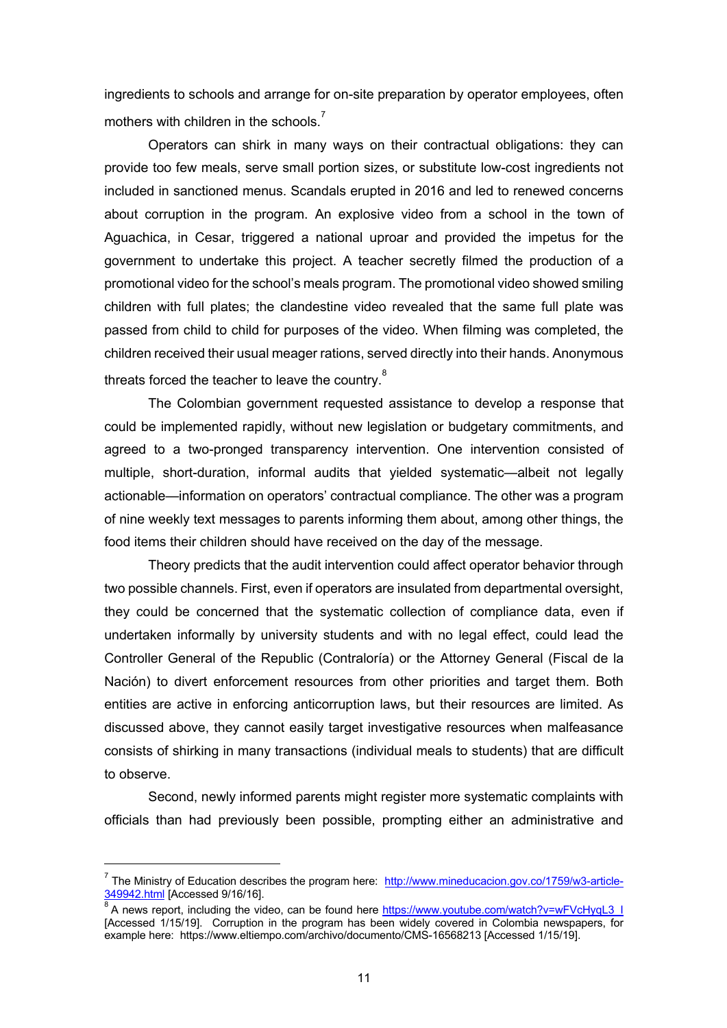ingredients to schools and arrange for on-site preparation by operator employees, often mothers with children in the schools.[7]

Operators can shirk in many ways on their contractual obligations: they can provide too few meals, serve small portion sizes, or substitute low-cost ingredients not included in sanctioned menus. Scandals erupted in 2016 and led to renewed concerns about corruption in the program. An explosive video from a school in the town of Aguachica, in Cesar, triggered a national uproar and provided the impetus for the government to undertake this project. A teacher secretly filmed the production of a promotional video for the school's meals program. The promotional video showed smiling children with full plates; the clandestine video revealed that the same full plate was passed from child to child for purposes of the video. When filming was completed, the children received their usual meager rations, served directly into their hands. Anonymous threats forced the teacher to leave the country.[8]

The Colombian government requested assistance to develop a response that could be implemented rapidly, without new legislation or budgetary commitments, and agreed to a two-pronged transparency intervention. One intervention consisted of multiple, short-duration, informal audits that yielded systematic—albeit not legally actionable—information on operators' contractual compliance. The other was a program of nine weekly text messages to parents informing them about, among other things, the food items their children should have received on the day of the message.

Theory predicts that the audit intervention could affect operator behavior through two possible channels. First, even if operators are insulated from departmental oversight, they could be concerned that the systematic collection of compliance data, even if undertaken informally by university students and with no legal effect, could lead the Controller General of the Republic (Contraloría) or the Attorney General (Fiscal de la Nación) to divert enforcement resources from other priorities and target them. Both entities are active in enforcing anticorruption laws, but their resources are limited. As discussed above, they cannot easily target investigative resources when malfeasance consists of shirking in many transactions (individual meals to students) that are difficult to observe.

Second, newly informed parents might register more systematic complaints with officials than had previously been possible, prompting either an administrative and

---

[7] The Ministry of Education describes the program here: http://www.mineducacion.gov.co/1759/w3-article-349942.html [Accessed 9/16/16].

[8] A news report, including the video, can be found here https://www.youtube.com/watch?v=wFVcHyqL3_I [Accessed 1/15/19]. Corruption in the program has been widely covered in Colombia newspapers, for example here: https://www.eltiempo.com/archivo/documento/CMS-16568213 [Accessed 1/15/19].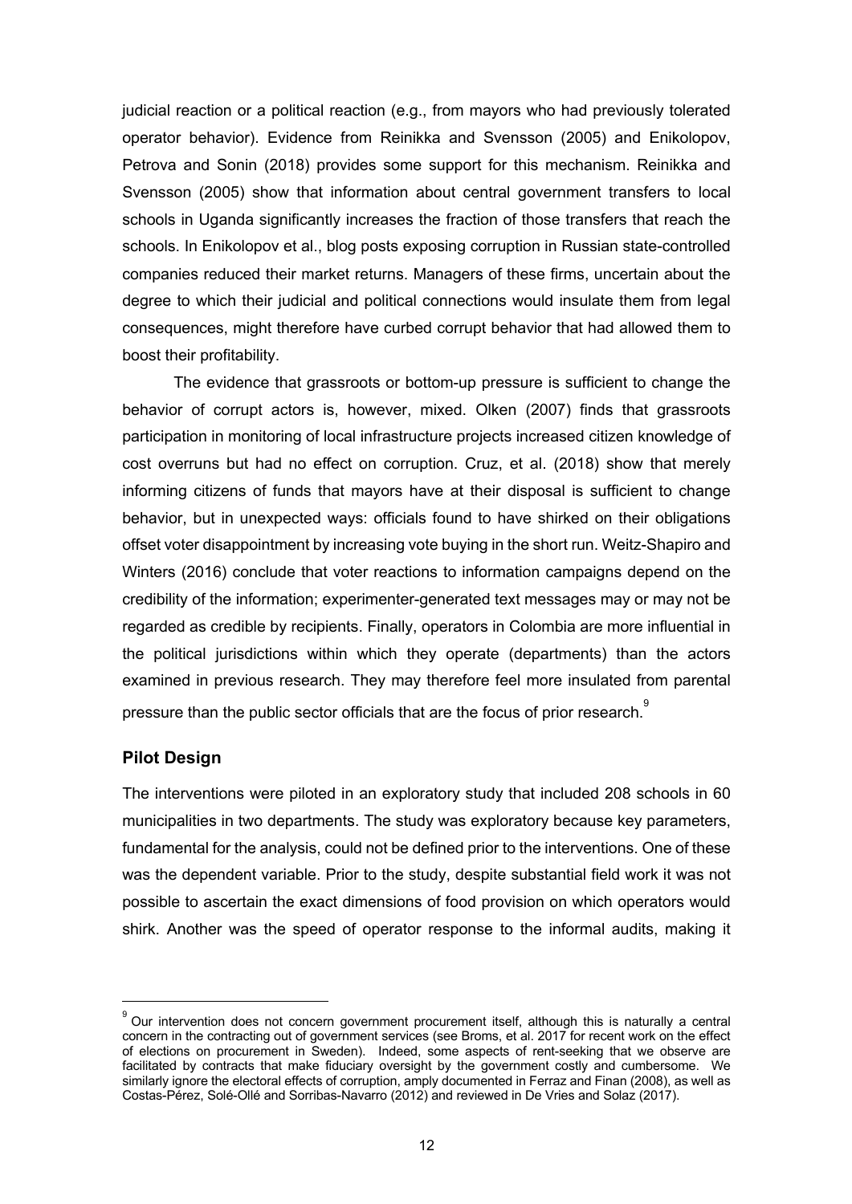judicial reaction or a political reaction (e.g., from mayors who had previously tolerated operator behavior). Evidence from Reinikka and Svensson (2005) and Enikolopov, Petrova and Sonin (2018) provides some support for this mechanism. Reinikka and Svensson (2005) show that information about central government transfers to local schools in Uganda significantly increases the fraction of those transfers that reach the schools. In Enikolopov et al., blog posts exposing corruption in Russian state-controlled companies reduced their market returns. Managers of these firms, uncertain about the degree to which their judicial and political connections would insulate them from legal consequences, might therefore have curbed corrupt behavior that had allowed them to boost their profitability.

The evidence that grassroots or bottom-up pressure is sufficient to change the behavior of corrupt actors is, however, mixed. Olken (2007) finds that grassroots participation in monitoring of local infrastructure projects increased citizen knowledge of cost overruns but had no effect on corruption. Cruz, et al. (2018) show that merely informing citizens of funds that mayors have at their disposal is sufficient to change behavior, but in unexpected ways: officials found to have shirked on their obligations offset voter disappointment by increasing vote buying in the short run. Weitz-Shapiro and Winters (2016) conclude that voter reactions to information campaigns depend on the credibility of the information; experimenter-generated text messages may or may not be regarded as credible by recipients. Finally, operators in Colombia are more influential in the political jurisdictions within which they operate (departments) than the actors examined in previous research. They may therefore feel more insulated from parental pressure than the public sector officials that are the focus of prior research.[9]

## Pilot Design

The interventions were piloted in an exploratory study that included 208 schools in 60 municipalities in two departments. The study was exploratory because key parameters, fundamental for the analysis, could not be defined prior to the interventions. One of these was the dependent variable. Prior to the study, despite substantial field work it was not possible to ascertain the exact dimensions of food provision on which operators would shirk. Another was the speed of operator response to the informal audits, making it

[9] Our intervention does not concern government procurement itself, although this is naturally a central concern in the contracting out of government services (see Broms, et al. 2017 for recent work on the effect of elections on procurement in Sweden). Indeed, some aspects of rent-seeking that we observe are facilitated by contracts that make fiduciary oversight by the government costly and cumbersome. We similarly ignore the electoral effects of corruption, amply documented in Ferraz and Finan (2008), as well as Costas-Pérez, Solé-Ollé and Sorribas-Navarro (2012) and reviewed in De Vries and Solaz (2017).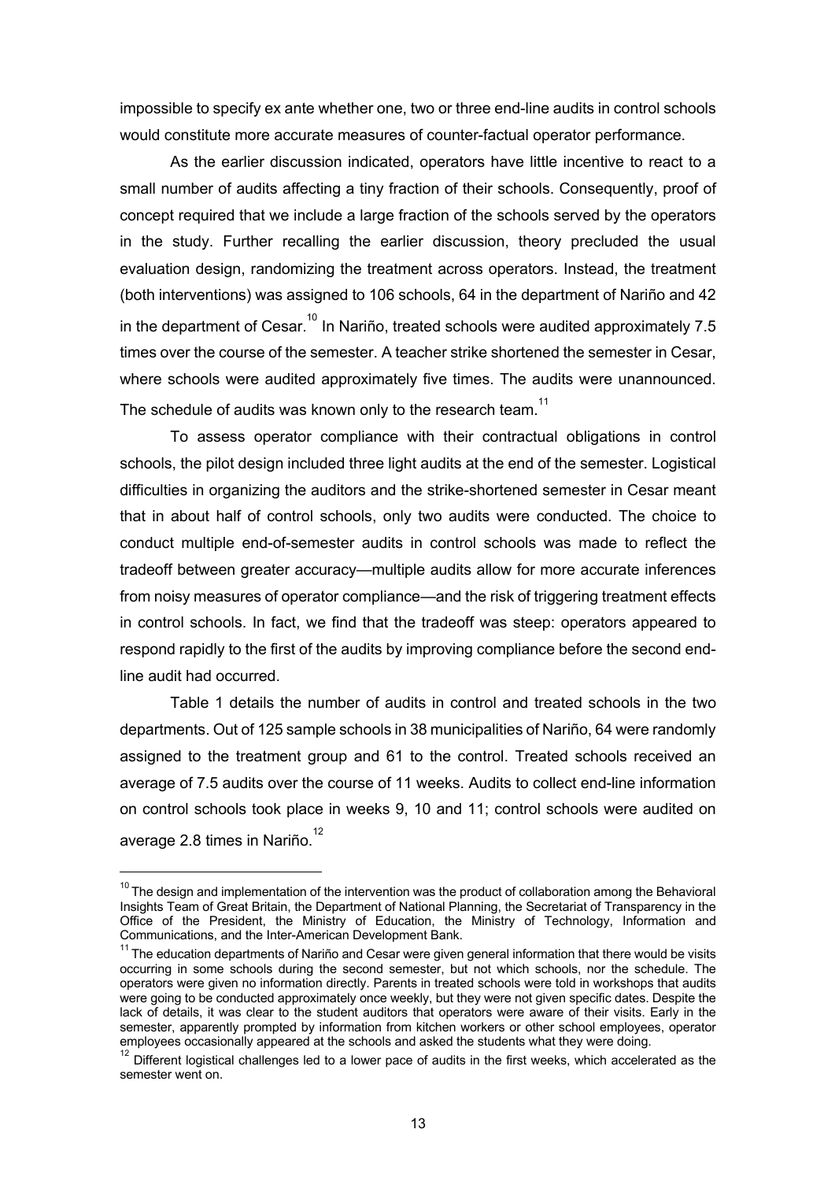impossible to specify ex ante whether one, two or three end-line audits in control schools would constitute more accurate measures of counter-factual operator performance.

As the earlier discussion indicated, operators have little incentive to react to a small number of audits affecting a tiny fraction of their schools. Consequently, proof of concept required that we include a large fraction of the schools served by the operators in the study. Further recalling the earlier discussion, theory precluded the usual evaluation design, randomizing the treatment across operators. Instead, the treatment (both interventions) was assigned to 106 schools, 64 in the department of Nariño and 42 in the department of Cesar.[10] In Nariño, treated schools were audited approximately 7.5 times over the course of the semester. A teacher strike shortened the semester in Cesar, where schools were audited approximately five times. The audits were unannounced. The schedule of audits was known only to the research team.[11]

To assess operator compliance with their contractual obligations in control schools, the pilot design included three light audits at the end of the semester. Logistical difficulties in organizing the auditors and the strike-shortened semester in Cesar meant that in about half of control schools, only two audits were conducted. The choice to conduct multiple end-of-semester audits in control schools was made to reflect the tradeoff between greater accuracy—multiple audits allow for more accurate inferences from noisy measures of operator compliance—and the risk of triggering treatment effects in control schools. In fact, we find that the tradeoff was steep: operators appeared to respond rapidly to the first of the audits by improving compliance before the second end-line audit had occurred.

Table 1 details the number of audits in control and treated schools in the two departments. Out of 125 sample schools in 38 municipalities of Nariño, 64 were randomly assigned to the treatment group and 61 to the control. Treated schools received an average of 7.5 audits over the course of 11 weeks. Audits to collect end-line information on control schools took place in weeks 9, 10 and 11; control schools were audited on average 2.8 times in Nariño.[12]

---

[10] The design and implementation of the intervention was the product of collaboration among the Behavioral Insights Team of Great Britain, the Department of National Planning, the Secretariat of Transparency in the Office of the President, the Ministry of Education, the Ministry of Technology, Information and Communications, and the Inter-American Development Bank.

[11] The education departments of Nariño and Cesar were given general information that there would be visits occurring in some schools during the second semester, but not which schools, nor the schedule. The operators were given no information directly. Parents in treated schools were told in workshops that audits were going to be conducted approximately once weekly, but they were not given specific dates. Despite the lack of details, it was clear to the student auditors that operators were aware of their visits. Early in the semester, apparently prompted by information from kitchen workers or other school employees, operator employees occasionally appeared at the schools and asked the students what they were doing.

[12] Different logistical challenges led to a lower pace of audits in the first weeks, which accelerated as the semester went on.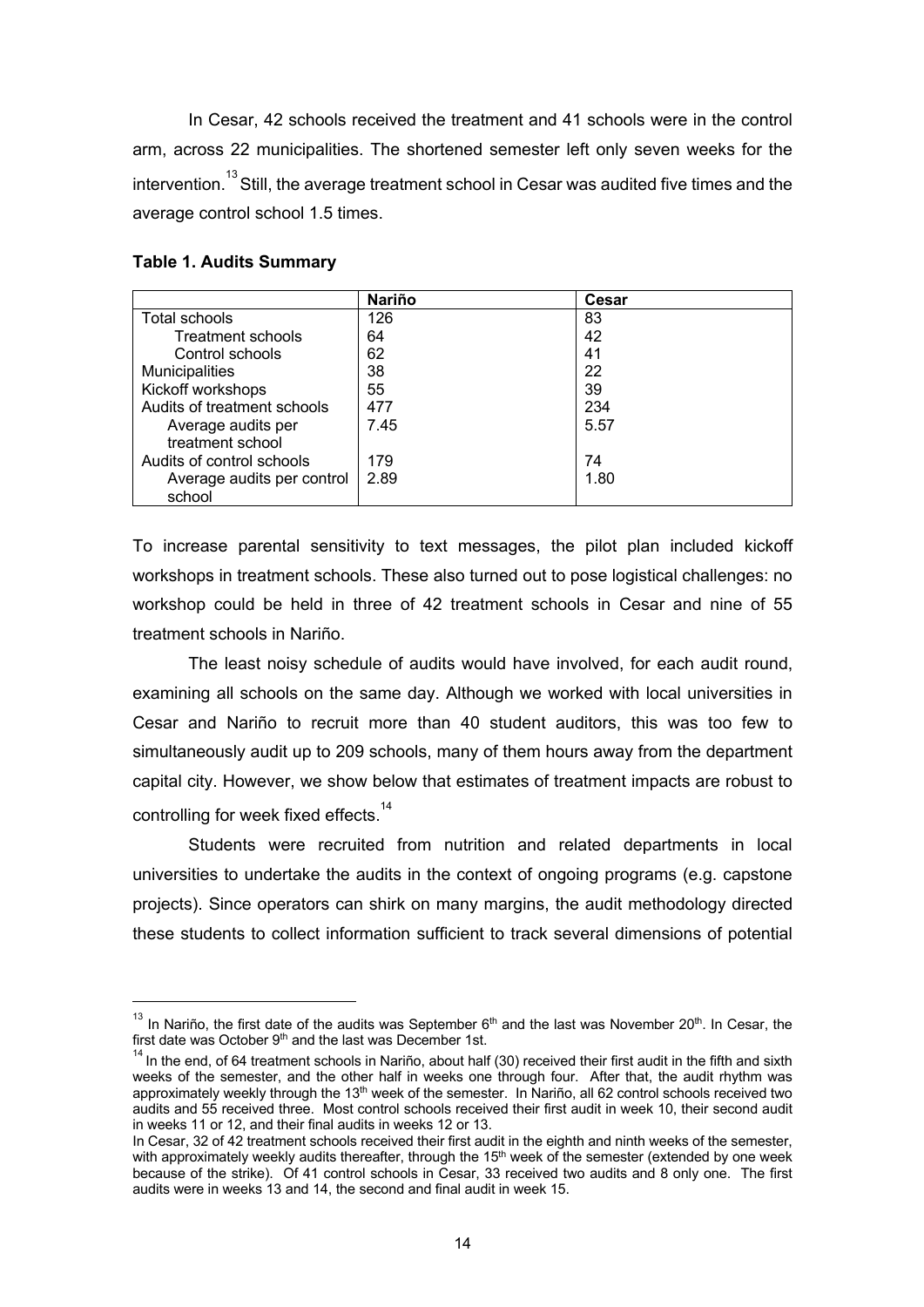In Cesar, 42 schools received the treatment and 41 schools were in the control arm, across 22 municipalities. The shortened semester left only seven weeks for the intervention.[13] Still, the average treatment school in Cesar was audited five times and the average control school 1.5 times.

**Table 1. Audits Summary**

| | **Nariño** | **Cesar** |
|---|---|---|
| Total schools | 126 | 83 |
| Treatment schools | 64 | 42 |
| Control schools | 62 | 41 |
| Municipalities | 38 | 22 |
| Kickoff workshops | 55 | 39 |
| Audits of treatment schools | 477 | 234 |
| Average audits per treatment school | 7.45 | 5.57 |
| Audits of control schools | 179 | 74 |
| Average audits per control school | 2.89 | 1.80 |

To increase parental sensitivity to text messages, the pilot plan included kickoff workshops in treatment schools. These also turned out to pose logistical challenges: no workshop could be held in three of 42 treatment schools in Cesar and nine of 55 treatment schools in Nariño.

The least noisy schedule of audits would have involved, for each audit round, examining all schools on the same day. Although we worked with local universities in Cesar and Nariño to recruit more than 40 student auditors, this was too few to simultaneously audit up to 209 schools, many of them hours away from the department capital city. However, we show below that estimates of treatment impacts are robust to controlling for week fixed effects.[14]

Students were recruited from nutrition and related departments in local universities to undertake the audits in the context of ongoing programs (e.g. capstone projects). Since operators can shirk on many margins, the audit methodology directed these students to collect information sufficient to track several dimensions of potential

---

[13] In Nariño, the first date of the audits was September 6th and the last was November 20th. In Cesar, the first date was October 9th and the last was December 1st.

[14] In the end, of 64 treatment schools in Nariño, about half (30) received their first audit in the fifth and sixth weeks of the semester, and the other half in weeks one through four. After that, the audit rhythm was approximately weekly through the 13th week of the semester. In Nariño, all 62 control schools received two audits and 55 received three. Most control schools received their first audit in week 10, their second audit in weeks 11 or 12, and their final audits in weeks 12 or 13.

In Cesar, 32 of 42 treatment schools received their first audit in the eighth and ninth weeks of the semester, with approximately weekly audits thereafter, through the 15th week of the semester (extended by one week because of the strike). Of 41 control schools in Cesar, 33 received two audits and 8 only one. The first audits were in weeks 13 and 14, the second and final audit in week 15.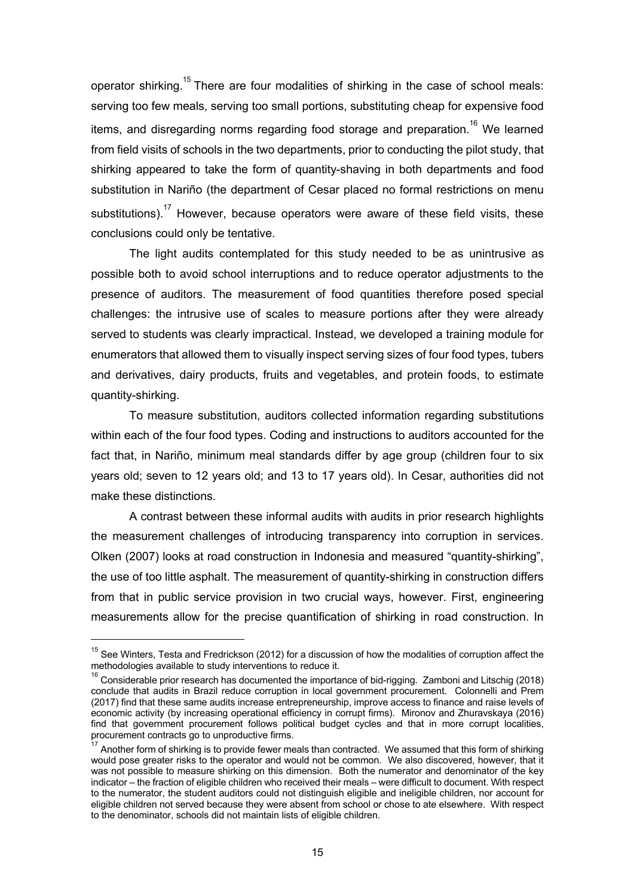operator shirking.[15] There are four modalities of shirking in the case of school meals: serving too few meals, serving too small portions, substituting cheap for expensive food items, and disregarding norms regarding food storage and preparation.[16] We learned from field visits of schools in the two departments, prior to conducting the pilot study, that shirking appeared to take the form of quantity-shaving in both departments and food substitution in Nariño (the department of Cesar placed no formal restrictions on menu substitutions).[17] However, because operators were aware of these field visits, these conclusions could only be tentative.

The light audits contemplated for this study needed to be as unintrusive as possible both to avoid school interruptions and to reduce operator adjustments to the presence of auditors. The measurement of food quantities therefore posed special challenges: the intrusive use of scales to measure portions after they were already served to students was clearly impractical. Instead, we developed a training module for enumerators that allowed them to visually inspect serving sizes of four food types, tubers and derivatives, dairy products, fruits and vegetables, and protein foods, to estimate quantity-shirking.

To measure substitution, auditors collected information regarding substitutions within each of the four food types. Coding and instructions to auditors accounted for the fact that, in Nariño, minimum meal standards differ by age group (children four to six years old; seven to 12 years old; and 13 to 17 years old). In Cesar, authorities did not make these distinctions.

A contrast between these informal audits with audits in prior research highlights the measurement challenges of introducing transparency into corruption in services. Olken (2007) looks at road construction in Indonesia and measured "quantity-shirking", the use of too little asphalt. The measurement of quantity-shirking in construction differs from that in public service provision in two crucial ways, however. First, engineering measurements allow for the precise quantification of shirking in road construction. In

---

[15] See Winters, Testa and Fredrickson (2012) for a discussion of how the modalities of corruption affect the methodologies available to study interventions to reduce it.

[16] Considerable prior research has documented the importance of bid-rigging. Zamboni and Litschig (2018) conclude that audits in Brazil reduce corruption in local government procurement. Colonnelli and Prem (2017) find that these same audits increase entrepreneurship, improve access to finance and raise levels of economic activity (by increasing operational efficiency in corrupt firms). Mironov and Zhuravskaya (2016) find that government procurement follows political budget cycles and that in more corrupt localities, procurement contracts go to unproductive firms.

[17] Another form of shirking is to provide fewer meals than contracted. We assumed that this form of shirking would pose greater risks to the operator and would not be common. We also discovered, however, that it was not possible to measure shirking on this dimension. Both the numerator and denominator of the key indicator – the fraction of eligible children who received their meals – were difficult to document. With respect to the numerator, the student auditors could not distinguish eligible and ineligible children, nor account for eligible children not served because they were absent from school or chose to ate elsewhere. With respect to the denominator, schools did not maintain lists of eligible children.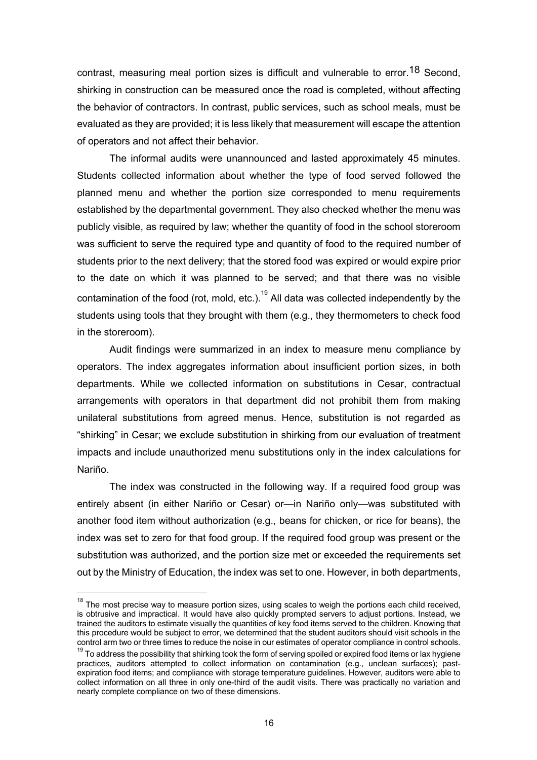contrast, measuring meal portion sizes is difficult and vulnerable to error.[18] Second, shirking in construction can be measured once the road is completed, without affecting the behavior of contractors. In contrast, public services, such as school meals, must be evaluated as they are provided; it is less likely that measurement will escape the attention of operators and not affect their behavior.

The informal audits were unannounced and lasted approximately 45 minutes. Students collected information about whether the type of food served followed the planned menu and whether the portion size corresponded to menu requirements established by the departmental government. They also checked whether the menu was publicly visible, as required by law; whether the quantity of food in the school storeroom was sufficient to serve the required type and quantity of food to the required number of students prior to the next delivery; that the stored food was expired or would expire prior to the date on which it was planned to be served; and that there was no visible contamination of the food (rot, mold, etc.).[19] All data was collected independently by the students using tools that they brought with them (e.g., they thermometers to check food in the storeroom).

Audit findings were summarized in an index to measure menu compliance by operators. The index aggregates information about insufficient portion sizes, in both departments. While we collected information on substitutions in Cesar, contractual arrangements with operators in that department did not prohibit them from making unilateral substitutions from agreed menus. Hence, substitution is not regarded as "shirking" in Cesar; we exclude substitution in shirking from our evaluation of treatment impacts and include unauthorized menu substitutions only in the index calculations for Nariño.

The index was constructed in the following way. If a required food group was entirely absent (in either Nariño or Cesar) or—in Nariño only—was substituted with another food item without authorization (e.g., beans for chicken, or rice for beans), the index was set to zero for that food group. If the required food group was present or the substitution was authorized, and the portion size met or exceeded the requirements set out by the Ministry of Education, the index was set to one. However, in both departments,

---

[18] The most precise way to measure portion sizes, using scales to weigh the portions each child received, is obtrusive and impractical. It would have also quickly prompted servers to adjust portions. Instead, we trained the auditors to estimate visually the quantities of key food items served to the children. Knowing that this procedure would be subject to error, we determined that the student auditors should visit schools in the control arm two or three times to reduce the noise in our estimates of operator compliance in control schools.

[19] To address the possibility that shirking took the form of serving spoiled or expired food items or lax hygiene practices, auditors attempted to collect information on contamination (e.g., unclean surfaces); past-expiration food items; and compliance with storage temperature guidelines. However, auditors were able to collect information on all three in only one-third of the audit visits. There was practically no variation and nearly complete compliance on two of these dimensions.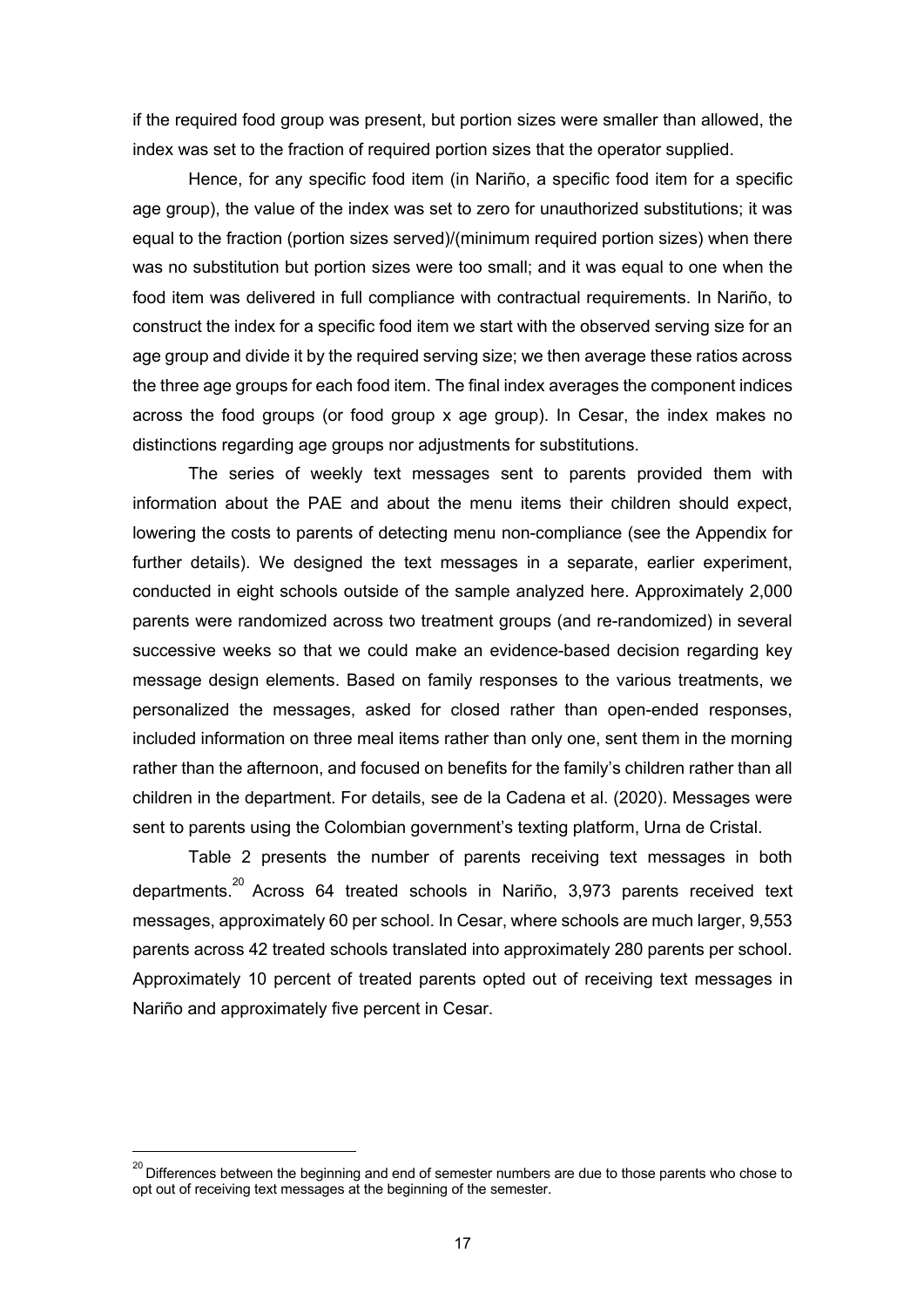if the required food group was present, but portion sizes were smaller than allowed, the index was set to the fraction of required portion sizes that the operator supplied.

Hence, for any specific food item (in Nariño, a specific food item for a specific age group), the value of the index was set to zero for unauthorized substitutions; it was equal to the fraction (portion sizes served)/(minimum required portion sizes) when there was no substitution but portion sizes were too small; and it was equal to one when the food item was delivered in full compliance with contractual requirements. In Nariño, to construct the index for a specific food item we start with the observed serving size for an age group and divide it by the required serving size; we then average these ratios across the three age groups for each food item. The final index averages the component indices across the food groups (or food group x age group). In Cesar, the index makes no distinctions regarding age groups nor adjustments for substitutions.

The series of weekly text messages sent to parents provided them with information about the PAE and about the menu items their children should expect, lowering the costs to parents of detecting menu non-compliance (see the Appendix for further details). We designed the text messages in a separate, earlier experiment, conducted in eight schools outside of the sample analyzed here. Approximately 2,000 parents were randomized across two treatment groups (and re-randomized) in several successive weeks so that we could make an evidence-based decision regarding key message design elements. Based on family responses to the various treatments, we personalized the messages, asked for closed rather than open-ended responses, included information on three meal items rather than only one, sent them in the morning rather than the afternoon, and focused on benefits for the family's children rather than all children in the department. For details, see de la Cadena et al. (2020). Messages were sent to parents using the Colombian government's texting platform, Urna de Cristal.

Table 2 presents the number of parents receiving text messages in both departments.[20] Across 64 treated schools in Nariño, 3,973 parents received text messages, approximately 60 per school. In Cesar, where schools are much larger, 9,553 parents across 42 treated schools translated into approximately 280 parents per school. Approximately 10 percent of treated parents opted out of receiving text messages in Nariño and approximately five percent in Cesar.

[20] Differences between the beginning and end of semester numbers are due to those parents who chose to opt out of receiving text messages at the beginning of the semester.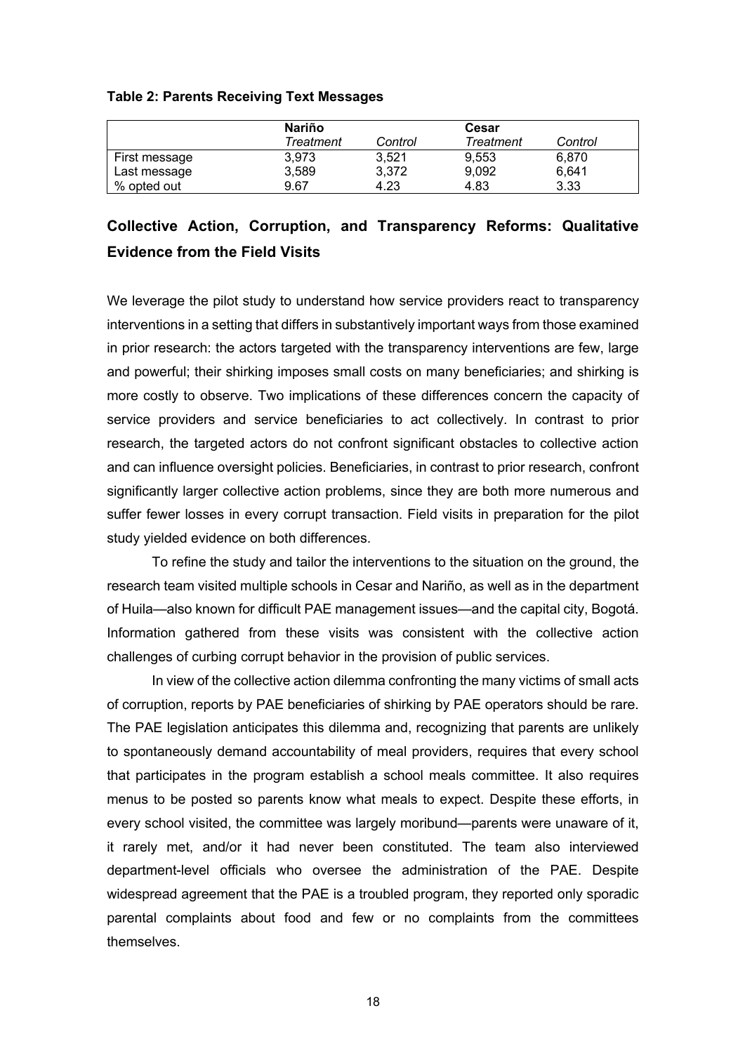**Table 2: Parents Receiving Text Messages**

| | **Nariño** | | **Cesar** | |
|---|---|---|---|---|
| | *Treatment* | *Control* | *Treatment* | *Control* |
| First message | 3,973 | 3,521 | 9,553 | 6,870 |
| Last message | 3,589 | 3,372 | 9,092 | 6,641 |
| % opted out | 9.67 | 4.23 | 4.83 | 3.33 |

## Collective Action, Corruption, and Transparency Reforms: Qualitative Evidence from the Field Visits

We leverage the pilot study to understand how service providers react to transparency interventions in a setting that differs in substantively important ways from those examined in prior research: the actors targeted with the transparency interventions are few, large and powerful; their shirking imposes small costs on many beneficiaries; and shirking is more costly to observe. Two implications of these differences concern the capacity of service providers and service beneficiaries to act collectively. In contrast to prior research, the targeted actors do not confront significant obstacles to collective action and can influence oversight policies. Beneficiaries, in contrast to prior research, confront significantly larger collective action problems, since they are both more numerous and suffer fewer losses in every corrupt transaction. Field visits in preparation for the pilot study yielded evidence on both differences.

To refine the study and tailor the interventions to the situation on the ground, the research team visited multiple schools in Cesar and Nariño, as well as in the department of Huila—also known for difficult PAE management issues—and the capital city, Bogotá. Information gathered from these visits was consistent with the collective action challenges of curbing corrupt behavior in the provision of public services.

In view of the collective action dilemma confronting the many victims of small acts of corruption, reports by PAE beneficiaries of shirking by PAE operators should be rare. The PAE legislation anticipates this dilemma and, recognizing that parents are unlikely to spontaneously demand accountability of meal providers, requires that every school that participates in the program establish a school meals committee. It also requires menus to be posted so parents know what meals to expect. Despite these efforts, in every school visited, the committee was largely moribund—parents were unaware of it, it rarely met, and/or it had never been constituted. The team also interviewed department-level officials who oversee the administration of the PAE. Despite widespread agreement that the PAE is a troubled program, they reported only sporadic parental complaints about food and few or no complaints from the committees themselves.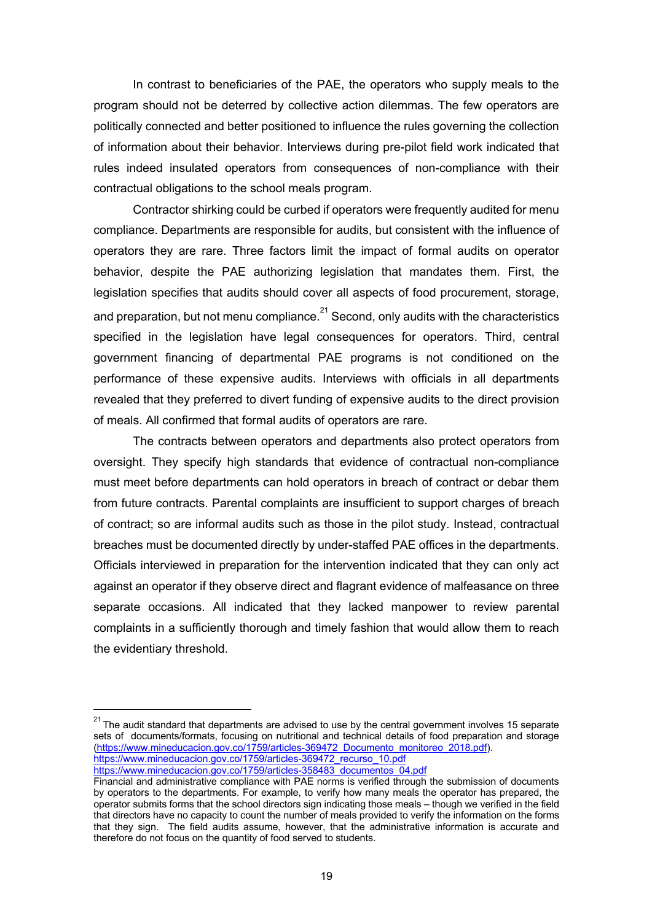In contrast to beneficiaries of the PAE, the operators who supply meals to the program should not be deterred by collective action dilemmas. The few operators are politically connected and better positioned to influence the rules governing the collection of information about their behavior. Interviews during pre-pilot field work indicated that rules indeed insulated operators from consequences of non-compliance with their contractual obligations to the school meals program.

Contractor shirking could be curbed if operators were frequently audited for menu compliance. Departments are responsible for audits, but consistent with the influence of operators they are rare. Three factors limit the impact of formal audits on operator behavior, despite the PAE authorizing legislation that mandates them. First, the legislation specifies that audits should cover all aspects of food procurement, storage, and preparation, but not menu compliance.[21] Second, only audits with the characteristics specified in the legislation have legal consequences for operators. Third, central government financing of departmental PAE programs is not conditioned on the performance of these expensive audits. Interviews with officials in all departments revealed that they preferred to divert funding of expensive audits to the direct provision of meals. All confirmed that formal audits of operators are rare.

The contracts between operators and departments also protect operators from oversight. They specify high standards that evidence of contractual non-compliance must meet before departments can hold operators in breach of contract or debar them from future contracts. Parental complaints are insufficient to support charges of breach of contract; so are informal audits such as those in the pilot study. Instead, contractual breaches must be documented directly by under-staffed PAE offices in the departments. Officials interviewed in preparation for the intervention indicated that they can only act against an operator if they observe direct and flagrant evidence of malfeasance on three separate occasions. All indicated that they lacked manpower to review parental complaints in a sufficiently thorough and timely fashion that would allow them to reach the evidentiary threshold.

---

[21] The audit standard that departments are advised to use by the central government involves 15 separate sets of documents/formats, focusing on nutritional and technical details of food preparation and storage (https://www.mineducacion.gov.co/1759/articles-369472_Documento_monitoreo_2018.pdf).
https://www.mineducacion.gov.co/1759/articles-369472_recurso_10.pdf
https://www.mineducacion.gov.co/1759/articles-358483_documentos_04.pdf
Financial and administrative compliance with PAE norms is verified through the submission of documents by operators to the departments. For example, to verify how many meals the operator has prepared, the operator submits forms that the school directors sign indicating those meals – though we verified in the field that directors have no capacity to count the number of meals provided to verify the information on the forms that they sign. The field audits assume, however, that the administrative information is accurate and therefore do not focus on the quantity of food served to students.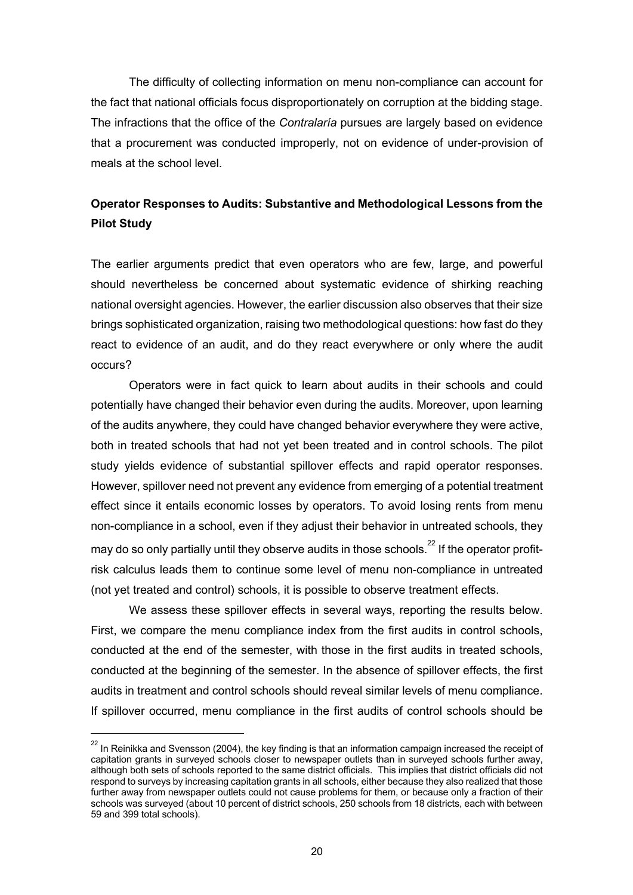The difficulty of collecting information on menu non-compliance can account for the fact that national officials focus disproportionately on corruption at the bidding stage. The infractions that the office of the *Contralaría* pursues are largely based on evidence that a procurement was conducted improperly, not on evidence of under-provision of meals at the school level.

**Operator Responses to Audits: Substantive and Methodological Lessons from the Pilot Study**

The earlier arguments predict that even operators who are few, large, and powerful should nevertheless be concerned about systematic evidence of shirking reaching national oversight agencies. However, the earlier discussion also observes that their size brings sophisticated organization, raising two methodological questions: how fast do they react to evidence of an audit, and do they react everywhere or only where the audit occurs?

Operators were in fact quick to learn about audits in their schools and could potentially have changed their behavior even during the audits. Moreover, upon learning of the audits anywhere, they could have changed behavior everywhere they were active, both in treated schools that had not yet been treated and in control schools. The pilot study yields evidence of substantial spillover effects and rapid operator responses. However, spillover need not prevent any evidence from emerging of a potential treatment effect since it entails economic losses by operators. To avoid losing rents from menu non-compliance in a school, even if they adjust their behavior in untreated schools, they may do so only partially until they observe audits in those schools.[22] If the operator profit-risk calculus leads them to continue some level of menu non-compliance in untreated (not yet treated and control) schools, it is possible to observe treatment effects.

We assess these spillover effects in several ways, reporting the results below. First, we compare the menu compliance index from the first audits in control schools, conducted at the end of the semester, with those in the first audits in treated schools, conducted at the beginning of the semester. In the absence of spillover effects, the first audits in treatment and control schools should reveal similar levels of menu compliance. If spillover occurred, menu compliance in the first audits of control schools should be

[22] In Reinikka and Svensson (2004), the key finding is that an information campaign increased the receipt of capitation grants in surveyed schools closer to newspaper outlets than in surveyed schools further away, although both sets of schools reported to the same district officials. This implies that district officials did not respond to surveys by increasing capitation grants in all schools, either because they also realized that those further away from newspaper outlets could not cause problems for them, or because only a fraction of their schools was surveyed (about 10 percent of district schools, 250 schools from 18 districts, each with between 59 and 399 total schools).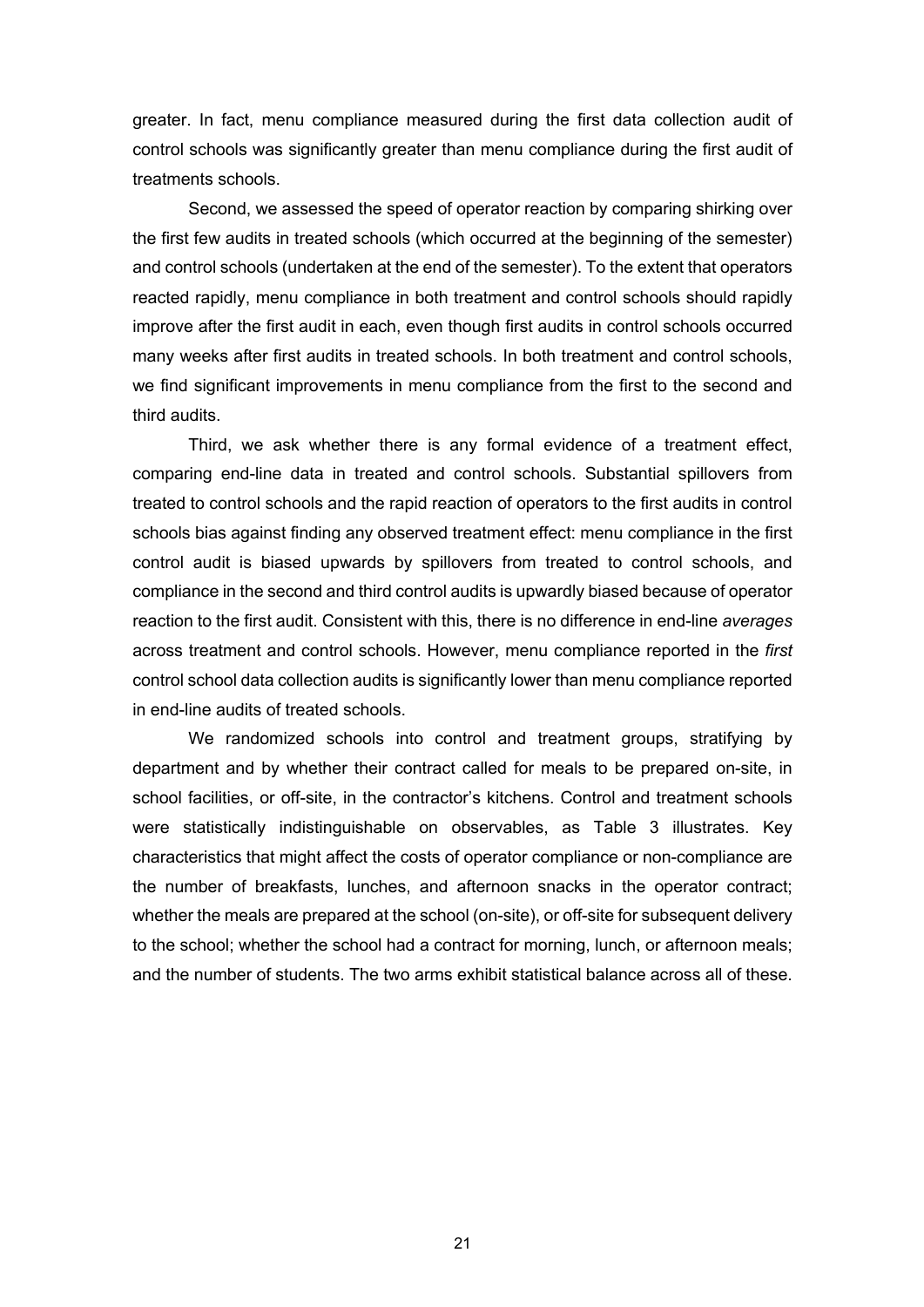greater. In fact, menu compliance measured during the first data collection audit of control schools was significantly greater than menu compliance during the first audit of treatments schools.

Second, we assessed the speed of operator reaction by comparing shirking over the first few audits in treated schools (which occurred at the beginning of the semester) and control schools (undertaken at the end of the semester). To the extent that operators reacted rapidly, menu compliance in both treatment and control schools should rapidly improve after the first audit in each, even though first audits in control schools occurred many weeks after first audits in treated schools. In both treatment and control schools, we find significant improvements in menu compliance from the first to the second and third audits.

Third, we ask whether there is any formal evidence of a treatment effect, comparing end-line data in treated and control schools. Substantial spillovers from treated to control schools and the rapid reaction of operators to the first audits in control schools bias against finding any observed treatment effect: menu compliance in the first control audit is biased upwards by spillovers from treated to control schools, and compliance in the second and third control audits is upwardly biased because of operator reaction to the first audit. Consistent with this, there is no difference in end-line *averages* across treatment and control schools. However, menu compliance reported in the *first* control school data collection audits is significantly lower than menu compliance reported in end-line audits of treated schools.

We randomized schools into control and treatment groups, stratifying by department and by whether their contract called for meals to be prepared on-site, in school facilities, or off-site, in the contractor's kitchens. Control and treatment schools were statistically indistinguishable on observables, as Table 3 illustrates. Key characteristics that might affect the costs of operator compliance or non-compliance are the number of breakfasts, lunches, and afternoon snacks in the operator contract; whether the meals are prepared at the school (on-site), or off-site for subsequent delivery to the school; whether the school had a contract for morning, lunch, or afternoon meals; and the number of students. The two arms exhibit statistical balance across all of these.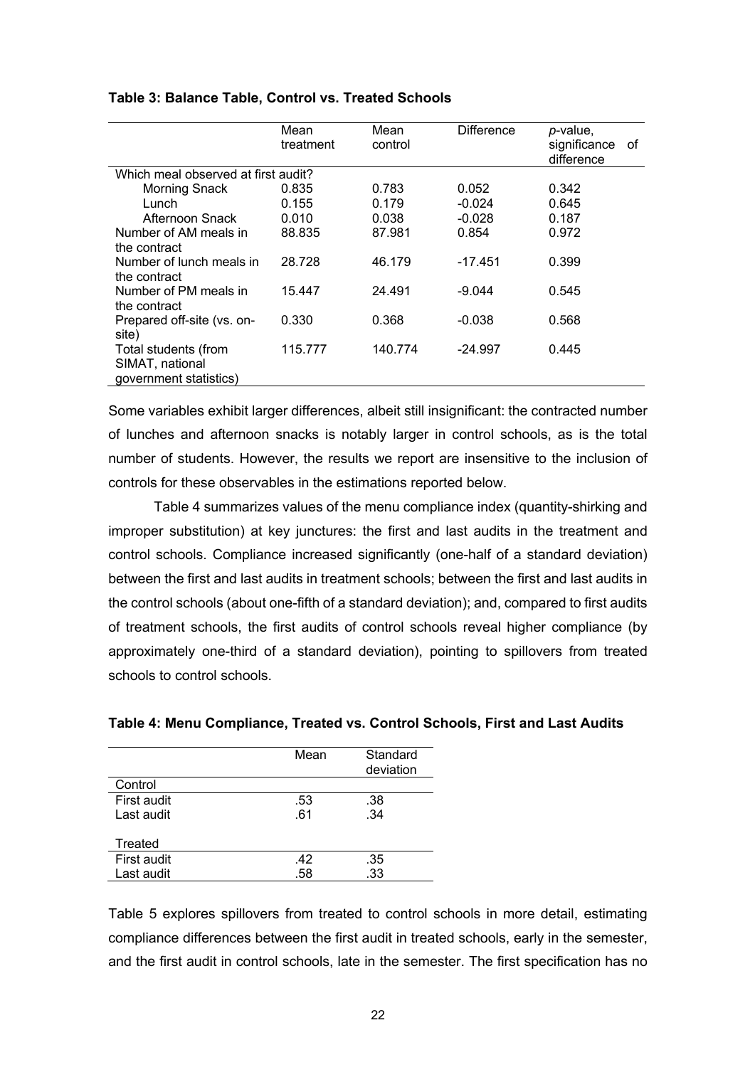**Table 3: Balance Table, Control vs. Treated Schools**

| | Mean treatment | Mean control | Difference | *p*-value, significance of difference |
|---|---|---|---|---|
| Which meal observed at first audit? | | | | |
| Morning Snack | 0.835 | 0.783 | 0.052 | 0.342 |
| Lunch | 0.155 | 0.179 | -0.024 | 0.645 |
| Afternoon Snack | 0.010 | 0.038 | -0.028 | 0.187 |
| Number of AM meals in the contract | 88.835 | 87.981 | 0.854 | 0.972 |
| Number of lunch meals in the contract | 28.728 | 46.179 | -17.451 | 0.399 |
| Number of PM meals in the contract | 15.447 | 24.491 | -9.044 | 0.545 |
| Prepared off-site (vs. on-site) | 0.330 | 0.368 | -0.038 | 0.568 |
| Total students (from SIMAT, national government statistics) | 115.777 | 140.774 | -24.997 | 0.445 |

Some variables exhibit larger differences, albeit still insignificant: the contracted number of lunches and afternoon snacks is notably larger in control schools, as is the total number of students. However, the results we report are insensitive to the inclusion of controls for these observables in the estimations reported below.

Table 4 summarizes values of the menu compliance index (quantity-shirking and improper substitution) at key junctures: the first and last audits in the treatment and control schools. Compliance increased significantly (one-half of a standard deviation) between the first and last audits in treatment schools; between the first and last audits in the control schools (about one-fifth of a standard deviation); and, compared to first audits of treatment schools, the first audits of control schools reveal higher compliance (by approximately one-third of a standard deviation), pointing to spillovers from treated schools to control schools.

**Table 4: Menu Compliance, Treated vs. Control Schools, First and Last Audits**

| | Mean | Standard deviation |
|---|---|---|
| Control | | |
| First audit | .53 | .38 |
| Last audit | .61 | .34 |
| Treated | | |
| First audit | .42 | .35 |
| Last audit | .58 | .33 |

Table 5 explores spillovers from treated to control schools in more detail, estimating compliance differences between the first audit in treated schools, early in the semester, and the first audit in control schools, late in the semester. The first specification has no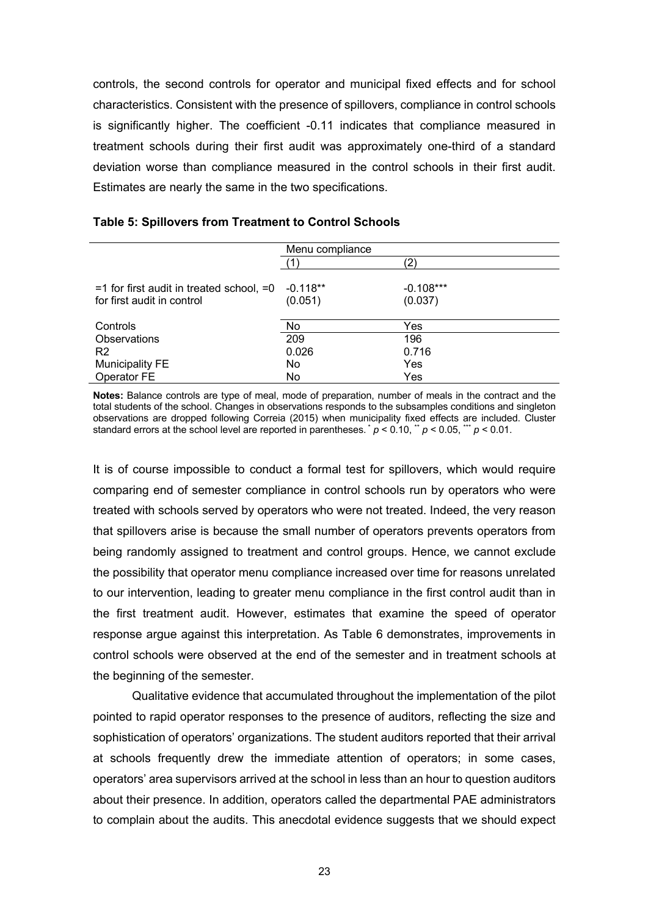controls, the second controls for operator and municipal fixed effects and for school characteristics. Consistent with the presence of spillovers, compliance in control schools is significantly higher. The coefficient -0.11 indicates that compliance measured in treatment schools during their first audit was approximately one-third of a standard deviation worse than compliance measured in the control schools in their first audit. Estimates are nearly the same in the two specifications.

**Table 5: Spillovers from Treatment to Control Schools**

| | Menu compliance | |
|---|---|---|
| | (1) | (2) |
| =1 for first audit in treated school, =0 for first audit in control | -0.118** | -0.108*** |
| | (0.051) | (0.037) |
| Controls | No | Yes |
| Observations | 209 | 196 |
| R2 | 0.026 | 0.716 |
| Municipality FE | No | Yes |
| Operator FE | No | Yes |

**Notes:** Balance controls are type of meal, mode of preparation, number of meals in the contract and the total students of the school. Changes in observations responds to the subsamples conditions and singleton observations are dropped following Correia (2015) when municipality fixed effects are included. Cluster standard errors at the school level are reported in parentheses. * $p < 0.10$, ** $p < 0.05$, *** $p < 0.01$.

It is of course impossible to conduct a formal test for spillovers, which would require comparing end of semester compliance in control schools run by operators who were treated with schools served by operators who were not treated. Indeed, the very reason that spillovers arise is because the small number of operators prevents operators from being randomly assigned to treatment and control groups. Hence, we cannot exclude the possibility that operator menu compliance increased over time for reasons unrelated to our intervention, leading to greater menu compliance in the first control audit than in the first treatment audit. However, estimates that examine the speed of operator response argue against this interpretation. As Table 6 demonstrates, improvements in control schools were observed at the end of the semester and in treatment schools at the beginning of the semester.

Qualitative evidence that accumulated throughout the implementation of the pilot pointed to rapid operator responses to the presence of auditors, reflecting the size and sophistication of operators' organizations. The student auditors reported that their arrival at schools frequently drew the immediate attention of operators; in some cases, operators' area supervisors arrived at the school in less than an hour to question auditors about their presence. In addition, operators called the departmental PAE administrators to complain about the audits. This anecdotal evidence suggests that we should expect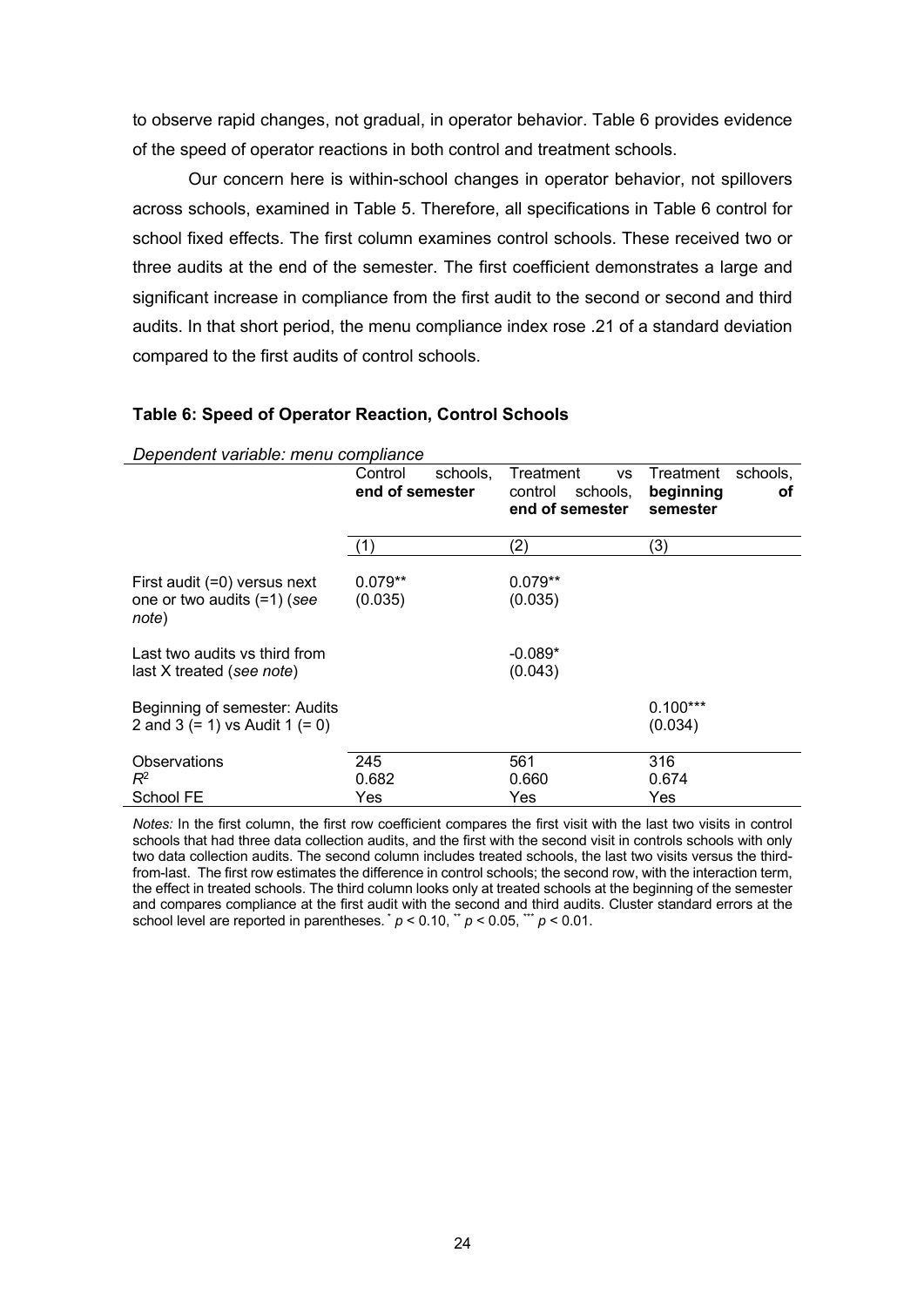to observe rapid changes, not gradual, in operator behavior. Table 6 provides evidence of the speed of operator reactions in both control and treatment schools.

Our concern here is within-school changes in operator behavior, not spillovers across schools, examined in Table 5. Therefore, all specifications in Table 6 control for school fixed effects. The first column examines control schools. These received two or three audits at the end of the semester. The first coefficient demonstrates a large and significant increase in compliance from the first audit to the second or second and third audits. In that short period, the menu compliance index rose .21 of a standard deviation compared to the first audits of control schools.

**Table 6: Speed of Operator Reaction, Control Schools**

*Dependent variable: menu compliance*

| | Control schools, **end of semester** | Treatment vs control schools, **end of semester** | Treatment schools, **beginning of semester** |
|---|---|---|---|
| | (1) | (2) | (3) |
| First audit (=0) versus next one or two audits (=1) (*see note*) | 0.079**<br>(0.035) | 0.079**<br>(0.035) | |
| Last two audits vs third from last X treated (*see note*) | | -0.089*<br>(0.043) | |
| Beginning of semester: Audits 2 and 3 (= 1) vs Audit 1 (= 0) | | | 0.100***<br>(0.034) |
| Observations | 245 | 561 | 316 |
| $R^2$ | 0.682 | 0.660 | 0.674 |
| School FE | Yes | Yes | Yes |

*Notes:* In the first column, the first row coefficient compares the first visit with the last two visits in control schools that had three data collection audits, and the first with the second visit in controls schools with only two data collection audits. The second column includes treated schools, the last two visits versus the third-from-last. The first row estimates the difference in control schools; the second row, with the interaction term, the effect in treated schools. The third column looks only at treated schools at the beginning of the semester and compares compliance at the first audit with the second and third audits. Cluster standard errors at the school level are reported in parentheses. * $p < 0.10$, ** $p < 0.05$, *** $p < 0.01$.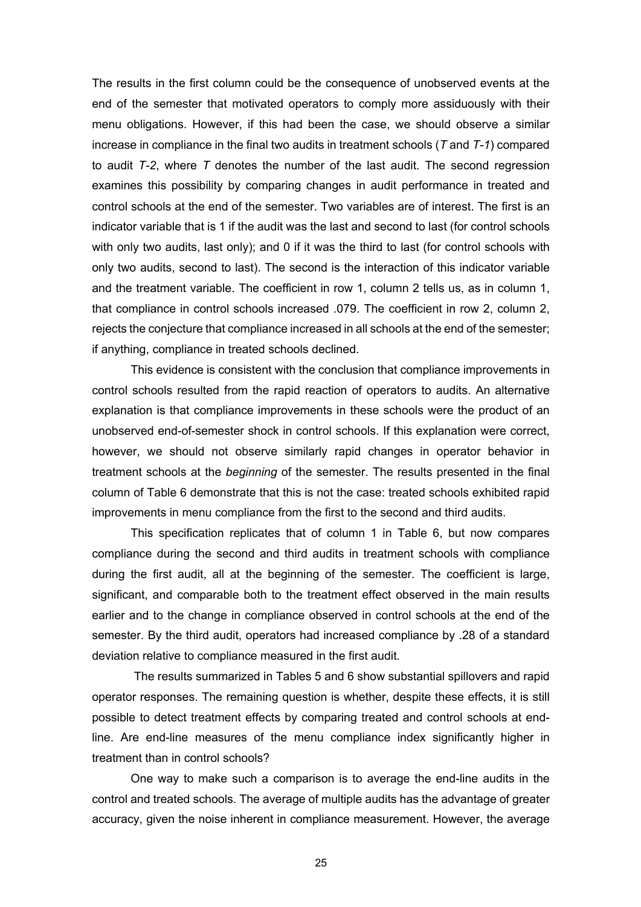The results in the first column could be the consequence of unobserved events at the end of the semester that motivated operators to comply more assiduously with their menu obligations. However, if this had been the case, we should observe a similar increase in compliance in the final two audits in treatment schools (*T* and *T-1*) compared to audit *T-2*, where *T* denotes the number of the last audit. The second regression examines this possibility by comparing changes in audit performance in treated and control schools at the end of the semester. Two variables are of interest. The first is an indicator variable that is 1 if the audit was the last and second to last (for control schools with only two audits, last only); and 0 if it was the third to last (for control schools with only two audits, second to last). The second is the interaction of this indicator variable and the treatment variable. The coefficient in row 1, column 2 tells us, as in column 1, that compliance in control schools increased .079. The coefficient in row 2, column 2, rejects the conjecture that compliance increased in all schools at the end of the semester; if anything, compliance in treated schools declined.

This evidence is consistent with the conclusion that compliance improvements in control schools resulted from the rapid reaction of operators to audits. An alternative explanation is that compliance improvements in these schools were the product of an unobserved end-of-semester shock in control schools. If this explanation were correct, however, we should not observe similarly rapid changes in operator behavior in treatment schools at the *beginning* of the semester. The results presented in the final column of Table 6 demonstrate that this is not the case: treated schools exhibited rapid improvements in menu compliance from the first to the second and third audits.

This specification replicates that of column 1 in Table 6, but now compares compliance during the second and third audits in treatment schools with compliance during the first audit, all at the beginning of the semester. The coefficient is large, significant, and comparable both to the treatment effect observed in the main results earlier and to the change in compliance observed in control schools at the end of the semester. By the third audit, operators had increased compliance by .28 of a standard deviation relative to compliance measured in the first audit.

The results summarized in Tables 5 and 6 show substantial spillovers and rapid operator responses. The remaining question is whether, despite these effects, it is still possible to detect treatment effects by comparing treated and control schools at end-line. Are end-line measures of the menu compliance index significantly higher in treatment than in control schools?

One way to make such a comparison is to average the end-line audits in the control and treated schools. The average of multiple audits has the advantage of greater accuracy, given the noise inherent in compliance measurement. However, the average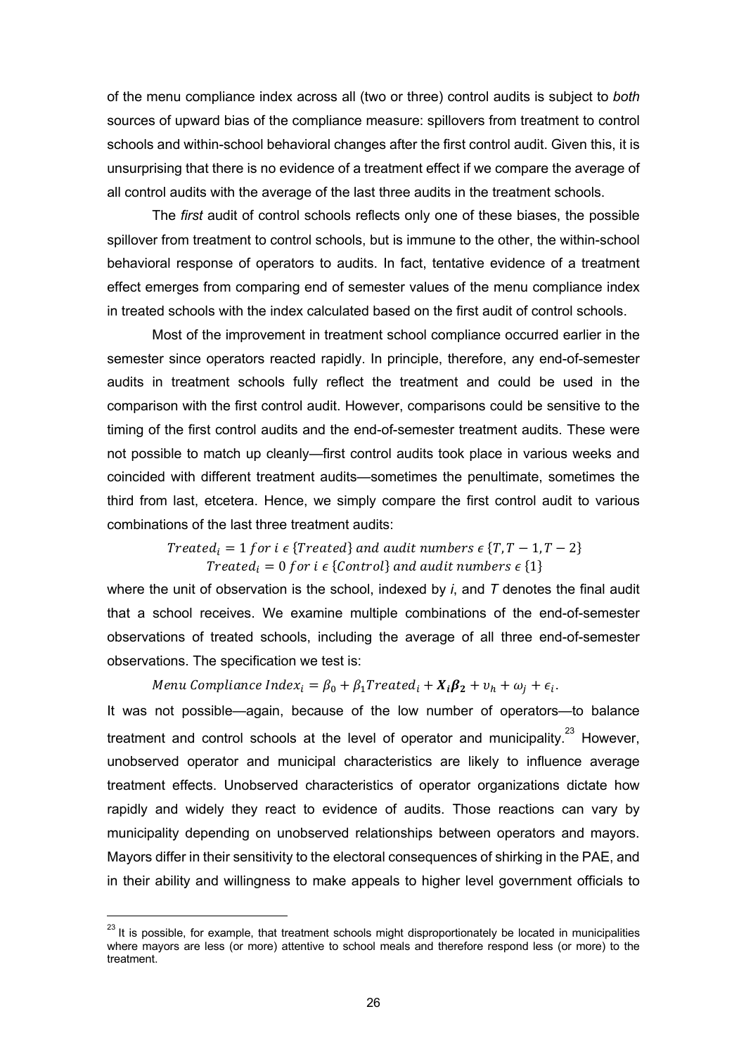of the menu compliance index across all (two or three) control audits is subject to *both* sources of upward bias of the compliance measure: spillovers from treatment to control schools and within-school behavioral changes after the first control audit. Given this, it is unsurprising that there is no evidence of a treatment effect if we compare the average of all control audits with the average of the last three audits in the treatment schools.

The *first* audit of control schools reflects only one of these biases, the possible spillover from treatment to control schools, but is immune to the other, the within-school behavioral response of operators to audits. In fact, tentative evidence of a treatment effect emerges from comparing end of semester values of the menu compliance index in treated schools with the index calculated based on the first audit of control schools.

Most of the improvement in treatment school compliance occurred earlier in the semester since operators reacted rapidly. In principle, therefore, any end-of-semester audits in treatment schools fully reflect the treatment and could be used in the comparison with the first control audit. However, comparisons could be sensitive to the timing of the first control audits and the end-of-semester treatment audits. These were not possible to match up cleanly—first control audits took place in various weeks and coincided with different treatment audits—sometimes the penultimate, sometimes the third from last, etcetera. Hence, we simply compare the first control audit to various combinations of the last three treatment audits:

$$Treated_i = 1 \; for \; i \in \{Treated\} \; and \; audit \; numbers \in \{T, T-1, T-2\}$$
$$Treated_i = 0 \; for \; i \in \{Control\} \; and \; audit \; numbers \in \{1\}$$

where the unit of observation is the school, indexed by *i*, and *T* denotes the final audit that a school receives. We examine multiple combinations of the end-of-semester observations of treated schools, including the average of all three end-of-semester observations. The specification we test is:

$$Menu \; Compliance \; Index_i = \beta_0 + \beta_1 Treated_i + \boldsymbol{X_i \beta_2} + \upsilon_h + \omega_j + \epsilon_i.$$

It was not possible—again, because of the low number of operators—to balance treatment and control schools at the level of operator and municipality.[23] However, unobserved operator and municipal characteristics are likely to influence average treatment effects. Unobserved characteristics of operator organizations dictate how rapidly and widely they react to evidence of audits. Those reactions can vary by municipality depending on unobserved relationships between operators and mayors. Mayors differ in their sensitivity to the electoral consequences of shirking in the PAE, and in their ability and willingness to make appeals to higher level government officials to

[23] It is possible, for example, that treatment schools might disproportionately be located in municipalities where mayors are less (or more) attentive to school meals and therefore respond less (or more) to the treatment.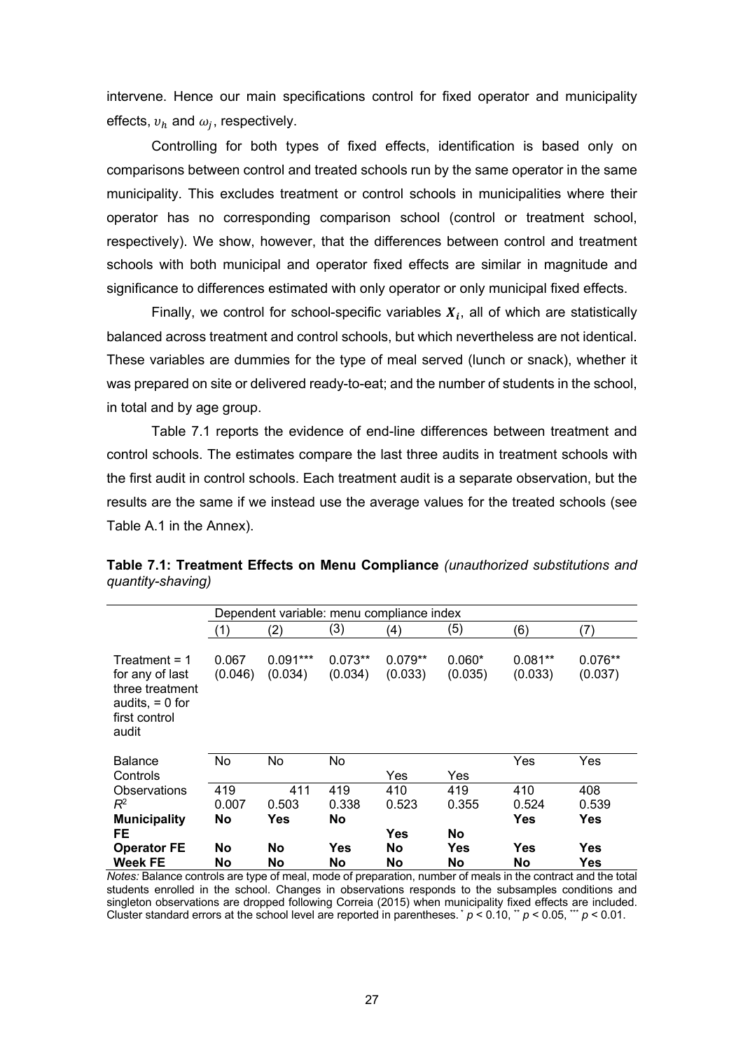intervene. Hence our main specifications control for fixed operator and municipality effects, $\upsilon_h$ and $\omega_j$, respectively.

Controlling for both types of fixed effects, identification is based only on comparisons between control and treated schools run by the same operator in the same municipality. This excludes treatment or control schools in municipalities where their operator has no corresponding comparison school (control or treatment school, respectively). We show, however, that the differences between control and treatment schools with both municipal and operator fixed effects are similar in magnitude and significance to differences estimated with only operator or only municipal fixed effects.

Finally, we control for school-specific variables $\boldsymbol{X_i}$, all of which are statistically balanced across treatment and control schools, but which nevertheless are not identical. These variables are dummies for the type of meal served (lunch or snack), whether it was prepared on site or delivered ready-to-eat; and the number of students in the school, in total and by age group.

Table 7.1 reports the evidence of end-line differences between treatment and control schools. The estimates compare the last three audits in treatment schools with the first audit in control schools. Each treatment audit is a separate observation, but the results are the same if we instead use the average values for the treated schools (see Table A.1 in the Annex).

**Table 7.1: Treatment Effects on Menu Compliance** *(unauthorized substitutions and quantity-shaving)*

| | Dependent variable: menu compliance index | | | | | | |
|---|---|---|---|---|---|---|---|
| | (1) | (2) | (3) | (4) | (5) | (6) | (7) |
| Treatment = 1 for any of last three treatment audits, = 0 for first control audit | 0.067<br>(0.046) | 0.091***<br>(0.034) | 0.073**<br>(0.034) | 0.079**<br>(0.033) | 0.060*<br>(0.035) | 0.081**<br>(0.033) | 0.076**<br>(0.037) |
| Balance Controls | No | No | No | Yes | Yes | Yes | Yes |
| Observations | 419 | 411 | 419 | 410 | 419 | 410 | 408 |
| $R^2$ | 0.007 | 0.503 | 0.338 | 0.523 | 0.355 | 0.524 | 0.539 |
| **Municipality FE** | **No** | **Yes** | **No** | **Yes** | **No** | **Yes** | **Yes** |
| **Operator FE** | **No** | **No** | **Yes** | **No** | **Yes** | **Yes** | **Yes** |
| **Week FE** | **No** | **No** | **No** | **No** | **No** | **No** | **Yes** |

*Notes:* Balance controls are type of meal, mode of preparation, number of meals in the contract and the total students enrolled in the school. Changes in observations responds to the subsamples conditions and singleton observations are dropped following Correia (2015) when municipality fixed effects are included. Cluster standard errors at the school level are reported in parentheses. * $p < 0.10$, ** $p < 0.05$, *** $p < 0.01$.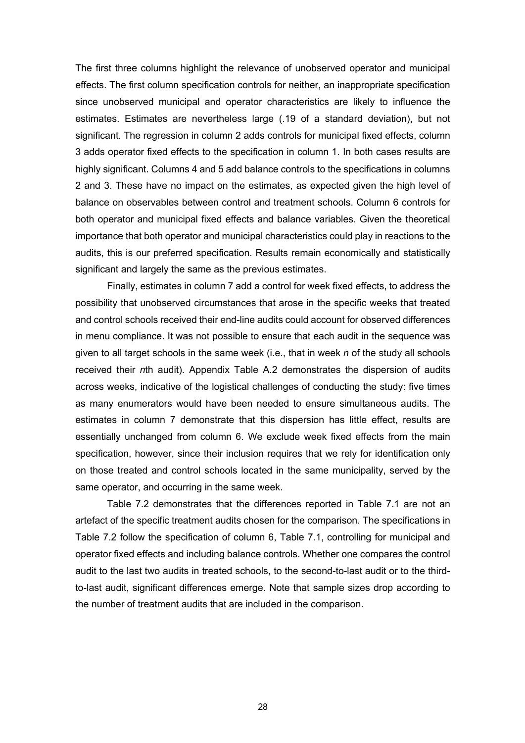The first three columns highlight the relevance of unobserved operator and municipal effects. The first column specification controls for neither, an inappropriate specification since unobserved municipal and operator characteristics are likely to influence the estimates. Estimates are nevertheless large (.19 of a standard deviation), but not significant. The regression in column 2 adds controls for municipal fixed effects, column 3 adds operator fixed effects to the specification in column 1. In both cases results are highly significant. Columns 4 and 5 add balance controls to the specifications in columns 2 and 3. These have no impact on the estimates, as expected given the high level of balance on observables between control and treatment schools. Column 6 controls for both operator and municipal fixed effects and balance variables. Given the theoretical importance that both operator and municipal characteristics could play in reactions to the audits, this is our preferred specification. Results remain economically and statistically significant and largely the same as the previous estimates.

Finally, estimates in column 7 add a control for week fixed effects, to address the possibility that unobserved circumstances that arose in the specific weeks that treated and control schools received their end-line audits could account for observed differences in menu compliance. It was not possible to ensure that each audit in the sequence was given to all target schools in the same week (i.e., that in week *n* of the study all schools received their *n*th audit). Appendix Table A.2 demonstrates the dispersion of audits across weeks, indicative of the logistical challenges of conducting the study: five times as many enumerators would have been needed to ensure simultaneous audits. The estimates in column 7 demonstrate that this dispersion has little effect, results are essentially unchanged from column 6. We exclude week fixed effects from the main specification, however, since their inclusion requires that we rely for identification only on those treated and control schools located in the same municipality, served by the same operator, and occurring in the same week.

Table 7.2 demonstrates that the differences reported in Table 7.1 are not an artefact of the specific treatment audits chosen for the comparison. The specifications in Table 7.2 follow the specification of column 6, Table 7.1, controlling for municipal and operator fixed effects and including balance controls. Whether one compares the control audit to the last two audits in treated schools, to the second-to-last audit or to the third-to-last audit, significant differences emerge. Note that sample sizes drop according to the number of treatment audits that are included in the comparison.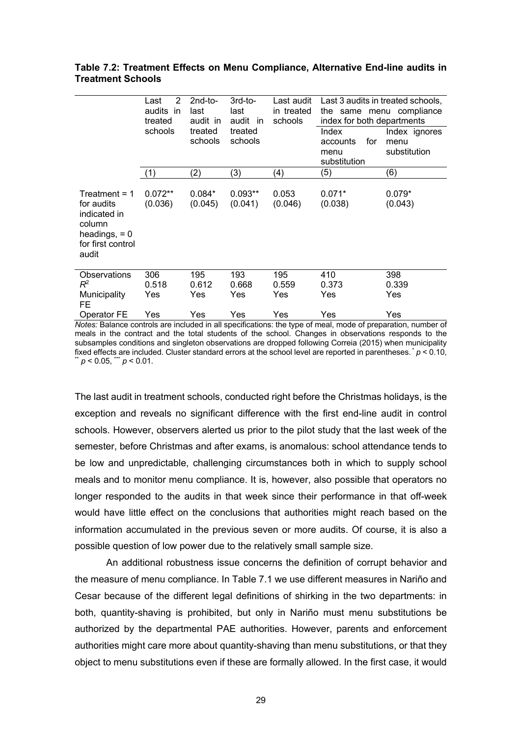**Table 7.2: Treatment Effects on Menu Compliance, Alternative End-line audits in Treatment Schools**

| | Last 2 audits in treated schools | 2nd-to-last audit in treated schools | 3rd-to-last audit in treated schools | Last audit in treated schools | Last 3 audits in treated schools, the same menu compliance index for both departments | |
|---|---|---|---|---|---|---|
| | | | | | Index accounts for menu substitution | Index ignores menu substitution |
| | (1) | (2) | (3) | (4) | (5) | (6) |
| Treatment = 1 for audits indicated in column headings, = 0 for first control audit | 0.072** (0.036) | 0.084* (0.045) | 0.093** (0.041) | 0.053 (0.046) | 0.071* (0.038) | 0.079* (0.043) |
| Observations | 306 | 195 | 193 | 195 | 410 | 398 |
| $R^2$ | 0.518 | 0.612 | 0.668 | 0.559 | 0.373 | 0.339 |
| Municipality FE | Yes | Yes | Yes | Yes | Yes | Yes |
| Operator FE | Yes | Yes | Yes | Yes | Yes | Yes |

*Notes:* Balance controls are included in all specifications: the type of meal, mode of preparation, number of meals in the contract and the total students of the school. Changes in observations responds to the subsamples conditions and singleton observations are dropped following Correia (2015) when municipality fixed effects are included. Cluster standard errors at the school level are reported in parentheses. * $p < 0.10$, ** $p < 0.05$, *** $p < 0.01$.

The last audit in treatment schools, conducted right before the Christmas holidays, is the exception and reveals no significant difference with the first end-line audit in control schools. However, observers alerted us prior to the pilot study that the last week of the semester, before Christmas and after exams, is anomalous: school attendance tends to be low and unpredictable, challenging circumstances both in which to supply school meals and to monitor menu compliance. It is, however, also possible that operators no longer responded to the audits in that week since their performance in that off-week would have little effect on the conclusions that authorities might reach based on the information accumulated in the previous seven or more audits. Of course, it is also a possible question of low power due to the relatively small sample size.

An additional robustness issue concerns the definition of corrupt behavior and the measure of menu compliance. In Table 7.1 we use different measures in Nariño and Cesar because of the different legal definitions of shirking in the two departments: in both, quantity-shaving is prohibited, but only in Nariño must menu substitutions be authorized by the departmental PAE authorities. However, parents and enforcement authorities might care more about quantity-shaving than menu substitutions, or that they object to menu substitutions even if these are formally allowed. In the first case, it would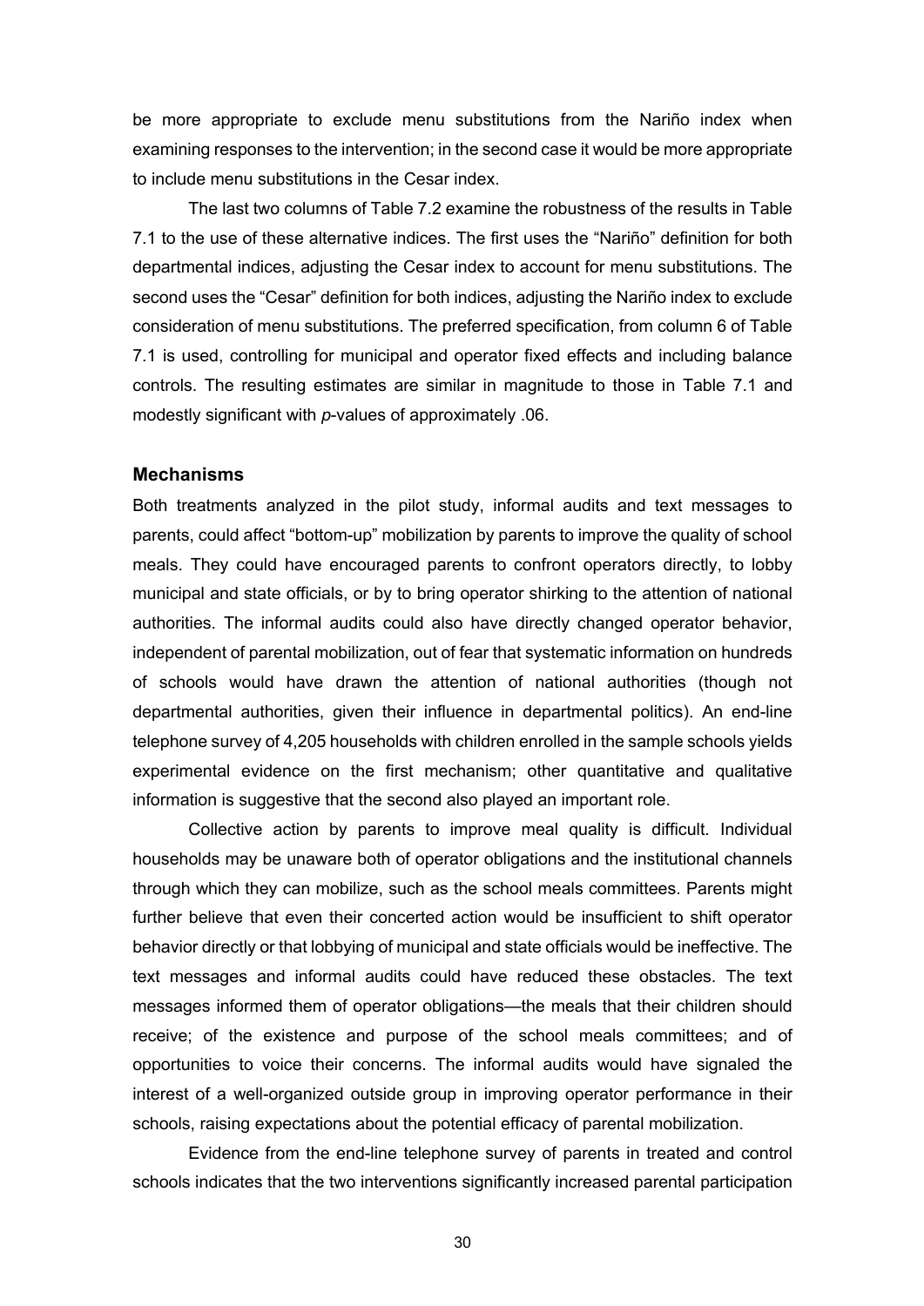be more appropriate to exclude menu substitutions from the Nariño index when examining responses to the intervention; in the second case it would be more appropriate to include menu substitutions in the Cesar index.

The last two columns of Table 7.2 examine the robustness of the results in Table 7.1 to the use of these alternative indices. The first uses the "Nariño" definition for both departmental indices, adjusting the Cesar index to account for menu substitutions. The second uses the "Cesar" definition for both indices, adjusting the Nariño index to exclude consideration of menu substitutions. The preferred specification, from column 6 of Table 7.1 is used, controlling for municipal and operator fixed effects and including balance controls. The resulting estimates are similar in magnitude to those in Table 7.1 and modestly significant with *p*-values of approximately .06.

### Mechanisms

Both treatments analyzed in the pilot study, informal audits and text messages to parents, could affect "bottom-up" mobilization by parents to improve the quality of school meals. They could have encouraged parents to confront operators directly, to lobby municipal and state officials, or by to bring operator shirking to the attention of national authorities. The informal audits could also have directly changed operator behavior, independent of parental mobilization, out of fear that systematic information on hundreds of schools would have drawn the attention of national authorities (though not departmental authorities, given their influence in departmental politics). An end-line telephone survey of 4,205 households with children enrolled in the sample schools yields experimental evidence on the first mechanism; other quantitative and qualitative information is suggestive that the second also played an important role.

Collective action by parents to improve meal quality is difficult. Individual households may be unaware both of operator obligations and the institutional channels through which they can mobilize, such as the school meals committees. Parents might further believe that even their concerted action would be insufficient to shift operator behavior directly or that lobbying of municipal and state officials would be ineffective. The text messages and informal audits could have reduced these obstacles. The text messages informed them of operator obligations—the meals that their children should receive; of the existence and purpose of the school meals committees; and of opportunities to voice their concerns. The informal audits would have signaled the interest of a well-organized outside group in improving operator performance in their schools, raising expectations about the potential efficacy of parental mobilization.

Evidence from the end-line telephone survey of parents in treated and control schools indicates that the two interventions significantly increased parental participation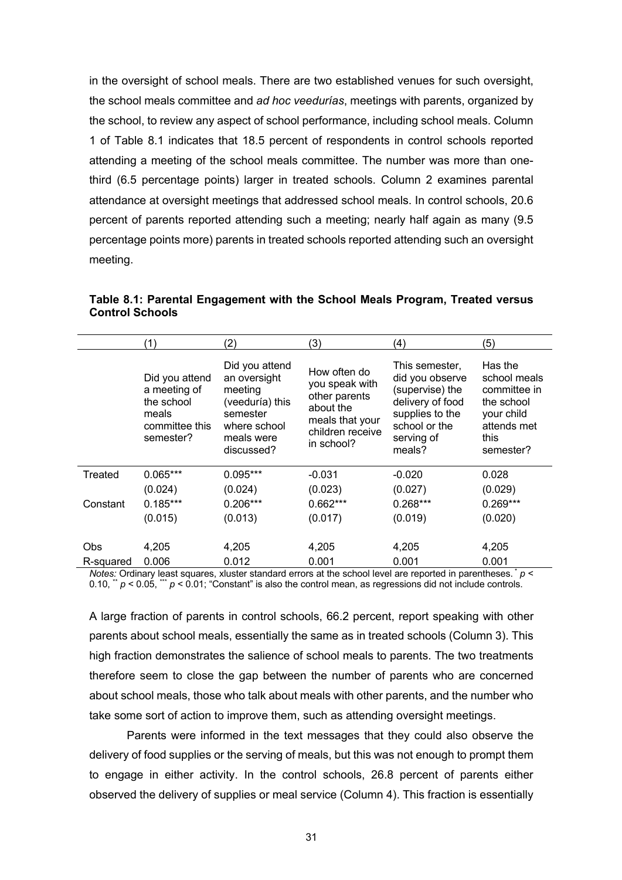in the oversight of school meals. There are two established venues for such oversight, the school meals committee and *ad hoc veedurías*, meetings with parents, organized by the school, to review any aspect of school performance, including school meals. Column 1 of Table 8.1 indicates that 18.5 percent of respondents in control schools reported attending a meeting of the school meals committee. The number was more than one-third (6.5 percentage points) larger in treated schools. Column 2 examines parental attendance at oversight meetings that addressed school meals. In control schools, 20.6 percent of parents reported attending such a meeting; nearly half again as many (9.5 percentage points more) parents in treated schools reported attending such an oversight meeting.

**Table 8.1: Parental Engagement with the School Meals Program, Treated versus Control Schools**

| | (1) | (2) | (3) | (4) | (5) |
|---|---|---|---|---|---|
| | Did you attend a meeting of the school meals committee this semester? | Did you attend an oversight meeting (veeduría) this semester where school meals were discussed? | How often do you speak with other parents about the meals that your children receive in school? | This semester, did you observe (supervise) the delivery of food supplies to the school or the serving of meals? | Has the school meals committee in the school your child attends met this semester? |
| Treated | 0.065*** | 0.095*** | -0.031 | -0.020 | 0.028 |
| | (0.024) | (0.024) | (0.023) | (0.027) | (0.029) |
| Constant | 0.185*** | 0.206*** | 0.662*** | 0.268*** | 0.269*** |
| | (0.015) | (0.013) | (0.017) | (0.019) | (0.020) |
| Obs | 4,205 | 4,205 | 4,205 | 4,205 | 4,205 |
| R-squared | 0.006 | 0.012 | 0.001 | 0.001 | 0.001 |

*Notes:* Ordinary least squares, xluster standard errors at the school level are reported in parentheses. * $p < 0.10$, ** $p < 0.05$, *** $p < 0.01$; "Constant" is also the control mean, as regressions did not include controls.

A large fraction of parents in control schools, 66.2 percent, report speaking with other parents about school meals, essentially the same as in treated schools (Column 3). This high fraction demonstrates the salience of school meals to parents. The two treatments therefore seem to close the gap between the number of parents who are concerned about school meals, those who talk about meals with other parents, and the number who take some sort of action to improve them, such as attending oversight meetings.

Parents were informed in the text messages that they could also observe the delivery of food supplies or the serving of meals, but this was not enough to prompt them to engage in either activity. In the control schools, 26.8 percent of parents either observed the delivery of supplies or meal service (Column 4). This fraction is essentially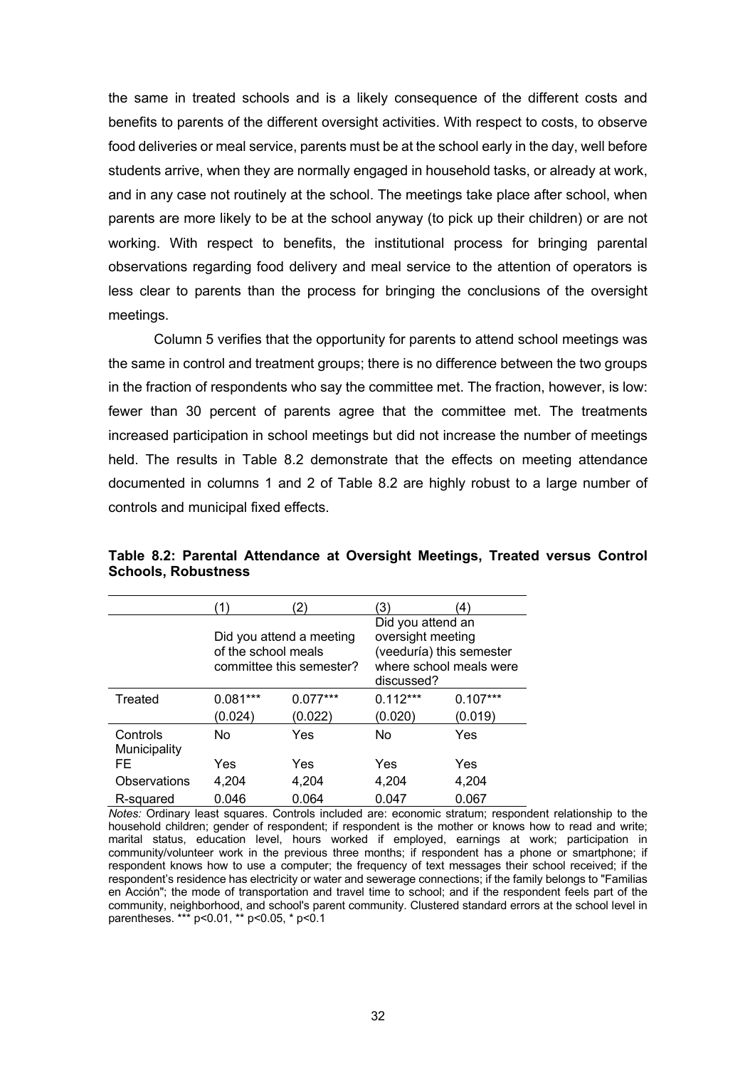the same in treated schools and is a likely consequence of the different costs and benefits to parents of the different oversight activities. With respect to costs, to observe food deliveries or meal service, parents must be at the school early in the day, well before students arrive, when they are normally engaged in household tasks, or already at work, and in any case not routinely at the school. The meetings take place after school, when parents are more likely to be at the school anyway (to pick up their children) or are not working. With respect to benefits, the institutional process for bringing parental observations regarding food delivery and meal service to the attention of operators is less clear to parents than the process for bringing the conclusions of the oversight meetings.

Column 5 verifies that the opportunity for parents to attend school meetings was the same in control and treatment groups; there is no difference between the two groups in the fraction of respondents who say the committee met. The fraction, however, is low: fewer than 30 percent of parents agree that the committee met. The treatments increased participation in school meetings but did not increase the number of meetings held. The results in Table 8.2 demonstrate that the effects on meeting attendance documented in columns 1 and 2 of Table 8.2 are highly robust to a large number of controls and municipal fixed effects.

**Table 8.2: Parental Attendance at Oversight Meetings, Treated versus Control Schools, Robustness**

| | (1) | (2) | (3) | (4) |
|---|---|---|---|---|
| | Did you attend a meeting of the school meals committee this semester? | | Did you attend an oversight meeting (veeduría) this semester where school meals were discussed? | |
| Treated | 0.081*** | 0.077*** | 0.112*** | 0.107*** |
| | (0.024) | (0.022) | (0.020) | (0.019) |
| Controls | No | Yes | No | Yes |
| Municipality FE | Yes | Yes | Yes | Yes |
| Observations | 4,204 | 4,204 | 4,204 | 4,204 |
| R-squared | 0.046 | 0.064 | 0.047 | 0.067 |

*Notes:* Ordinary least squares. Controls included are: economic stratum; respondent relationship to the household children; gender of respondent; if respondent is the mother or knows how to read and write; marital status, education level, hours worked if employed, earnings at work; participation in community/volunteer work in the previous three months; if respondent has a phone or smartphone; if respondent knows how to use a computer; the frequency of text messages their school received; if the respondent's residence has electricity or water and sewerage connections; if the family belongs to "Familias en Acción"; the mode of transportation and travel time to school; and if the respondent feels part of the community, neighborhood, and school's parent community. Clustered standard errors at the school level in parentheses. *** p<0.01, ** p<0.05, * p<0.1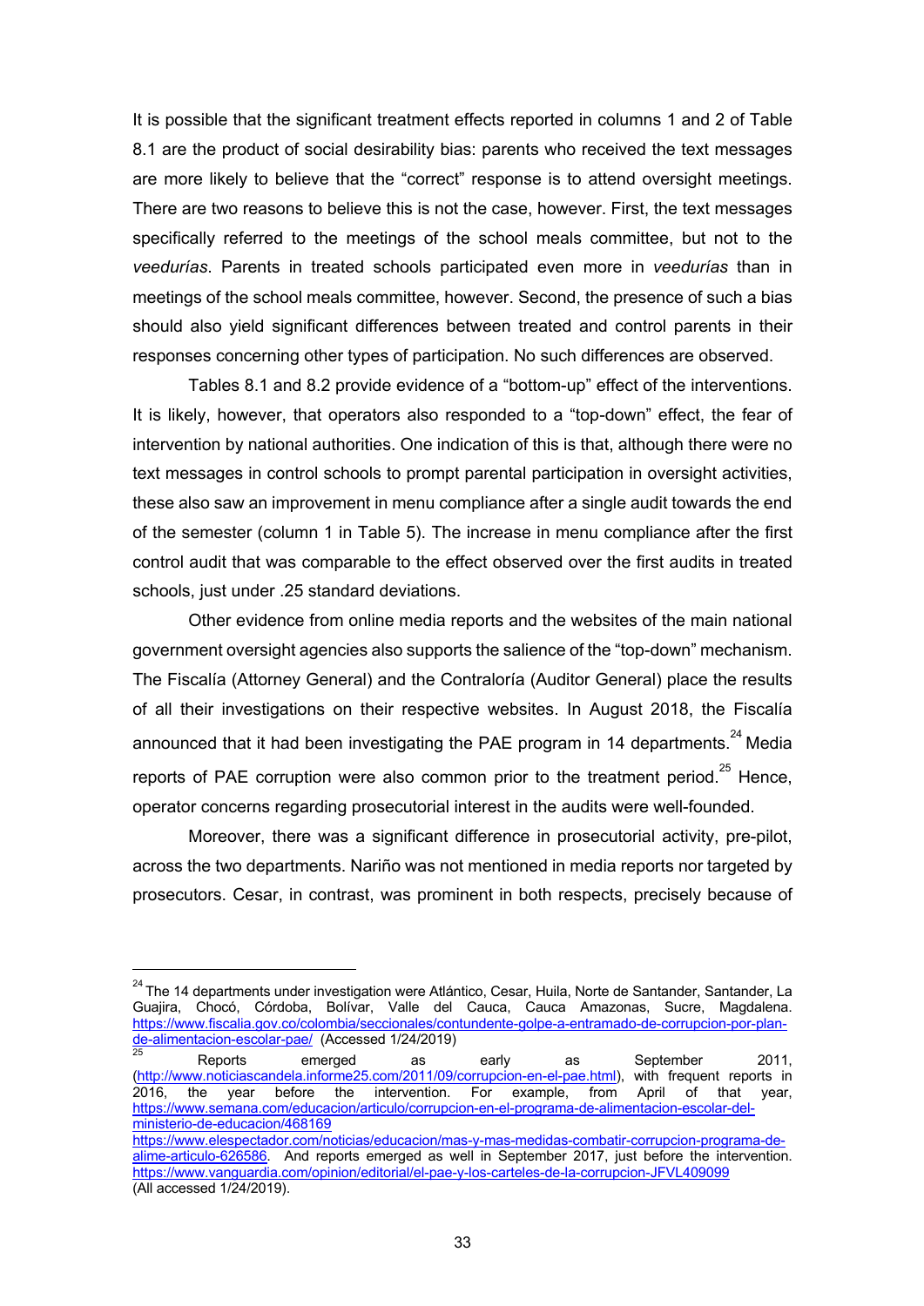It is possible that the significant treatment effects reported in columns 1 and 2 of Table 8.1 are the product of social desirability bias: parents who received the text messages are more likely to believe that the "correct" response is to attend oversight meetings. There are two reasons to believe this is not the case, however. First, the text messages specifically referred to the meetings of the school meals committee, but not to the *veedurías*. Parents in treated schools participated even more in *veedurías* than in meetings of the school meals committee, however. Second, the presence of such a bias should also yield significant differences between treated and control parents in their responses concerning other types of participation. No such differences are observed.

Tables 8.1 and 8.2 provide evidence of a "bottom-up" effect of the interventions. It is likely, however, that operators also responded to a "top-down" effect, the fear of intervention by national authorities. One indication of this is that, although there were no text messages in control schools to prompt parental participation in oversight activities, these also saw an improvement in menu compliance after a single audit towards the end of the semester (column 1 in Table 5). The increase in menu compliance after the first control audit that was comparable to the effect observed over the first audits in treated schools, just under .25 standard deviations.

Other evidence from online media reports and the websites of the main national government oversight agencies also supports the salience of the "top-down" mechanism. The Fiscalía (Attorney General) and the Contraloría (Auditor General) place the results of all their investigations on their respective websites. In August 2018, the Fiscalía announced that it had been investigating the PAE program in 14 departments.[24] Media reports of PAE corruption were also common prior to the treatment period.[25] Hence, operator concerns regarding prosecutorial interest in the audits were well-founded.

Moreover, there was a significant difference in prosecutorial activity, pre-pilot, across the two departments. Nariño was not mentioned in media reports nor targeted by prosecutors. Cesar, in contrast, was prominent in both respects, precisely because of

---

[24] The 14 departments under investigation were Atlántico, Cesar, Huila, Norte de Santander, Santander, La Guajira, Chocó, Córdoba, Bolívar, Valle del Cauca, Cauca Amazonas, Sucre, Magdalena. https://www.fiscalia.gov.co/colombia/seccionales/contundente-golpe-a-entramado-de-corrupcion-por-plan-de-alimentacion-escolar-pae/ (Accessed 1/24/2019)

[25] Reports emerged as early as September 2011, (http://www.noticiascandela.informe25.com/2011/09/corrupcion-en-el-pae.html), with frequent reports in 2016, the year before the intervention. For example, from April of that year, https://www.semana.com/educacion/articulo/corrupcion-en-el-programa-de-alimentacion-escolar-del-ministerio-de-educacion/468169 https://www.elespectador.com/noticias/educacion/mas-y-mas-medidas-combatir-corrupcion-programa-de-alime-articulo-626586. And reports emerged as well in September 2017, just before the intervention. https://www.vanguardia.com/opinion/editorial/el-pae-y-los-carteles-de-la-corrupcion-JFVL409099 (All accessed 1/24/2019).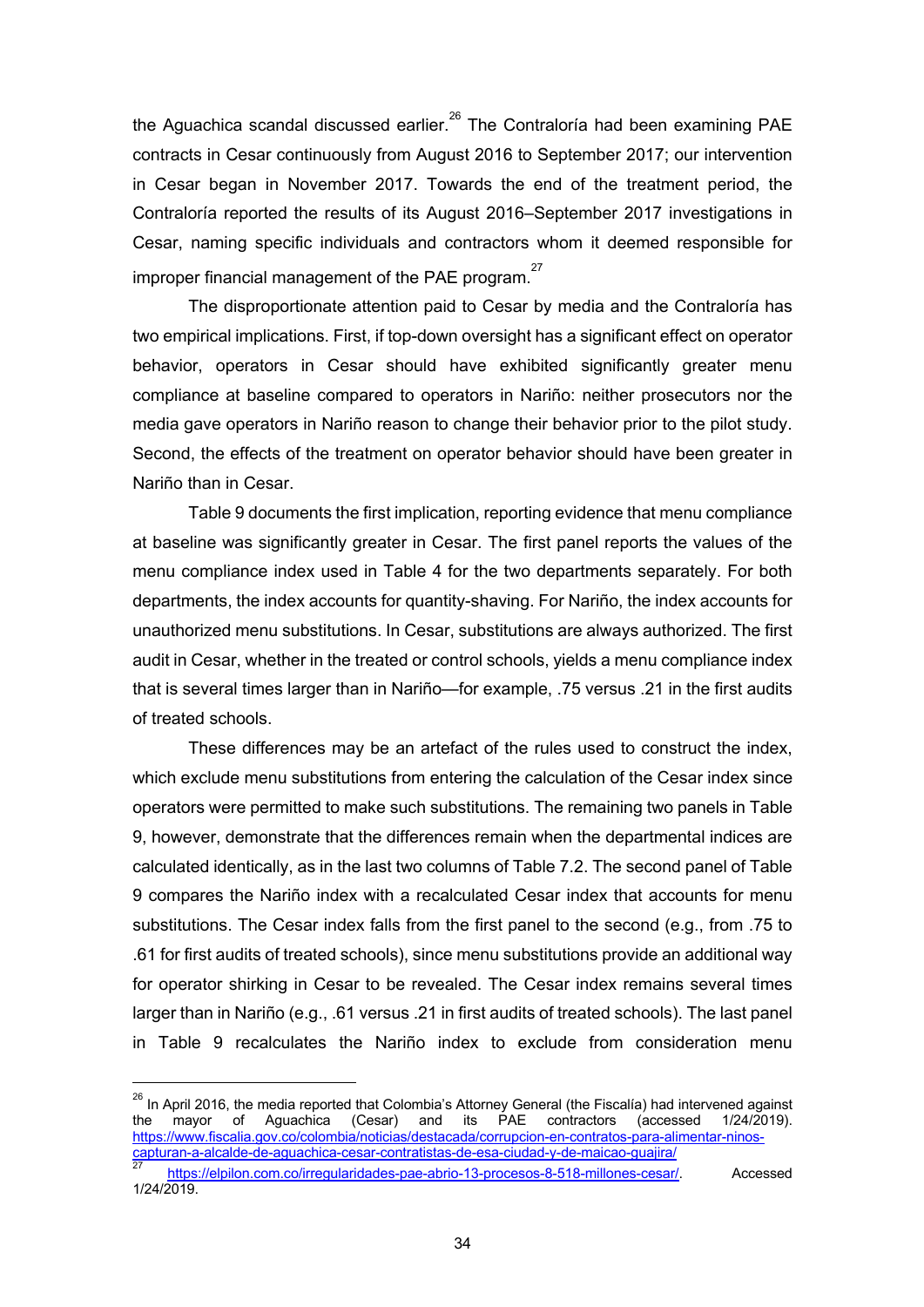the Aguachica scandal discussed earlier.[26] The Contraloría had been examining PAE contracts in Cesar continuously from August 2016 to September 2017; our intervention in Cesar began in November 2017. Towards the end of the treatment period, the Contraloría reported the results of its August 2016–September 2017 investigations in Cesar, naming specific individuals and contractors whom it deemed responsible for improper financial management of the PAE program.[27]

The disproportionate attention paid to Cesar by media and the Contraloría has two empirical implications. First, if top-down oversight has a significant effect on operator behavior, operators in Cesar should have exhibited significantly greater menu compliance at baseline compared to operators in Nariño: neither prosecutors nor the media gave operators in Nariño reason to change their behavior prior to the pilot study. Second, the effects of the treatment on operator behavior should have been greater in Nariño than in Cesar.

Table 9 documents the first implication, reporting evidence that menu compliance at baseline was significantly greater in Cesar. The first panel reports the values of the menu compliance index used in Table 4 for the two departments separately. For both departments, the index accounts for quantity-shaving. For Nariño, the index accounts for unauthorized menu substitutions. In Cesar, substitutions are always authorized. The first audit in Cesar, whether in the treated or control schools, yields a menu compliance index that is several times larger than in Nariño—for example, .75 versus .21 in the first audits of treated schools.

These differences may be an artefact of the rules used to construct the index, which exclude menu substitutions from entering the calculation of the Cesar index since operators were permitted to make such substitutions. The remaining two panels in Table 9, however, demonstrate that the differences remain when the departmental indices are calculated identically, as in the last two columns of Table 7.2. The second panel of Table 9 compares the Nariño index with a recalculated Cesar index that accounts for menu substitutions. The Cesar index falls from the first panel to the second (e.g., from .75 to .61 for first audits of treated schools), since menu substitutions provide an additional way for operator shirking in Cesar to be revealed. The Cesar index remains several times larger than in Nariño (e.g., .61 versus .21 in first audits of treated schools). The last panel in Table 9 recalculates the Nariño index to exclude from consideration menu

---

[26] In April 2016, the media reported that Colombia's Attorney General (the Fiscalía) had intervened against the mayor of Aguachica (Cesar) and its PAE contractors (accessed 1/24/2019). https://www.fiscalia.gov.co/colombia/noticias/destacada/corrupcion-en-contratos-para-alimentar-ninos-capturan-a-alcalde-de-aguachica-cesar-contratistas-de-esa-ciudad-y-de-maicao-guajira/

[27] https://elpilon.com.co/irregularidades-pae-abrio-13-procesos-8-518-millones-cesar/. Accessed 1/24/2019.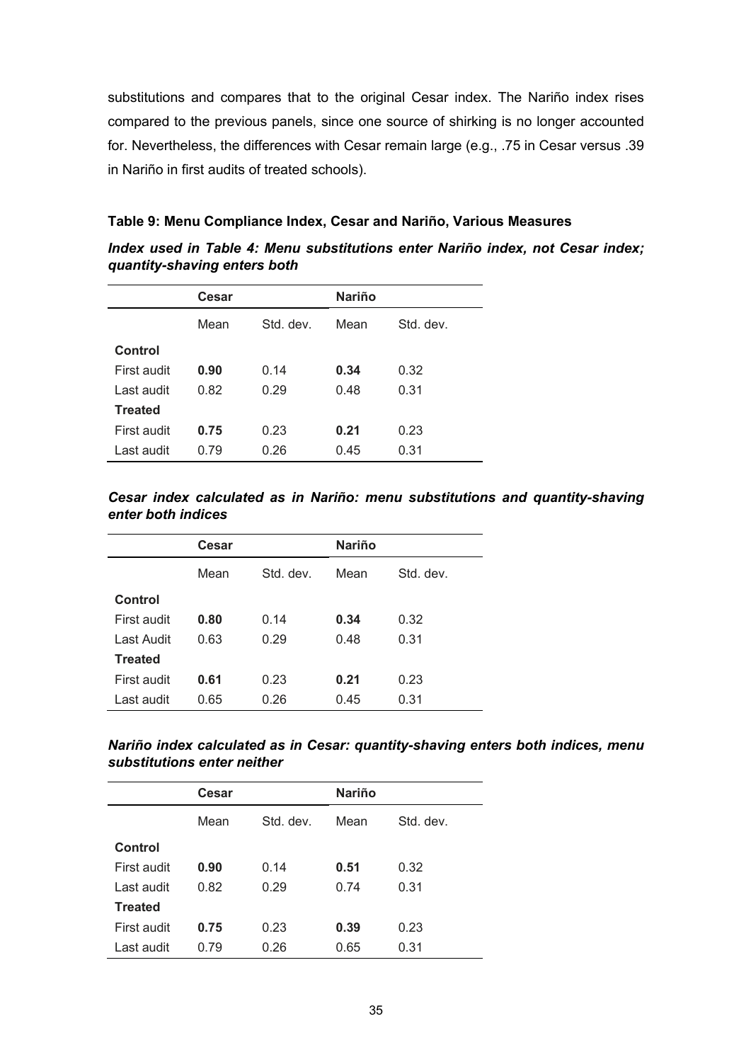substitutions and compares that to the original Cesar index. The Nariño index rises compared to the previous panels, since one source of shirking is no longer accounted for. Nevertheless, the differences with Cesar remain large (e.g., .75 in Cesar versus .39 in Nariño in first audits of treated schools).

**Table 9: Menu Compliance Index, Cesar and Nariño, Various Measures**

***Index used in Table 4: Menu substitutions enter Nariño index, not Cesar index; quantity-shaving enters both***

| | Cesar | | Nariño | |
|---|---|---|---|---|
| | Mean | Std. dev. | Mean | Std. dev. |
| **Control** | | | | |
| First audit | **0.90** | 0.14 | **0.34** | 0.32 |
| Last audit | 0.82 | 0.29 | 0.48 | 0.31 |
| **Treated** | | | | |
| First audit | **0.75** | 0.23 | **0.21** | 0.23 |
| Last audit | 0.79 | 0.26 | 0.45 | 0.31 |

***Cesar index calculated as in Nariño: menu substitutions and quantity-shaving enter both indices***

| | Cesar | | Nariño | |
|---|---|---|---|---|
| | Mean | Std. dev. | Mean | Std. dev. |
| **Control** | | | | |
| First audit | **0.80** | 0.14 | **0.34** | 0.32 |
| Last Audit | 0.63 | 0.29 | 0.48 | 0.31 |
| **Treated** | | | | |
| First audit | **0.61** | 0.23 | **0.21** | 0.23 |
| Last audit | 0.65 | 0.26 | 0.45 | 0.31 |

***Nariño index calculated as in Cesar: quantity-shaving enters both indices, menu substitutions enter neither***

| | Cesar | | Nariño | |
|---|---|---|---|---|
| | Mean | Std. dev. | Mean | Std. dev. |
| **Control** | | | | |
| First audit | **0.90** | 0.14 | **0.51** | 0.32 |
| Last audit | 0.82 | 0.29 | 0.74 | 0.31 |
| **Treated** | | | | |
| First audit | **0.75** | 0.23 | **0.39** | 0.23 |
| Last audit | 0.79 | 0.26 | 0.65 | 0.31 |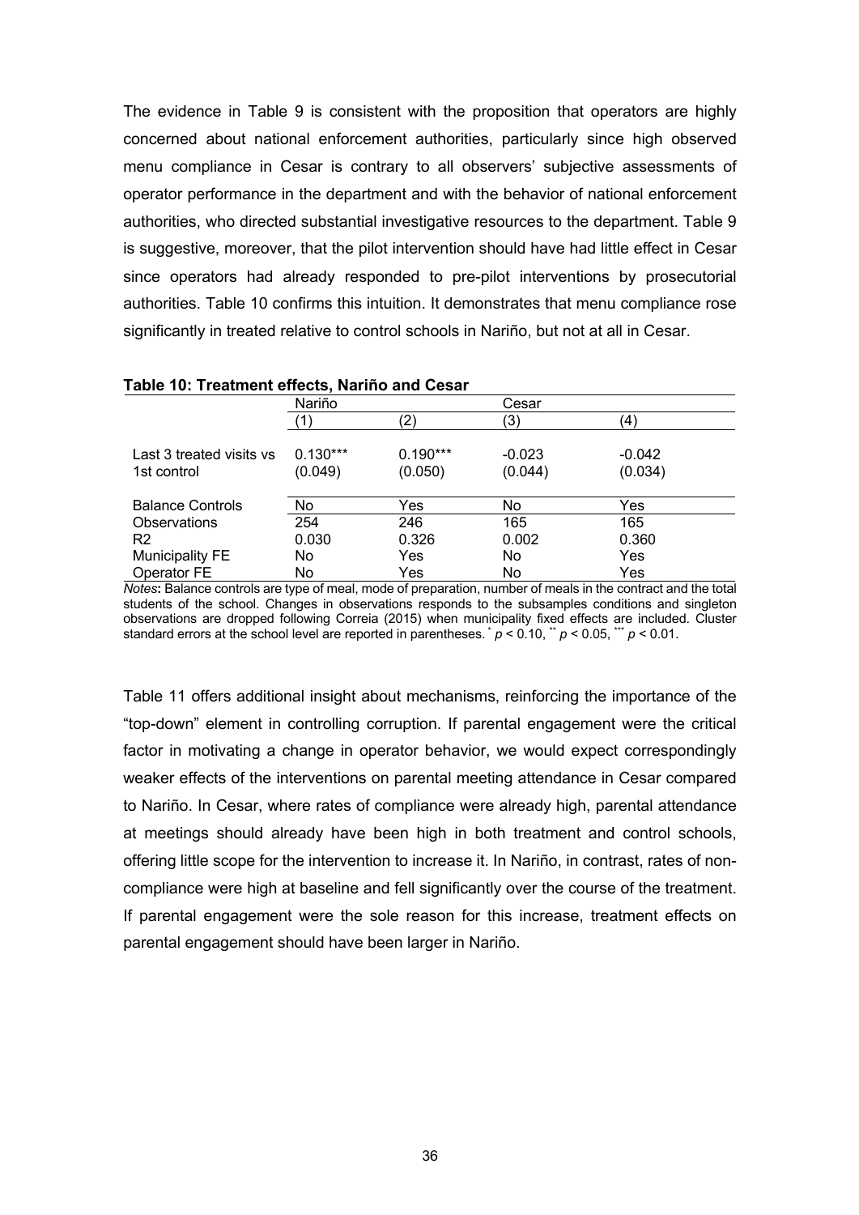The evidence in Table 9 is consistent with the proposition that operators are highly concerned about national enforcement authorities, particularly since high observed menu compliance in Cesar is contrary to all observers' subjective assessments of operator performance in the department and with the behavior of national enforcement authorities, who directed substantial investigative resources to the department. Table 9 is suggestive, moreover, that the pilot intervention should have had little effect in Cesar since operators had already responded to pre-pilot interventions by prosecutorial authorities. Table 10 confirms this intuition. It demonstrates that menu compliance rose significantly in treated relative to control schools in Nariño, but not at all in Cesar.

**Table 10: Treatment effects, Nariño and Cesar**

| | Nariño | | Cesar | |
|---|---|---|---|---|
| | (1) | (2) | (3) | (4) |
| Last 3 treated visits vs 1st control | 0.130*** | 0.190*** | -0.023 | -0.042 |
| | (0.049) | (0.050) | (0.044) | (0.034) |
| Balance Controls | No | Yes | No | Yes |
| Observations | 254 | 246 | 165 | 165 |
| R2 | 0.030 | 0.326 | 0.002 | 0.360 |
| Municipality FE | No | Yes | No | Yes |
| Operator FE | No | Yes | No | Yes |

*Notes*: Balance controls are type of meal, mode of preparation, number of meals in the contract and the total students of the school. Changes in observations responds to the subsamples conditions and singleton observations are dropped following Correia (2015) when municipality fixed effects are included. Cluster standard errors at the school level are reported in parentheses. * $p < 0.10$, ** $p < 0.05$, *** $p < 0.01$.

Table 11 offers additional insight about mechanisms, reinforcing the importance of the "top-down" element in controlling corruption. If parental engagement were the critical factor in motivating a change in operator behavior, we would expect correspondingly weaker effects of the interventions on parental meeting attendance in Cesar compared to Nariño. In Cesar, where rates of compliance were already high, parental attendance at meetings should already have been high in both treatment and control schools, offering little scope for the intervention to increase it. In Nariño, in contrast, rates of non-compliance were high at baseline and fell significantly over the course of the treatment. If parental engagement were the sole reason for this increase, treatment effects on parental engagement should have been larger in Nariño.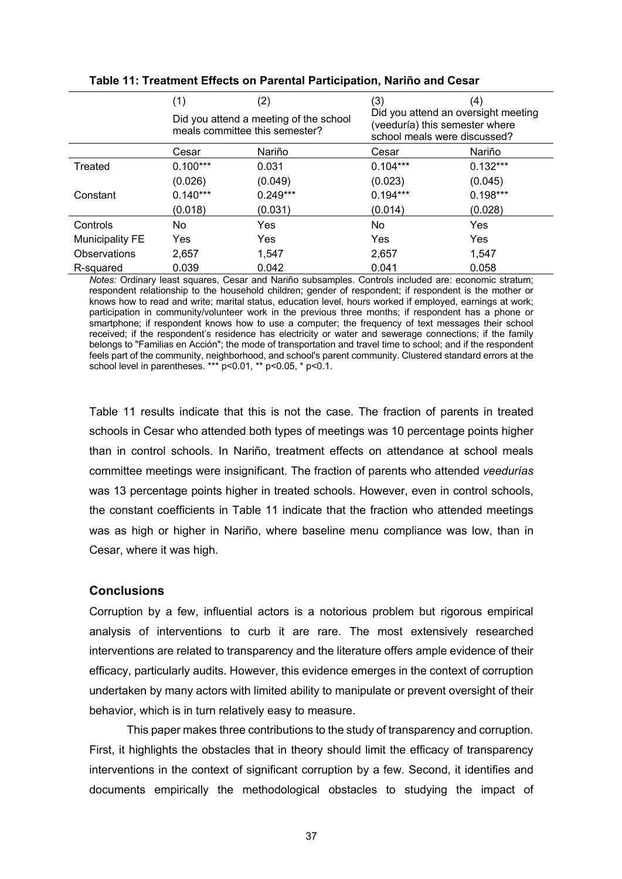**Table 11: Treatment Effects on Parental Participation, Nariño and Cesar**

| | (1) | (2) | (3) | (4) |
|---|---|---|---|---|
| | Did you attend a meeting of the school meals committee this semester? | | Did you attend an oversight meeting (veeduría) this semester where school meals were discussed? | |
| | Cesar | Nariño | Cesar | Nariño |
| Treated | 0.100*** | 0.031 | 0.104*** | 0.132*** |
| | (0.026) | (0.049) | (0.023) | (0.045) |
| Constant | 0.140*** | 0.249*** | 0.194*** | 0.198*** |
| | (0.018) | (0.031) | (0.014) | (0.028) |
| Controls | No | Yes | No | Yes |
| Municipality FE | Yes | Yes | Yes | Yes |
| Observations | 2,657 | 1,547 | 2,657 | 1,547 |
| R-squared | 0.039 | 0.042 | 0.041 | 0.058 |

*Notes:* Ordinary least squares, Cesar and Nariño subsamples. Controls included are: economic stratum; respondent relationship to the household children; gender of respondent; if respondent is the mother or knows how to read and write; marital status, education level, hours worked if employed, earnings at work; participation in community/volunteer work in the previous three months; if respondent has a phone or smartphone; if respondent knows how to use a computer; the frequency of text messages their school received; if the respondent's residence has electricity or water and sewerage connections; if the family belongs to "Familias en Acción"; the mode of transportation and travel time to school; and if the respondent feels part of the community, neighborhood, and school's parent community. Clustered standard errors at the school level in parentheses. *** p<0.01, ** p<0.05, * p<0.1.

Table 11 results indicate that this is not the case. The fraction of parents in treated schools in Cesar who attended both types of meetings was 10 percentage points higher than in control schools. In Nariño, treatment effects on attendance at school meals committee meetings were insignificant. The fraction of parents who attended *veedurías* was 13 percentage points higher in treated schools. However, even in control schools, the constant coefficients in Table 11 indicate that the fraction who attended meetings was as high or higher in Nariño, where baseline menu compliance was low, than in Cesar, where it was high.

## Conclusions

Corruption by a few, influential actors is a notorious problem but rigorous empirical analysis of interventions to curb it are rare. The most extensively researched interventions are related to transparency and the literature offers ample evidence of their efficacy, particularly audits. However, this evidence emerges in the context of corruption undertaken by many actors with limited ability to manipulate or prevent oversight of their behavior, which is in turn relatively easy to measure.

This paper makes three contributions to the study of transparency and corruption. First, it highlights the obstacles that in theory should limit the efficacy of transparency interventions in the context of significant corruption by a few. Second, it identifies and documents empirically the methodological obstacles to studying the impact of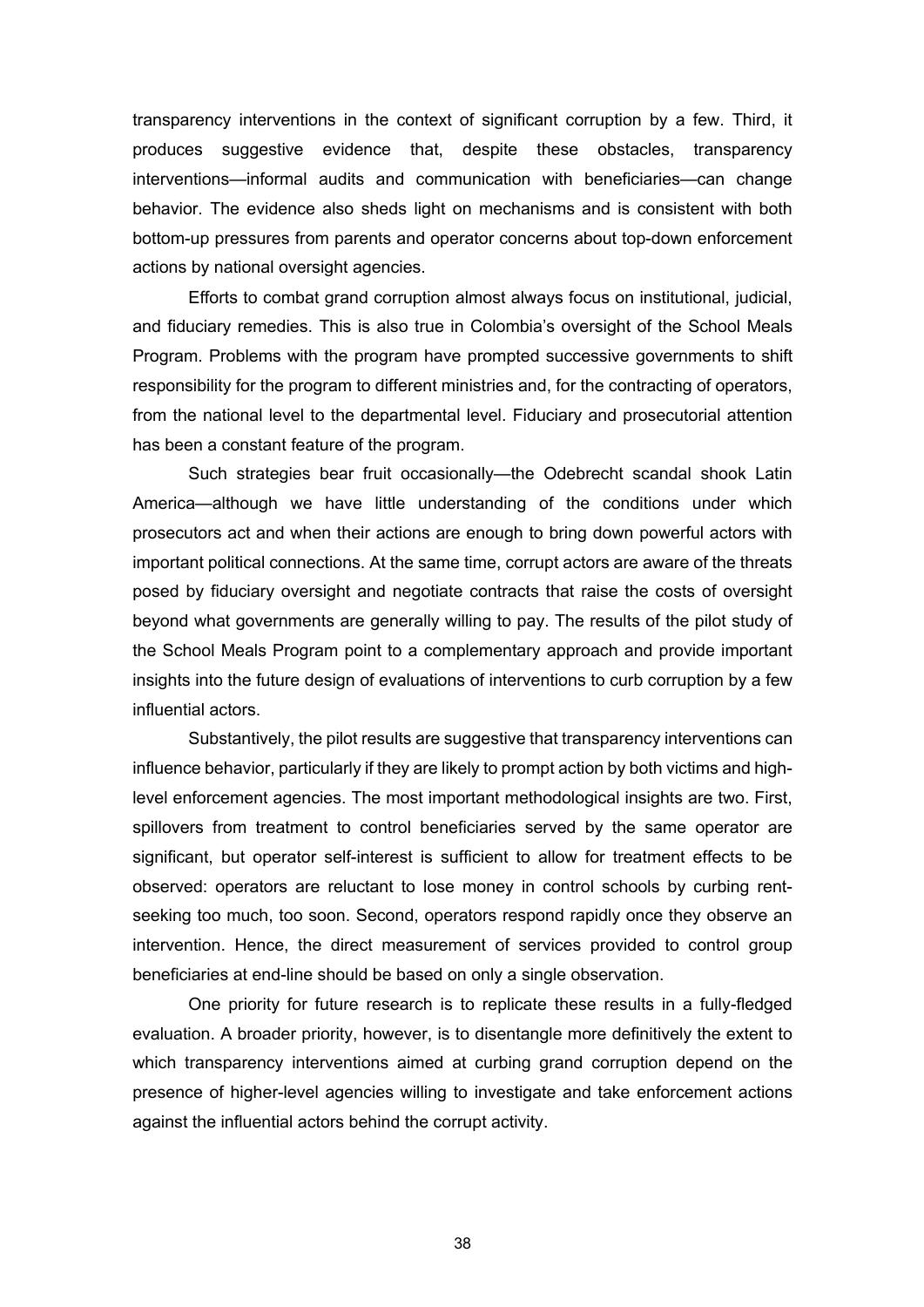transparency interventions in the context of significant corruption by a few. Third, it produces suggestive evidence that, despite these obstacles, transparency interventions—informal audits and communication with beneficiaries—can change behavior. The evidence also sheds light on mechanisms and is consistent with both bottom-up pressures from parents and operator concerns about top-down enforcement actions by national oversight agencies.

Efforts to combat grand corruption almost always focus on institutional, judicial, and fiduciary remedies. This is also true in Colombia's oversight of the School Meals Program. Problems with the program have prompted successive governments to shift responsibility for the program to different ministries and, for the contracting of operators, from the national level to the departmental level. Fiduciary and prosecutorial attention has been a constant feature of the program.

Such strategies bear fruit occasionally—the Odebrecht scandal shook Latin America—although we have little understanding of the conditions under which prosecutors act and when their actions are enough to bring down powerful actors with important political connections. At the same time, corrupt actors are aware of the threats posed by fiduciary oversight and negotiate contracts that raise the costs of oversight beyond what governments are generally willing to pay. The results of the pilot study of the School Meals Program point to a complementary approach and provide important insights into the future design of evaluations of interventions to curb corruption by a few influential actors.

Substantively, the pilot results are suggestive that transparency interventions can influence behavior, particularly if they are likely to prompt action by both victims and high-level enforcement agencies. The most important methodological insights are two. First, spillovers from treatment to control beneficiaries served by the same operator are significant, but operator self-interest is sufficient to allow for treatment effects to be observed: operators are reluctant to lose money in control schools by curbing rent-seeking too much, too soon. Second, operators respond rapidly once they observe an intervention. Hence, the direct measurement of services provided to control group beneficiaries at end-line should be based on only a single observation.

One priority for future research is to replicate these results in a fully-fledged evaluation. A broader priority, however, is to disentangle more definitively the extent to which transparency interventions aimed at curbing grand corruption depend on the presence of higher-level agencies willing to investigate and take enforcement actions against the influential actors behind the corrupt activity.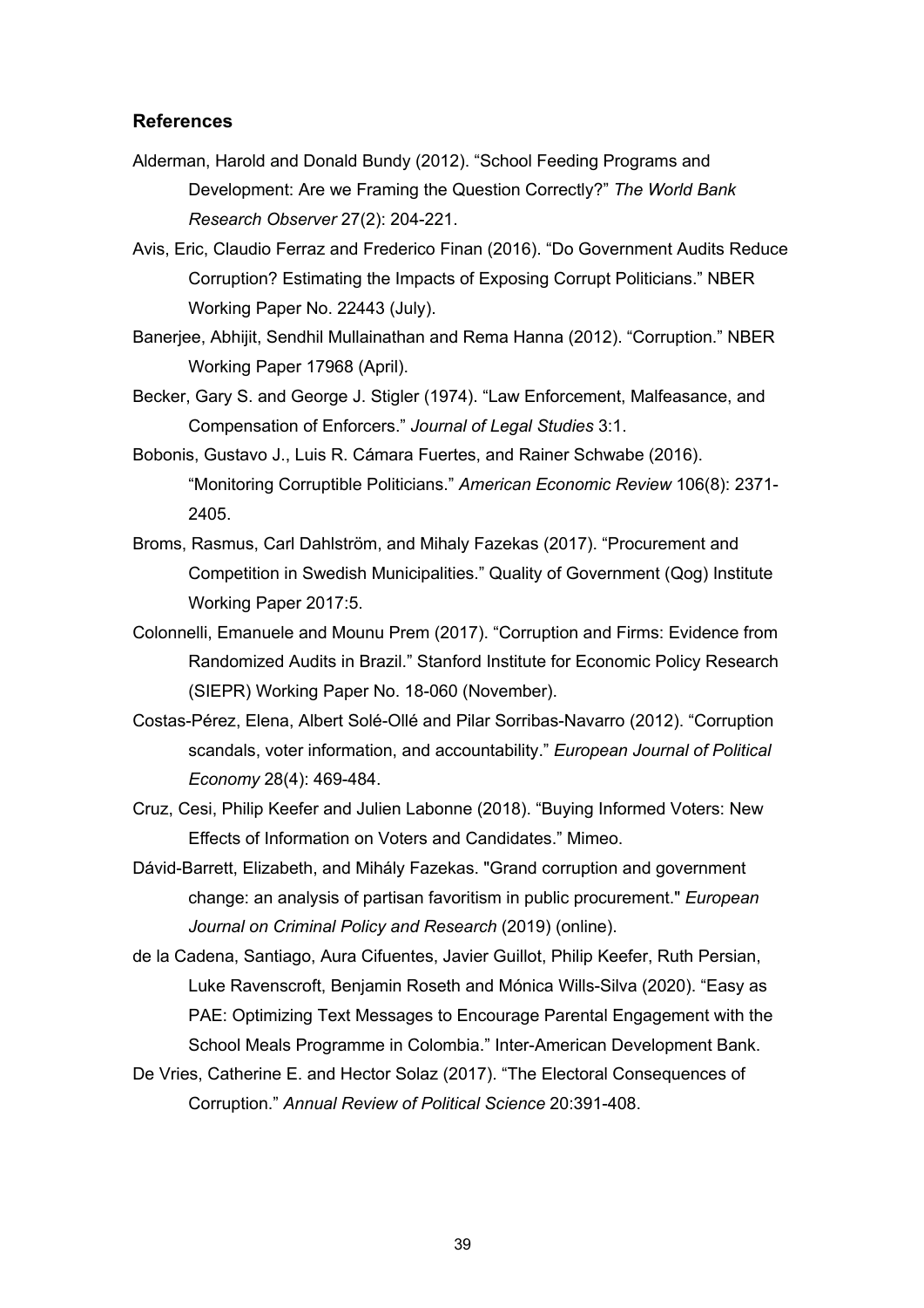### References

Alderman, Harold and Donald Bundy (2012). "School Feeding Programs and Development: Are we Framing the Question Correctly?" *The World Bank Research Observer* 27(2): 204-221.

Avis, Eric, Claudio Ferraz and Frederico Finan (2016). "Do Government Audits Reduce Corruption? Estimating the Impacts of Exposing Corrupt Politicians." NBER Working Paper No. 22443 (July).

Banerjee, Abhijit, Sendhil Mullainathan and Rema Hanna (2012). "Corruption." NBER Working Paper 17968 (April).

Becker, Gary S. and George J. Stigler (1974). "Law Enforcement, Malfeasance, and Compensation of Enforcers." *Journal of Legal Studies* 3:1.

Bobonis, Gustavo J., Luis R. Cámara Fuertes, and Rainer Schwabe (2016). "Monitoring Corruptible Politicians." *American Economic Review* 106(8): 2371-2405.

Broms, Rasmus, Carl Dahlström, and Mihaly Fazekas (2017). "Procurement and Competition in Swedish Municipalities." Quality of Government (Qog) Institute Working Paper 2017:5.

Colonnelli, Emanuele and Mounu Prem (2017). "Corruption and Firms: Evidence from Randomized Audits in Brazil." Stanford Institute for Economic Policy Research (SIEPR) Working Paper No. 18-060 (November).

Costas-Pérez, Elena, Albert Solé-Ollé and Pilar Sorribas-Navarro (2012). "Corruption scandals, voter information, and accountability." *European Journal of Political Economy* 28(4): 469-484.

Cruz, Cesi, Philip Keefer and Julien Labonne (2018). "Buying Informed Voters: New Effects of Information on Voters and Candidates." Mimeo.

Dávid-Barrett, Elizabeth, and Mihály Fazekas. "Grand corruption and government change: an analysis of partisan favoritism in public procurement." *European Journal on Criminal Policy and Research* (2019) (online).

de la Cadena, Santiago, Aura Cifuentes, Javier Guillot, Philip Keefer, Ruth Persian, Luke Ravenscroft, Benjamin Roseth and Mónica Wills-Silva (2020). "Easy as PAE: Optimizing Text Messages to Encourage Parental Engagement with the School Meals Programme in Colombia." Inter-American Development Bank.

De Vries, Catherine E. and Hector Solaz (2017). "The Electoral Consequences of Corruption." *Annual Review of Political Science* 20:391-408.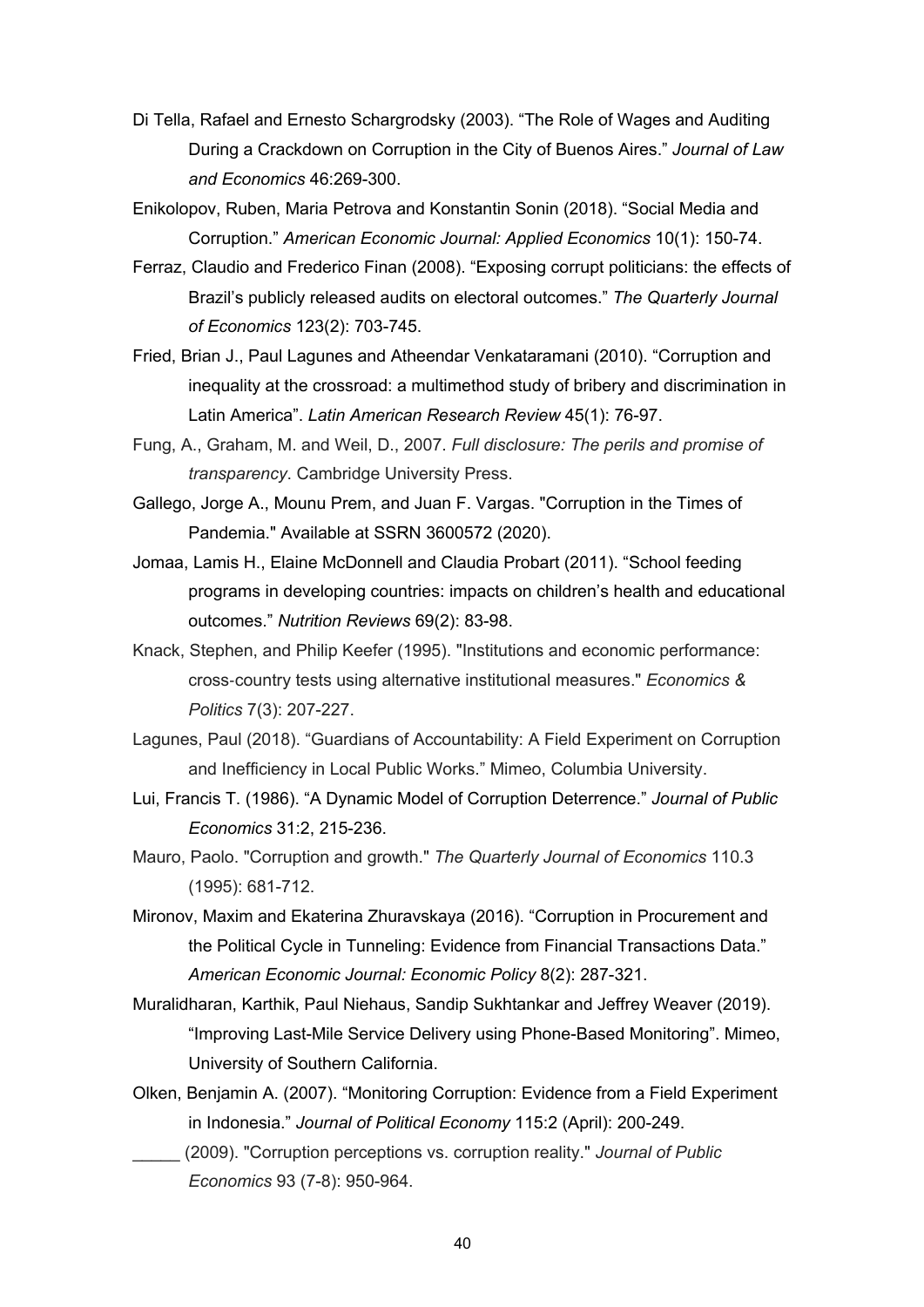Di Tella, Rafael and Ernesto Schargrodsky (2003). "The Role of Wages and Auditing During a Crackdown on Corruption in the City of Buenos Aires." *Journal of Law and Economics* 46:269-300.

Enikolopov, Ruben, Maria Petrova and Konstantin Sonin (2018). "Social Media and Corruption." *American Economic Journal: Applied Economics* 10(1): 150-74.

Ferraz, Claudio and Frederico Finan (2008). "Exposing corrupt politicians: the effects of Brazil's publicly released audits on electoral outcomes." *The Quarterly Journal of Economics* 123(2): 703-745.

Fried, Brian J., Paul Lagunes and Atheendar Venkataramani (2010). "Corruption and inequality at the crossroad: a multimethod study of bribery and discrimination in Latin America". *Latin American Research Review* 45(1): 76-97.

Fung, A., Graham, M. and Weil, D., 2007. *Full disclosure: The perils and promise of transparency*. Cambridge University Press.

Gallego, Jorge A., Mounu Prem, and Juan F. Vargas. "Corruption in the Times of Pandemia." Available at SSRN 3600572 (2020).

Jomaa, Lamis H., Elaine McDonnell and Claudia Probart (2011). "School feeding programs in developing countries: impacts on children's health and educational outcomes." *Nutrition Reviews* 69(2): 83-98.

Knack, Stephen, and Philip Keefer (1995). "Institutions and economic performance: cross‐country tests using alternative institutional measures." *Economics & Politics* 7(3): 207-227.

Lagunes, Paul (2018). "Guardians of Accountability: A Field Experiment on Corruption and Inefficiency in Local Public Works." Mimeo, Columbia University.

Lui, Francis T. (1986). "A Dynamic Model of Corruption Deterrence." *Journal of Public Economics* 31:2, 215-236.

Mauro, Paolo. "Corruption and growth." *The Quarterly Journal of Economics* 110.3 (1995): 681-712.

Mironov, Maxim and Ekaterina Zhuravskaya (2016). "Corruption in Procurement and the Political Cycle in Tunneling: Evidence from Financial Transactions Data." *American Economic Journal: Economic Policy* 8(2): 287-321.

Muralidharan, Karthik, Paul Niehaus, Sandip Sukhtankar and Jeffrey Weaver (2019). "Improving Last-Mile Service Delivery using Phone-Based Monitoring". Mimeo, University of Southern California.

Olken, Benjamin A. (2007). "Monitoring Corruption: Evidence from a Field Experiment in Indonesia." *Journal of Political Economy* 115:2 (April): 200-249.

_____ (2009). "Corruption perceptions vs. corruption reality." *Journal of Public Economics* 93 (7-8): 950-964.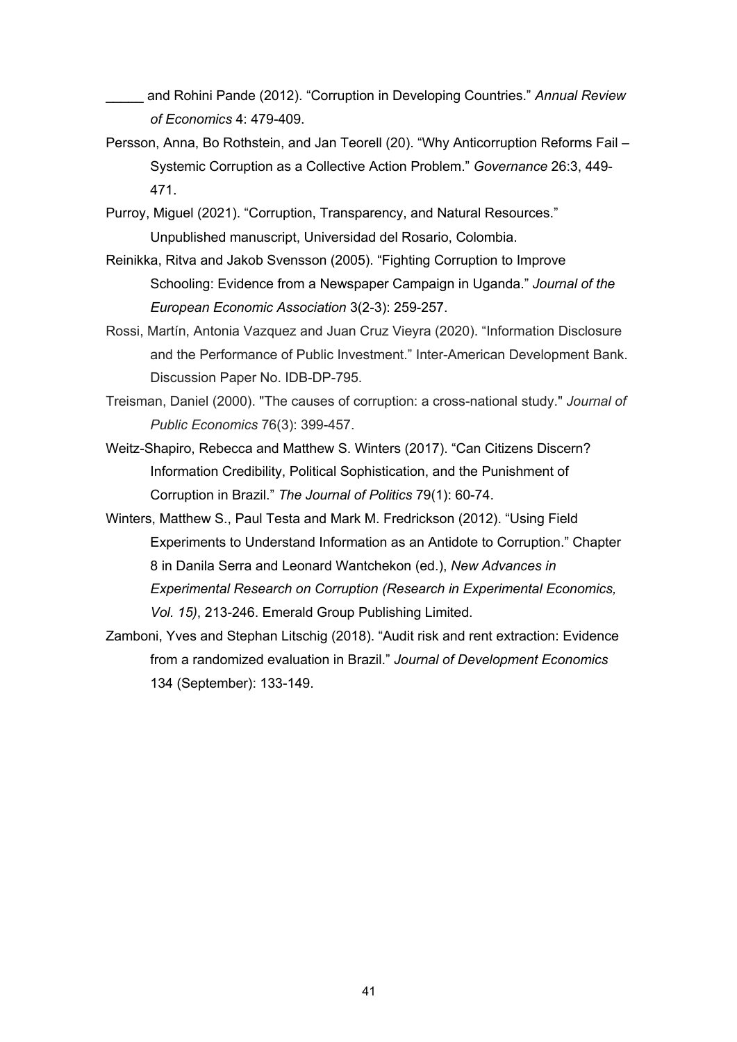_____ and Rohini Pande (2012). "Corruption in Developing Countries." *Annual Review of Economics* 4: 479-409.

Persson, Anna, Bo Rothstein, and Jan Teorell (20). "Why Anticorruption Reforms Fail – Systemic Corruption as a Collective Action Problem." *Governance* 26:3, 449-471.

Purroy, Miguel (2021). "Corruption, Transparency, and Natural Resources." Unpublished manuscript, Universidad del Rosario, Colombia.

Reinikka, Ritva and Jakob Svensson (2005). "Fighting Corruption to Improve Schooling: Evidence from a Newspaper Campaign in Uganda." *Journal of the European Economic Association* 3(2-3): 259-257.

Rossi, Martín, Antonia Vazquez and Juan Cruz Vieyra (2020). "Information Disclosure and the Performance of Public Investment." Inter-American Development Bank. Discussion Paper No. IDB-DP-795.

Treisman, Daniel (2000). "The causes of corruption: a cross-national study." *Journal of Public Economics* 76(3): 399-457.

Weitz-Shapiro, Rebecca and Matthew S. Winters (2017). "Can Citizens Discern? Information Credibility, Political Sophistication, and the Punishment of Corruption in Brazil." *The Journal of Politics* 79(1): 60-74.

Winters, Matthew S., Paul Testa and Mark M. Fredrickson (2012). "Using Field Experiments to Understand Information as an Antidote to Corruption." Chapter 8 in Danila Serra and Leonard Wantchekon (ed.), *New Advances in Experimental Research on Corruption (Research in Experimental Economics, Vol. 15)*, 213-246. Emerald Group Publishing Limited.

Zamboni, Yves and Stephan Litschig (2018). "Audit risk and rent extraction: Evidence from a randomized evaluation in Brazil." *Journal of Development Economics* 134 (September): 133-149.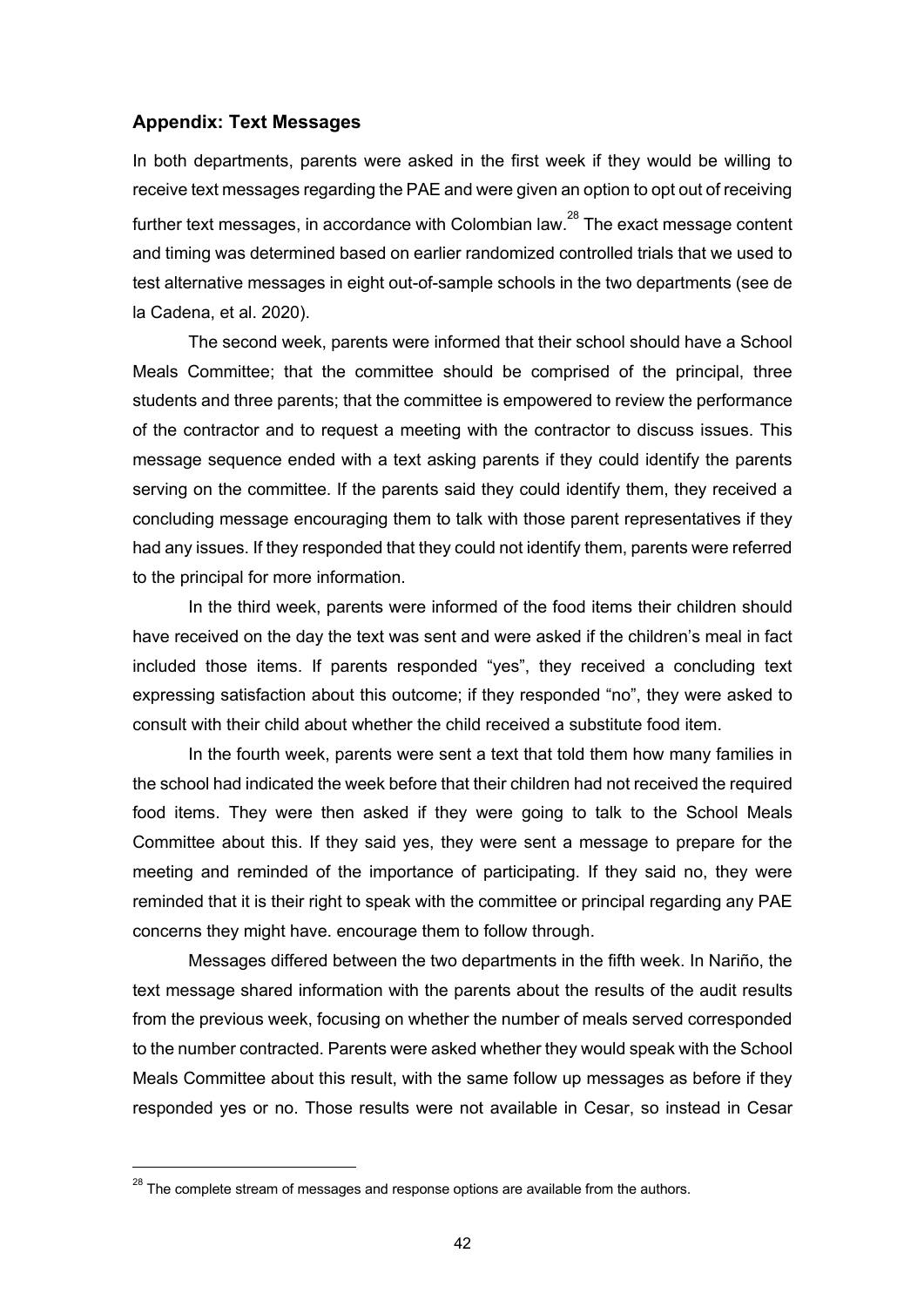### Appendix: Text Messages

In both departments, parents were asked in the first week if they would be willing to receive text messages regarding the PAE and were given an option to opt out of receiving further text messages, in accordance with Colombian law.[28] The exact message content and timing was determined based on earlier randomized controlled trials that we used to test alternative messages in eight out-of-sample schools in the two departments (see de la Cadena, et al. 2020).

The second week, parents were informed that their school should have a School Meals Committee; that the committee should be comprised of the principal, three students and three parents; that the committee is empowered to review the performance of the contractor and to request a meeting with the contractor to discuss issues. This message sequence ended with a text asking parents if they could identify the parents serving on the committee. If the parents said they could identify them, they received a concluding message encouraging them to talk with those parent representatives if they had any issues. If they responded that they could not identify them, parents were referred to the principal for more information.

In the third week, parents were informed of the food items their children should have received on the day the text was sent and were asked if the children's meal in fact included those items. If parents responded "yes", they received a concluding text expressing satisfaction about this outcome; if they responded "no", they were asked to consult with their child about whether the child received a substitute food item.

In the fourth week, parents were sent a text that told them how many families in the school had indicated the week before that their children had not received the required food items. They were then asked if they were going to talk to the School Meals Committee about this. If they said yes, they were sent a message to prepare for the meeting and reminded of the importance of participating. If they said no, they were reminded that it is their right to speak with the committee or principal regarding any PAE concerns they might have. encourage them to follow through.

Messages differed between the two departments in the fifth week. In Nariño, the text message shared information with the parents about the results of the audit results from the previous week, focusing on whether the number of meals served corresponded to the number contracted. Parents were asked whether they would speak with the School Meals Committee about this result, with the same follow up messages as before if they responded yes or no. Those results were not available in Cesar, so instead in Cesar

[28] The complete stream of messages and response options are available from the authors.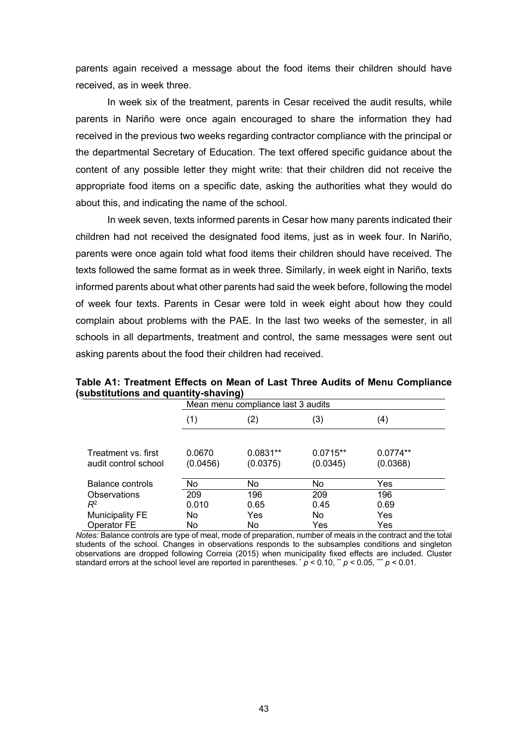parents again received a message about the food items their children should have received, as in week three.

In week six of the treatment, parents in Cesar received the audit results, while parents in Nariño were once again encouraged to share the information they had received in the previous two weeks regarding contractor compliance with the principal or the departmental Secretary of Education. The text offered specific guidance about the content of any possible letter they might write: that their children did not receive the appropriate food items on a specific date, asking the authorities what they would do about this, and indicating the name of the school.

In week seven, texts informed parents in Cesar how many parents indicated their children had not received the designated food items, just as in week four. In Nariño, parents were once again told what food items their children should have received. The texts followed the same format as in week three. Similarly, in week eight in Nariño, texts informed parents about what other parents had said the week before, following the model of week four texts. Parents in Cesar were told in week eight about how they could complain about problems with the PAE. In the last two weeks of the semester, in all schools in all departments, treatment and control, the same messages were sent out asking parents about the food their children had received.

**Table A1: Treatment Effects on Mean of Last Three Audits of Menu Compliance (substitutions and quantity-shaving)**

| | Mean menu compliance last 3 audits | | | |
|---|---|---|---|---|
| | (1) | (2) | (3) | (4) |
| Treatment vs. first audit control school | 0.0670 | 0.0831** | 0.0715** | 0.0774** |
| | (0.0456) | (0.0375) | (0.0345) | (0.0368) |
| Balance controls | No | No | No | Yes |
| Observations | 209 | 196 | 209 | 196 |
| $R^2$ | 0.010 | 0.65 | 0.45 | 0.69 |
| Municipality FE | No | Yes | No | Yes |
| Operator FE | No | No | Yes | Yes |

*Notes:* Balance controls are type of meal, mode of preparation, number of meals in the contract and the total students of the school. Changes in observations responds to the subsamples conditions and singleton observations are dropped following Correia (2015) when municipality fixed effects are included. Cluster standard errors at the school level are reported in parentheses. * $p < 0.10$, ** $p < 0.05$, *** $p < 0.01$.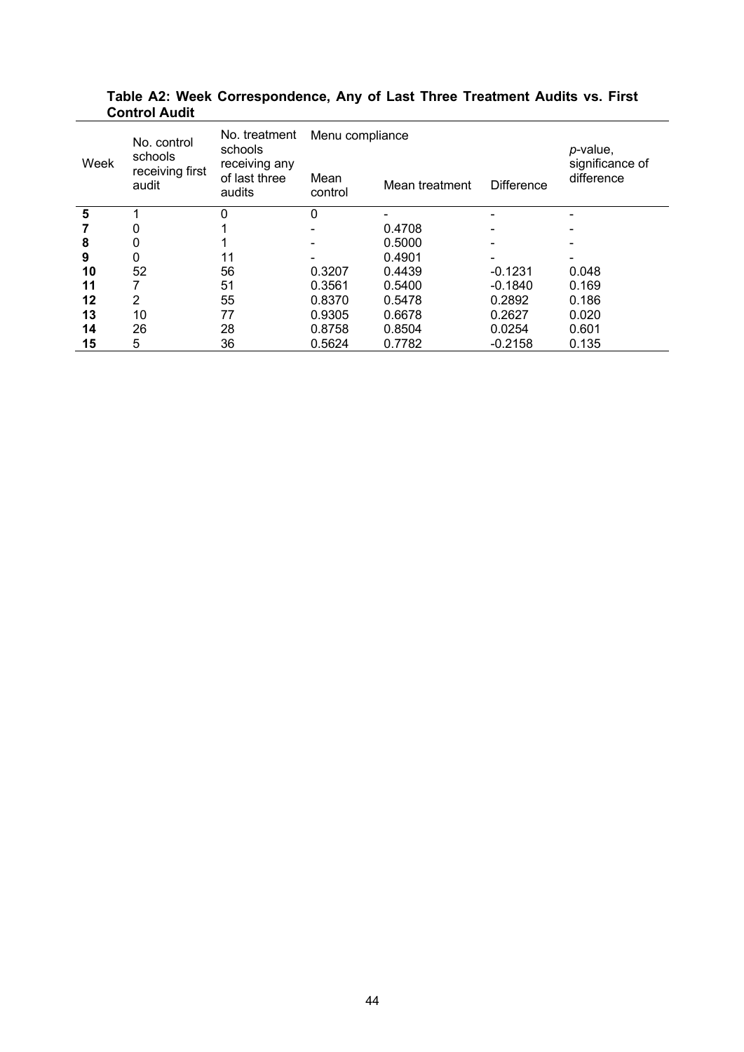**Table A2: Week Correspondence, Any of Last Three Treatment Audits vs. First Control Audit**

| Week | No. control schools receiving first audit | No. treatment schools receiving any of last three audits | Menu compliance | | | $p$-value, significance of difference |
|---|---|---|---|---|---|---|
| | | | Mean control | Mean treatment | Difference | |
| **5** | 1 | 0 | 0 | - | - | - |
| **7** | 0 | 1 | - | 0.4708 | - | - |
| **8** | 0 | 1 | - | 0.5000 | - | - |
| **9** | 0 | 11 | - | 0.4901 | - | - |
| **10** | 52 | 56 | 0.3207 | 0.4439 | -0.1231 | 0.048 |
| **11** | 7 | 51 | 0.3561 | 0.5400 | -0.1840 | 0.169 |
| **12** | 2 | 55 | 0.8370 | 0.5478 | 0.2892 | 0.186 |
| **13** | 10 | 77 | 0.9305 | 0.6678 | 0.2627 | 0.020 |
| **14** | 26 | 28 | 0.8758 | 0.8504 | 0.0254 | 0.601 |
| **15** | 5 | 36 | 0.5624 | 0.7782 | -0.2158 | 0.135 |